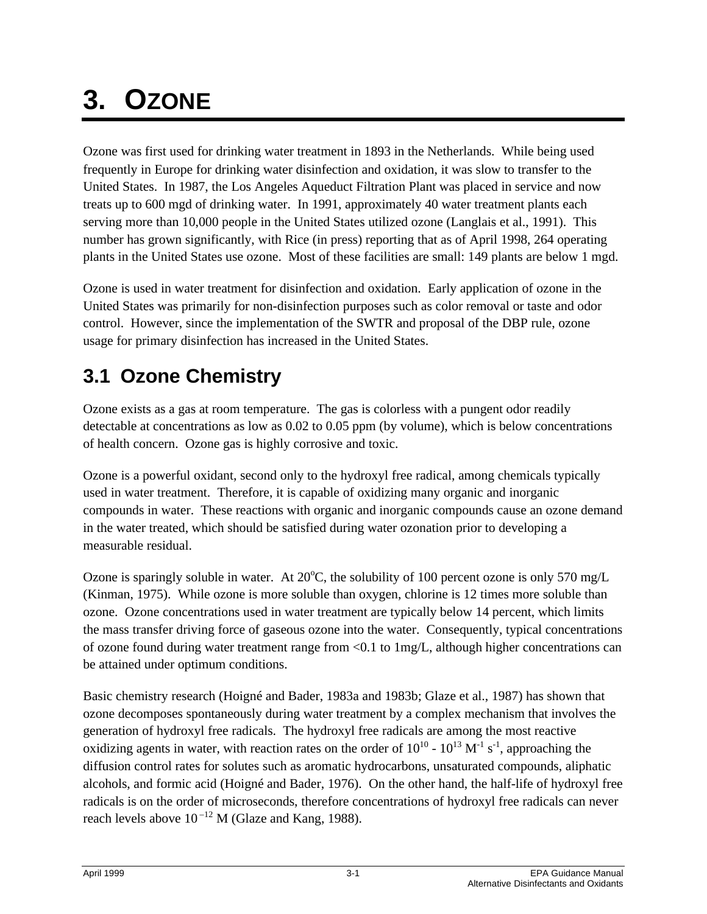# 3. OZONE

Ozone was first used for drinking water treatment in 1893 in the Netherlands. While being used frequently in Europe for drinking water disinfection and oxidation, it was slow to transfer to the United States. In 1987, the Los Angeles Aqueduct Filtration Plant was placed in service and now treats up to 600 mgd of drinking water. In 1991, approximately 40 water treatment plants each serving more than 10,000 people in the United States utilized ozone (Langlais et al., 1991). This number has grown significantly, with Rice (in press) reporting that as of April 1998, 264 operating plants in the United States use ozone. Most of these facilities are small: 149 plants are below 1 mgd.

Ozone is used in water treatment for disinfection and oxidation. Early application of ozone in the United States was primarily for non-disinfection purposes such as color removal or taste and odor control. However, since the implementation of the SWTR and proposal of the DBP rule, ozone usage for primary disinfection has increased in the United States.

## 3.1 Ozone Chemistry

Ozone exists as a gas at room temperature. The gas is colorless with a pungent odor readily detectable at concentrations as low as 0.02 to 0.05 ppm (by volume), which is below concentrations of health concern. Ozone gas is highly corrosive and toxic.

Ozone is a powerful oxidant, second only to the hydroxyl free radical, among chemicals typically used in water treatment. Therefore, it is capable of oxidizing many organic and inorganic compounds in water. These reactions with organic and inorganic compounds cause an ozone demand in the water treated, which should be satisfied during water ozonation prior to developing a measurable residual.

Ozone is sparingly soluble in water. At $20^{o}C$, the solubility of 100 percent ozone is only 570 mg/L (Kinman, 1975). While ozone is more soluble than oxygen, chlorine is 12 times more soluble than ozone. Ozone concentrations used in water treatment are typically below 14 percent, which limits the mass transfer driving force of gaseous ozone into the water. Consequently, typical concentrations of ozone found during water treatment range from <0.1 to 1mg/L, although higher concentrations can be attained under optimum conditions.

Basic chemistry research (Hoigné and Bader, 1983a and 1983b; Glaze et al., 1987) has shown that ozone decomposes spontaneously during water treatment by a complex mechanism that involves the generation of hydroxyl free radicals. The hydroxyl free radicals are among the most reactive oxidizing agents in water, with reaction rates on the order of $10^{10}$ - $10^{13}$ $M^{-1}$ $s^{-1}$, approaching the diffusion control rates for solutes such as aromatic hydrocarbons, unsaturated compounds, aliphatic alcohols, and formic acid (Hoigné and Bader, 1976). On the other hand, the half-life of hydroxyl free radicals is on the order of microseconds, therefore concentrations of hydroxyl free radicals can never reach levels above $10^{-12}$ M (Glaze and Kang, 1988).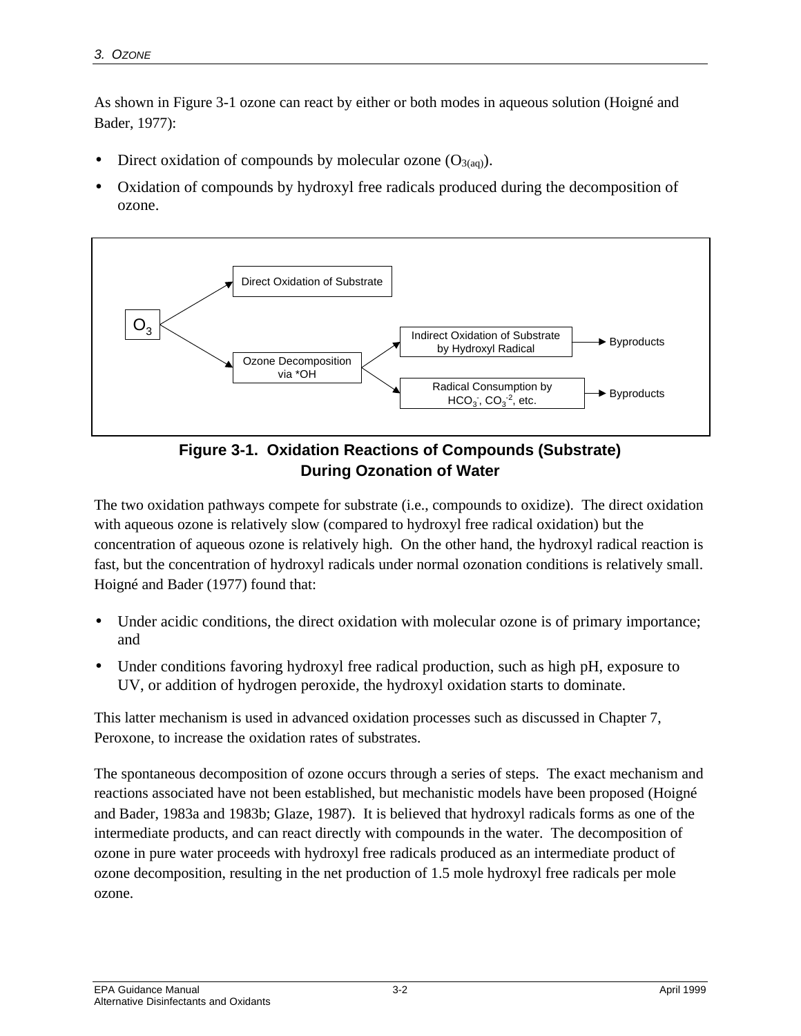As shown in Figure 3-1 ozone can react by either or both modes in aqueous solution (Hoigné and Bader, 1977):

- Direct oxidation of compounds by molecular ozone ($O_{3(aq)}$).
- Oxidation of compounds by hydroxyl free radicals produced during the decomposition of ozone.

$O_3$ → Direct Oxidation of Substrate

$O_3$ → Ozone Decomposition via *OH → Indirect Oxidation of Substrate by Hydroxyl Radical → Byproducts

$O_3$ → Ozone Decomposition via *OH → Radical Consumption by $HCO_3^-$, $CO_3^{-2}$, etc. → Byproducts

**Figure 3-1. Oxidation Reactions of Compounds (Substrate) During Ozonation of Water**

The two oxidation pathways compete for substrate (i.e., compounds to oxidize). The direct oxidation with aqueous ozone is relatively slow (compared to hydroxyl free radical oxidation) but the concentration of aqueous ozone is relatively high. On the other hand, the hydroxyl radical reaction is fast, but the concentration of hydroxyl radicals under normal ozonation conditions is relatively small. Hoigné and Bader (1977) found that:

- Under acidic conditions, the direct oxidation with molecular ozone is of primary importance; and
- Under conditions favoring hydroxyl free radical production, such as high pH, exposure to UV, or addition of hydrogen peroxide, the hydroxyl oxidation starts to dominate.

This latter mechanism is used in advanced oxidation processes such as discussed in Chapter 7, Peroxone, to increase the oxidation rates of substrates.

The spontaneous decomposition of ozone occurs through a series of steps. The exact mechanism and reactions associated have not been established, but mechanistic models have been proposed (Hoigné and Bader, 1983a and 1983b; Glaze, 1987). It is believed that hydroxyl radicals forms as one of the intermediate products, and can react directly with compounds in the water. The decomposition of ozone in pure water proceeds with hydroxyl free radicals produced as an intermediate product of ozone decomposition, resulting in the net production of 1.5 mole hydroxyl free radicals per mole ozone.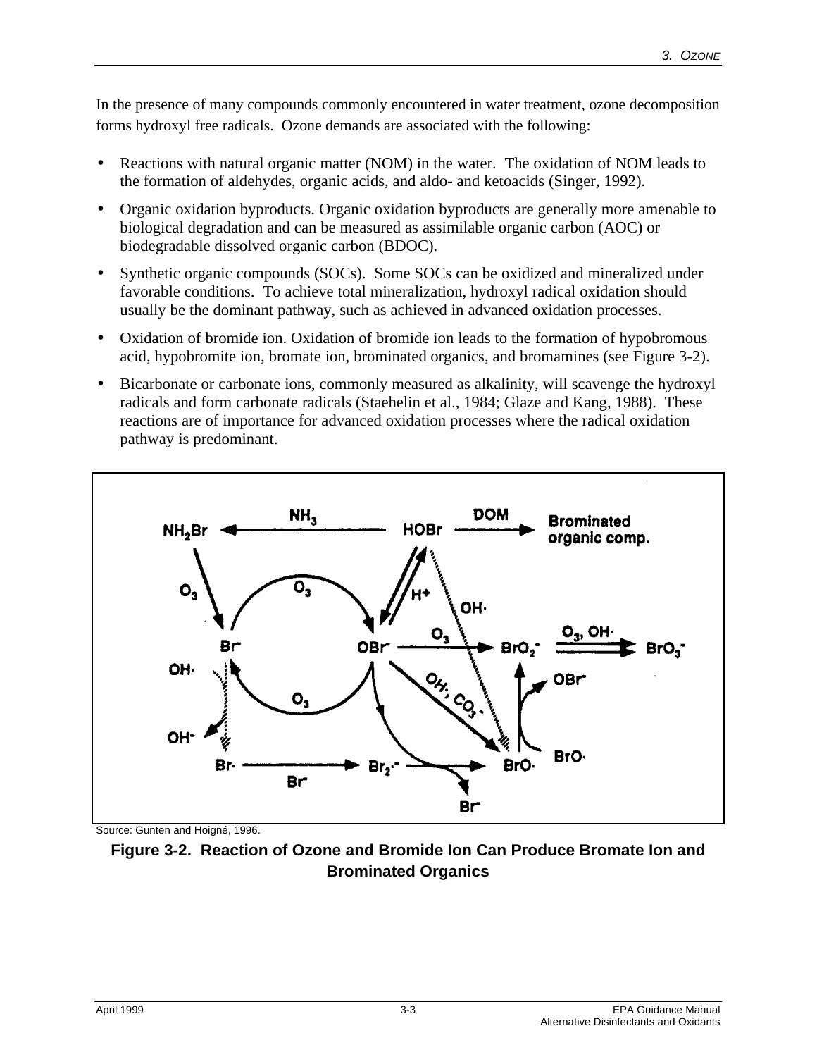In the presence of many compounds commonly encountered in water treatment, ozone decomposition forms hydroxyl free radicals. Ozone demands are associated with the following:

- Reactions with natural organic matter (NOM) in the water. The oxidation of NOM leads to the formation of aldehydes, organic acids, and aldo- and ketoacids (Singer, 1992).
- Organic oxidation byproducts. Organic oxidation byproducts are generally more amenable to biological degradation and can be measured as assimilable organic carbon (AOC) or biodegradable dissolved organic carbon (BDOC).
- Synthetic organic compounds (SOCs). Some SOCs can be oxidized and mineralized under favorable conditions. To achieve total mineralization, hydroxyl radical oxidation should usually be the dominant pathway, such as achieved in advanced oxidation processes.
- Oxidation of bromide ion. Oxidation of bromide ion leads to the formation of hypobromous acid, hypobromite ion, bromate ion, brominated organics, and bromamines (see Figure 3-2).
- Bicarbonate or carbonate ions, commonly measured as alkalinity, will scavenge the hydroxyl radicals and form carbonate radicals (Staehelin et al., 1984; Glaze and Kang, 1988). These reactions are of importance for advanced oxidation processes where the radical oxidation pathway is predominant.

Source: Gunten and Hoigné, 1996.

**Figure 3-2. Reaction of Ozone and Bromide Ion Can Produce Bromate Ion and Brominated Organics**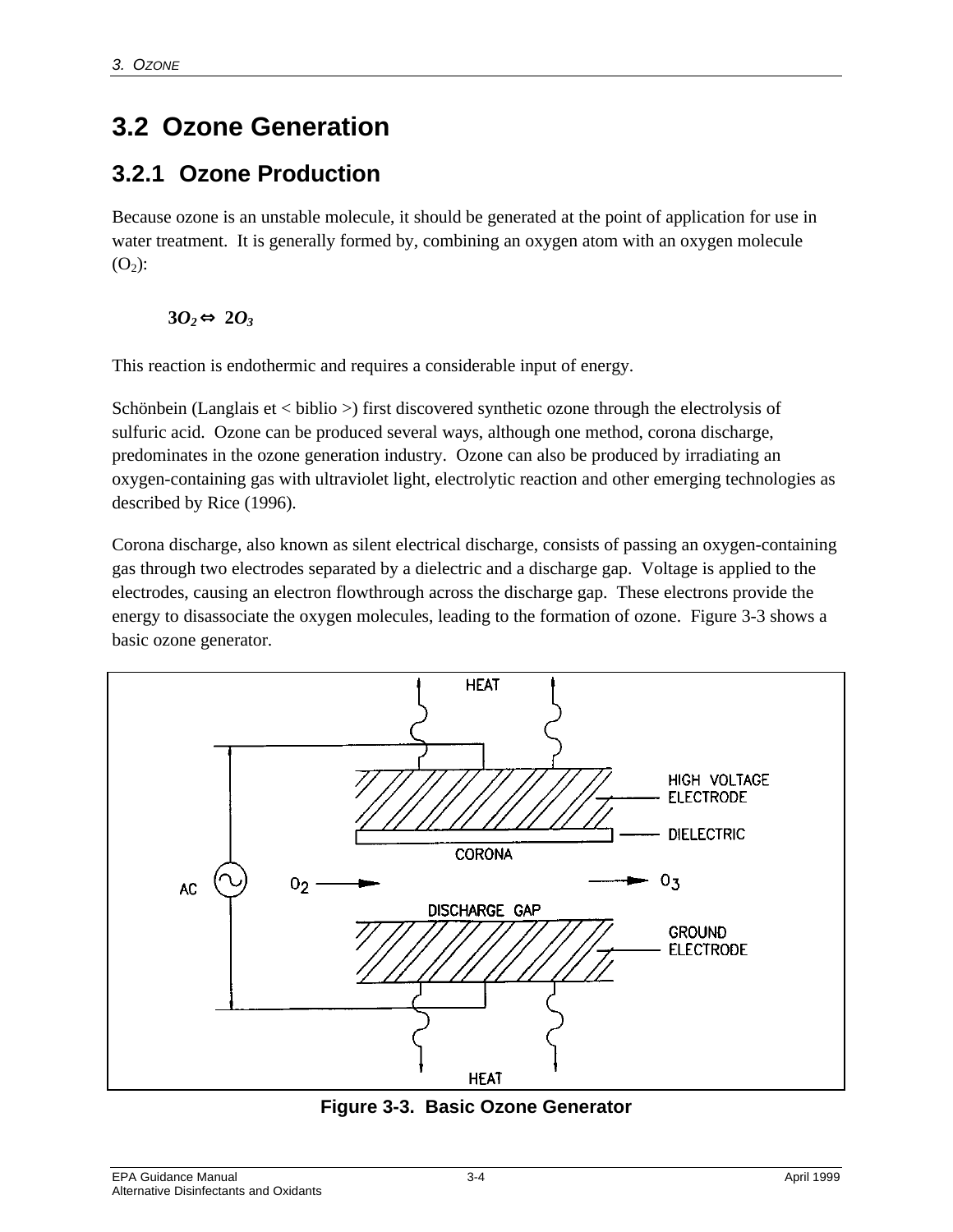# 3.2 Ozone Generation

## 3.2.1 Ozone Production

Because ozone is an unstable molecule, it should be generated at the point of application for use in water treatment. It is generally formed by, combining an oxygen atom with an oxygen molecule ($O_2$):

$$3O_2 \Leftrightarrow 2O_3$$

This reaction is endothermic and requires a considerable input of energy.

Schönbein (Langlais et < biblio >) first discovered synthetic ozone through the electrolysis of sulfuric acid. Ozone can be produced several ways, although one method, corona discharge, predominates in the ozone generation industry. Ozone can also be produced by irradiating an oxygen-containing gas with ultraviolet light, electrolytic reaction and other emerging technologies as described by Rice (1996).

Corona discharge, also known as silent electrical discharge, consists of passing an oxygen-containing gas through two electrodes separated by a dielectric and a discharge gap. Voltage is applied to the electrodes, causing an electron flowthrough across the discharge gap. These electrons provide the energy to disassociate the oxygen molecules, leading to the formation of ozone. Figure 3-3 shows a basic ozone generator.

**Figure 3-3. Basic Ozone Generator**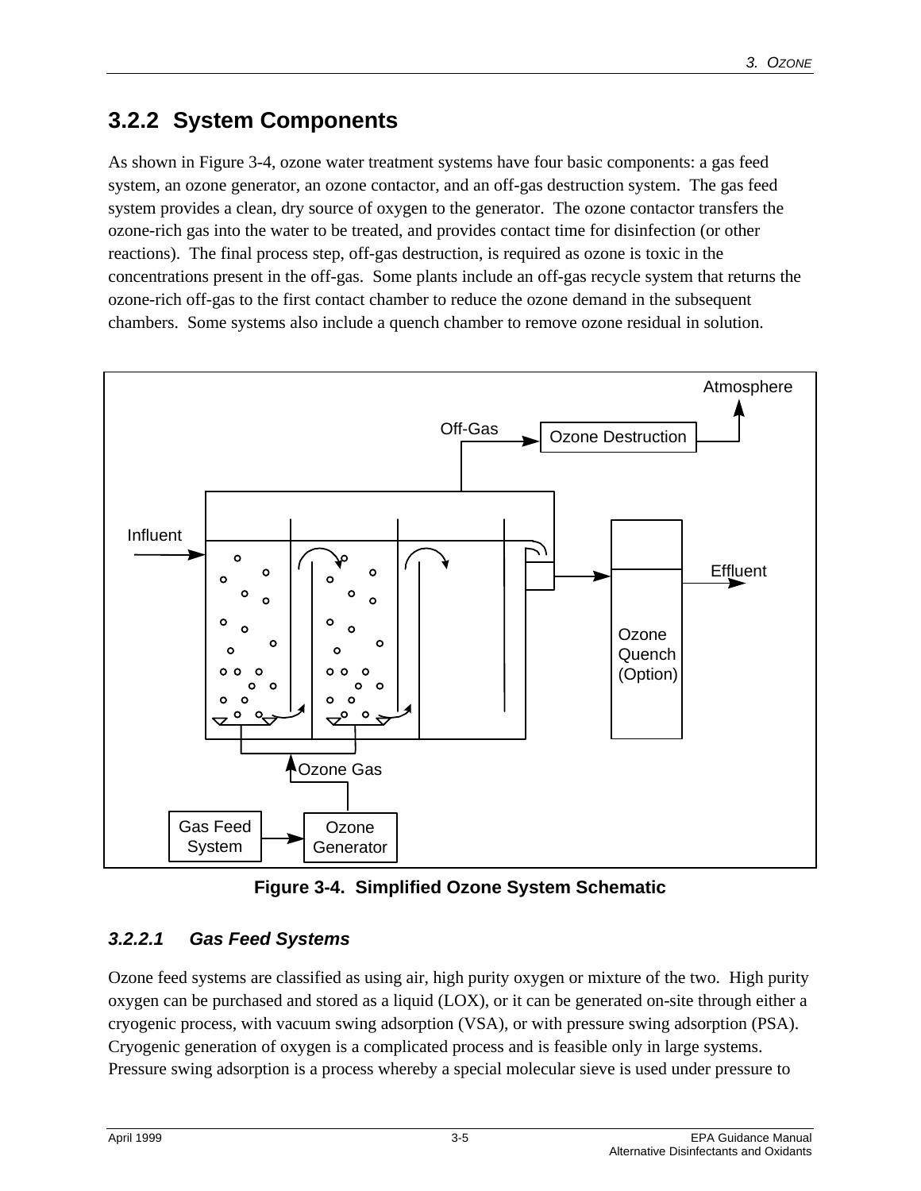## 3.2.2 System Components

As shown in Figure 3-4, ozone water treatment systems have four basic components: a gas feed system, an ozone generator, an ozone contactor, and an off-gas destruction system. The gas feed system provides a clean, dry source of oxygen to the generator. The ozone contactor transfers the ozone-rich gas into the water to be treated, and provides contact time for disinfection (or other reactions). The final process step, off-gas destruction, is required as ozone is toxic in the concentrations present in the off-gas. Some plants include an off-gas recycle system that returns the ozone-rich off-gas to the first contact chamber to reduce the ozone demand in the subsequent chambers. Some systems also include a quench chamber to remove ozone residual in solution.

**Figure 3-4. Simplified Ozone System Schematic**

### *3.2.2.1 Gas Feed Systems*

Ozone feed systems are classified as using air, high purity oxygen or mixture of the two. High purity oxygen can be purchased and stored as a liquid (LOX), or it can be generated on-site through either a cryogenic process, with vacuum swing adsorption (VSA), or with pressure swing adsorption (PSA). Cryogenic generation of oxygen is a complicated process and is feasible only in large systems. Pressure swing adsorption is a process whereby a special molecular sieve is used under pressure to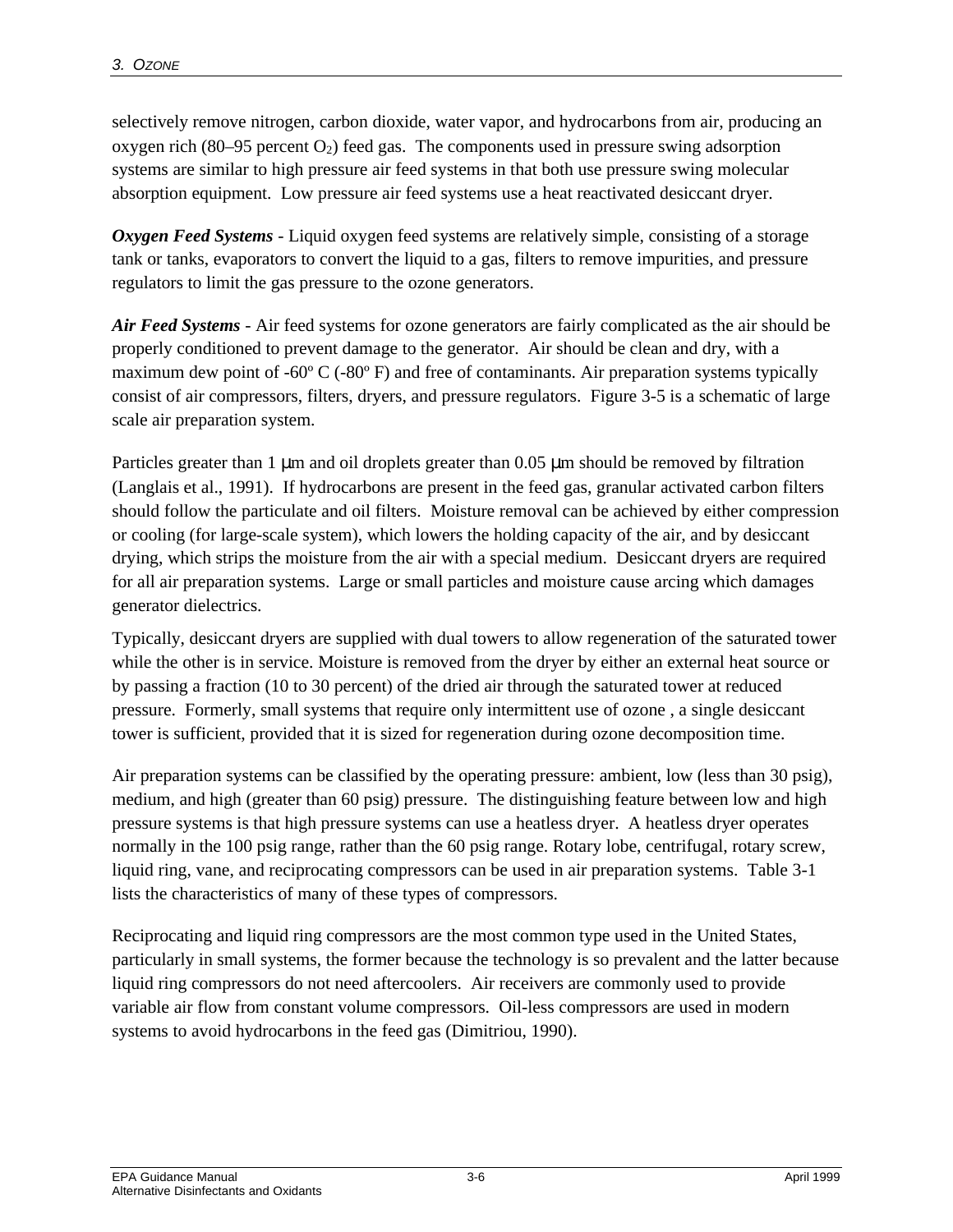selectively remove nitrogen, carbon dioxide, water vapor, and hydrocarbons from air, producing an oxygen rich (80–95 percent $O_2$) feed gas. The components used in pressure swing adsorption systems are similar to high pressure air feed systems in that both use pressure swing molecular absorption equipment. Low pressure air feed systems use a heat reactivated desiccant dryer.

***Oxygen Feed Systems*** - Liquid oxygen feed systems are relatively simple, consisting of a storage tank or tanks, evaporators to convert the liquid to a gas, filters to remove impurities, and pressure regulators to limit the gas pressure to the ozone generators.

***Air Feed Systems*** - Air feed systems for ozone generators are fairly complicated as the air should be properly conditioned to prevent damage to the generator. Air should be clean and dry, with a maximum dew point of -60º C (-80º F) and free of contaminants. Air preparation systems typically consist of air compressors, filters, dryers, and pressure regulators. Figure 3-5 is a schematic of large scale air preparation system.

Particles greater than 1 μm and oil droplets greater than 0.05 μm should be removed by filtration (Langlais et al., 1991). If hydrocarbons are present in the feed gas, granular activated carbon filters should follow the particulate and oil filters. Moisture removal can be achieved by either compression or cooling (for large-scale system), which lowers the holding capacity of the air, and by desiccant drying, which strips the moisture from the air with a special medium. Desiccant dryers are required for all air preparation systems. Large or small particles and moisture cause arcing which damages generator dielectrics.

Typically, desiccant dryers are supplied with dual towers to allow regeneration of the saturated tower while the other is in service. Moisture is removed from the dryer by either an external heat source or by passing a fraction (10 to 30 percent) of the dried air through the saturated tower at reduced pressure. Formerly, small systems that require only intermittent use of ozone , a single desiccant tower is sufficient, provided that it is sized for regeneration during ozone decomposition time.

Air preparation systems can be classified by the operating pressure: ambient, low (less than 30 psig), medium, and high (greater than 60 psig) pressure. The distinguishing feature between low and high pressure systems is that high pressure systems can use a heatless dryer. A heatless dryer operates normally in the 100 psig range, rather than the 60 psig range. Rotary lobe, centrifugal, rotary screw, liquid ring, vane, and reciprocating compressors can be used in air preparation systems. Table 3-1 lists the characteristics of many of these types of compressors.

Reciprocating and liquid ring compressors are the most common type used in the United States, particularly in small systems, the former because the technology is so prevalent and the latter because liquid ring compressors do not need aftercoolers. Air receivers are commonly used to provide variable air flow from constant volume compressors. Oil-less compressors are used in modern systems to avoid hydrocarbons in the feed gas (Dimitriou, 1990).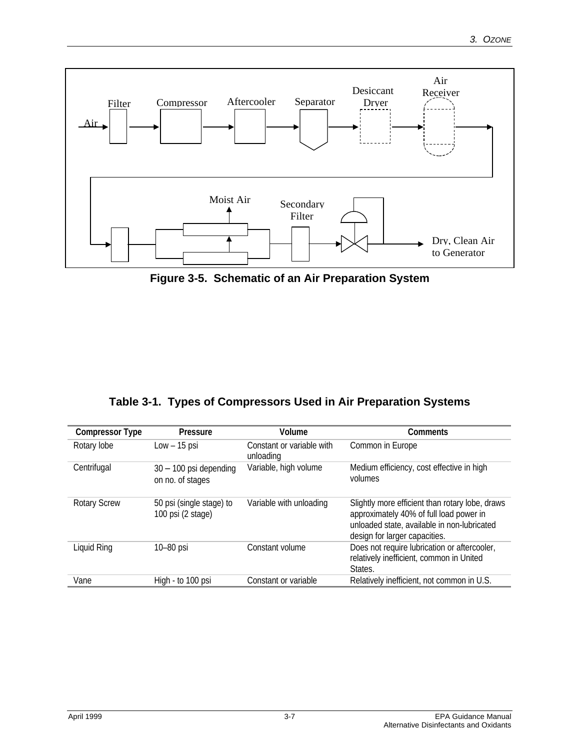Air | Filter | Compressor | Aftercooler | Separator | Desiccant Dryer | Air Receiver

Moist Air | Secondary Filter | Dry, Clean Air to Generator

**Figure 3-5. Schematic of an Air Preparation System**

**Table 3-1. Types of Compressors Used in Air Preparation Systems**

| Compressor Type | Pressure | Volume | Comments |
|---|---|---|---|
| Rotary lobe | Low – 15 psi | Constant or variable with unloading | Common in Europe |
| Centrifugal | 30 – 100 psi depending on no. of stages | Variable, high volume | Medium efficiency, cost effective in high volumes |
| Rotary Screw | 50 psi (single stage) to 100 psi (2 stage) | Variable with unloading | Slightly more efficient than rotary lobe, draws approximately 40% of full load power in unloaded state, available in non-lubricated design for larger capacities. |
| Liquid Ring | 10–80 psi | Constant volume | Does not require lubrication or aftercooler, relatively inefficient, common in United States. |
| Vane | High - to 100 psi | Constant or variable | Relatively inefficient, not common in U.S. |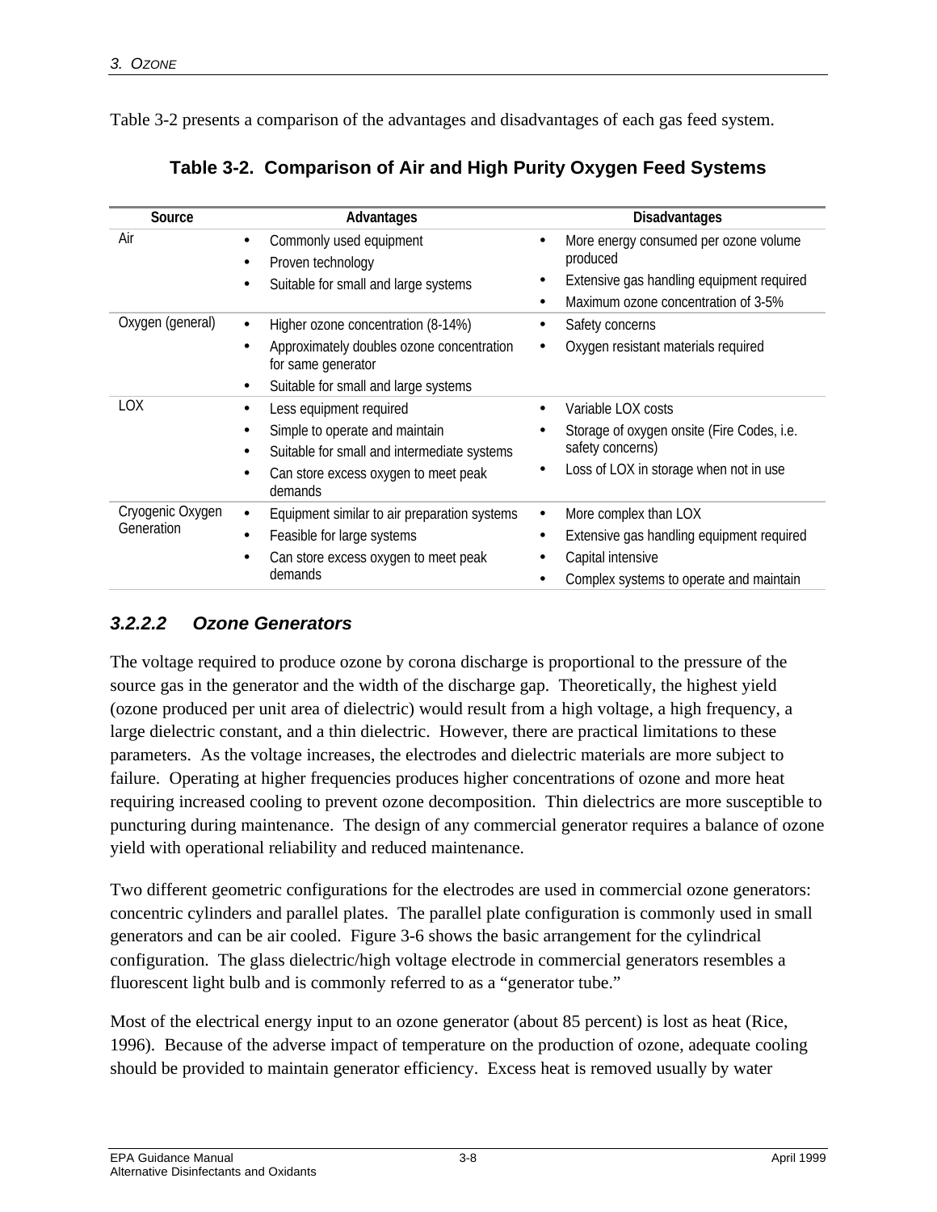Table 3-2 presents a comparison of the advantages and disadvantages of each gas feed system.

**Table 3-2. Comparison of Air and High Purity Oxygen Feed Systems**

| Source | Advantages | Disadvantages |
|---|---|---|
| Air | • Commonly used equipment<br>• Proven technology<br>• Suitable for small and large systems | • More energy consumed per ozone volume produced<br>• Extensive gas handling equipment required<br>• Maximum ozone concentration of 3-5% |
| Oxygen (general) | • Higher ozone concentration (8-14%)<br>• Approximately doubles ozone concentration for same generator<br>• Suitable for small and large systems | • Safety concerns<br>• Oxygen resistant materials required |
| LOX | • Less equipment required<br>• Simple to operate and maintain<br>• Suitable for small and intermediate systems<br>• Can store excess oxygen to meet peak demands | • Variable LOX costs<br>• Storage of oxygen onsite (Fire Codes, i.e. safety concerns)<br>• Loss of LOX in storage when not in use |
| Cryogenic Oxygen Generation | • Equipment similar to air preparation systems<br>• Feasible for large systems<br>• Can store excess oxygen to meet peak demands | • More complex than LOX<br>• Extensive gas handling equipment required<br>• Capital intensive<br>• Complex systems to operate and maintain |

#### *3.2.2.2 Ozone Generators*

The voltage required to produce ozone by corona discharge is proportional to the pressure of the source gas in the generator and the width of the discharge gap. Theoretically, the highest yield (ozone produced per unit area of dielectric) would result from a high voltage, a high frequency, a large dielectric constant, and a thin dielectric. However, there are practical limitations to these parameters. As the voltage increases, the electrodes and dielectric materials are more subject to failure. Operating at higher frequencies produces higher concentrations of ozone and more heat requiring increased cooling to prevent ozone decomposition. Thin dielectrics are more susceptible to puncturing during maintenance. The design of any commercial generator requires a balance of ozone yield with operational reliability and reduced maintenance.

Two different geometric configurations for the electrodes are used in commercial ozone generators: concentric cylinders and parallel plates. The parallel plate configuration is commonly used in small generators and can be air cooled. Figure 3-6 shows the basic arrangement for the cylindrical configuration. The glass dielectric/high voltage electrode in commercial generators resembles a fluorescent light bulb and is commonly referred to as a "generator tube."

Most of the electrical energy input to an ozone generator (about 85 percent) is lost as heat (Rice, 1996). Because of the adverse impact of temperature on the production of ozone, adequate cooling should be provided to maintain generator efficiency. Excess heat is removed usually by water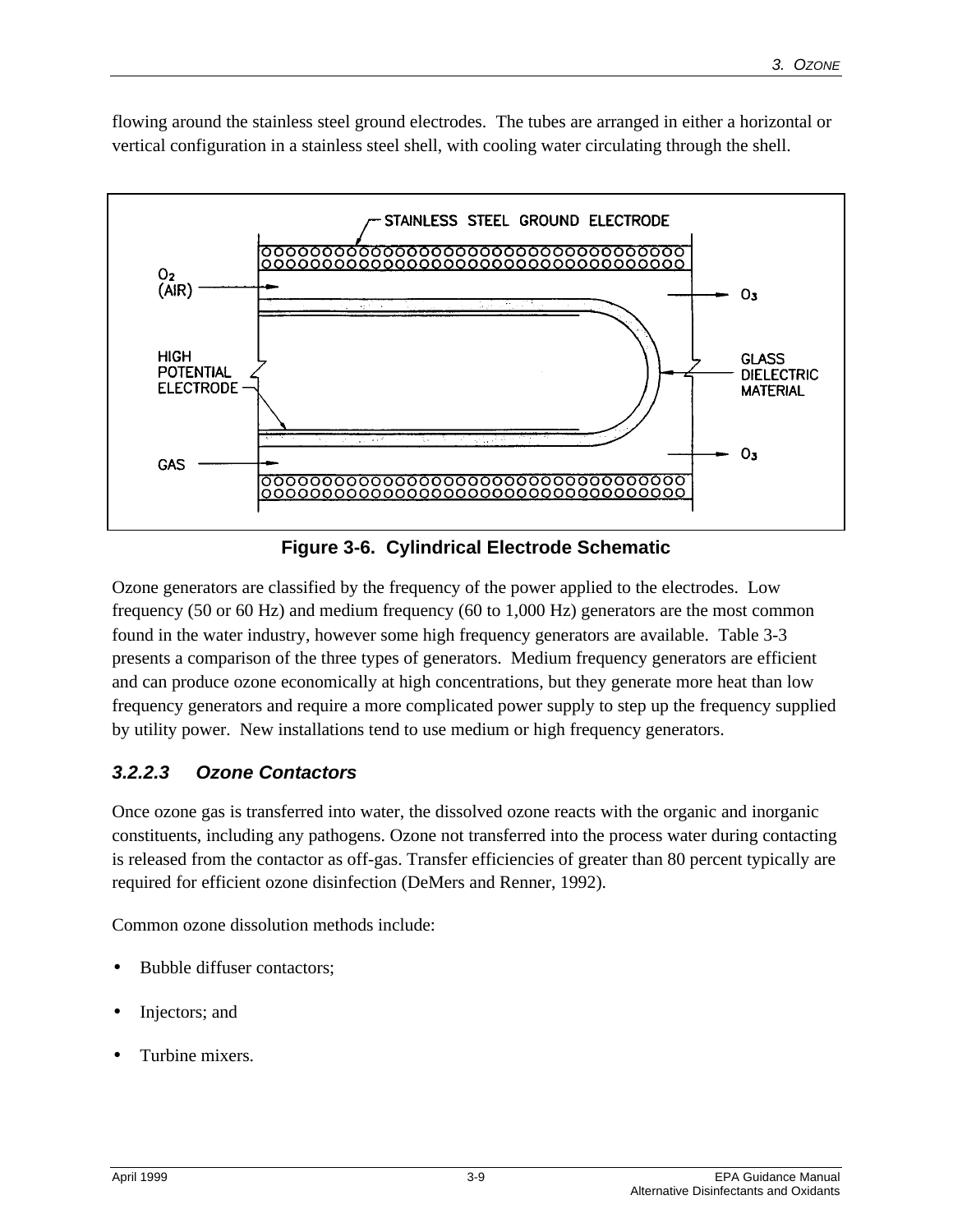flowing around the stainless steel ground electrodes. The tubes are arranged in either a horizontal or vertical configuration in a stainless steel shell, with cooling water circulating through the shell.

**Figure 3-6. Cylindrical Electrode Schematic**

Ozone generators are classified by the frequency of the power applied to the electrodes. Low frequency (50 or 60 Hz) and medium frequency (60 to 1,000 Hz) generators are the most common found in the water industry, however some high frequency generators are available. Table 3-3 presents a comparison of the three types of generators. Medium frequency generators are efficient and can produce ozone economically at high concentrations, but they generate more heat than low frequency generators and require a more complicated power supply to step up the frequency supplied by utility power. New installations tend to use medium or high frequency generators.

#### *3.2.2.3 Ozone Contactors*

Once ozone gas is transferred into water, the dissolved ozone reacts with the organic and inorganic constituents, including any pathogens. Ozone not transferred into the process water during contacting is released from the contactor as off-gas. Transfer efficiencies of greater than 80 percent typically are required for efficient ozone disinfection (DeMers and Renner, 1992).

Common ozone dissolution methods include:

- Bubble diffuser contactors;
- Injectors; and
- Turbine mixers.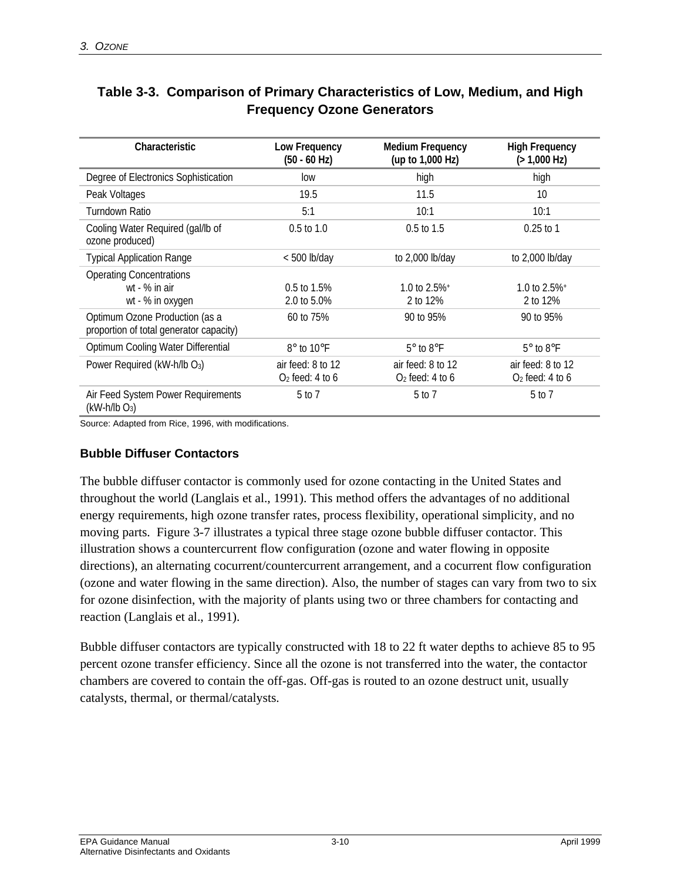**Table 3-3. Comparison of Primary Characteristics of Low, Medium, and High Frequency Ozone Generators**

| Characteristic | Low Frequency (50 - 60 Hz) | Medium Frequency (up to 1,000 Hz) | High Frequency (> 1,000 Hz) |
|---|---|---|---|
| Degree of Electronics Sophistication | low | high | high |
| Peak Voltages | 19.5 | 11.5 | 10 |
| Turndown Ratio | 5:1 | 10:1 | 10:1 |
| Cooling Water Required (gal/lb of ozone produced) | 0.5 to 1.0 | 0.5 to 1.5 | 0.25 to 1 |
| Typical Application Range | < 500 lb/day | to 2,000 lb/day | to 2,000 lb/day |
| Operating Concentrations | | | |
| wt - % in air | 0.5 to 1.5% | 1.0 to 2.5%+ | 1.0 to 2.5%+ |
| wt - % in oxygen | 2.0 to 5.0% | 2 to 12% | 2 to 12% |
| Optimum Ozone Production (as a proportion of total generator capacity) | 60 to 75% | 90 to 95% | 90 to 95% |
| Optimum Cooling Water Differential | 8° to 10°F | 5° to 8°F | 5° to 8°F |
| Power Required (kW-h/lb $O_3$) | air feed: 8 to 12<br>$O_2$ feed: 4 to 6 | air feed: 8 to 12<br>$O_2$ feed: 4 to 6 | air feed: 8 to 12<br>$O_2$ feed: 4 to 6 |
| Air Feed System Power Requirements (kW-h/lb $O_3$) | 5 to 7 | 5 to 7 | 5 to 7 |

Source: Adapted from Rice, 1996, with modifications.

### Bubble Diffuser Contactors

The bubble diffuser contactor is commonly used for ozone contacting in the United States and throughout the world (Langlais et al., 1991). This method offers the advantages of no additional energy requirements, high ozone transfer rates, process flexibility, operational simplicity, and no moving parts. Figure 3-7 illustrates a typical three stage ozone bubble diffuser contactor. This illustration shows a countercurrent flow configuration (ozone and water flowing in opposite directions), an alternating cocurrent/countercurrent arrangement, and a cocurrent flow configuration (ozone and water flowing in the same direction). Also, the number of stages can vary from two to six for ozone disinfection, with the majority of plants using two or three chambers for contacting and reaction (Langlais et al., 1991).

Bubble diffuser contactors are typically constructed with 18 to 22 ft water depths to achieve 85 to 95 percent ozone transfer efficiency. Since all the ozone is not transferred into the water, the contactor chambers are covered to contain the off-gas. Off-gas is routed to an ozone destruct unit, usually catalysts, thermal, or thermal/catalysts.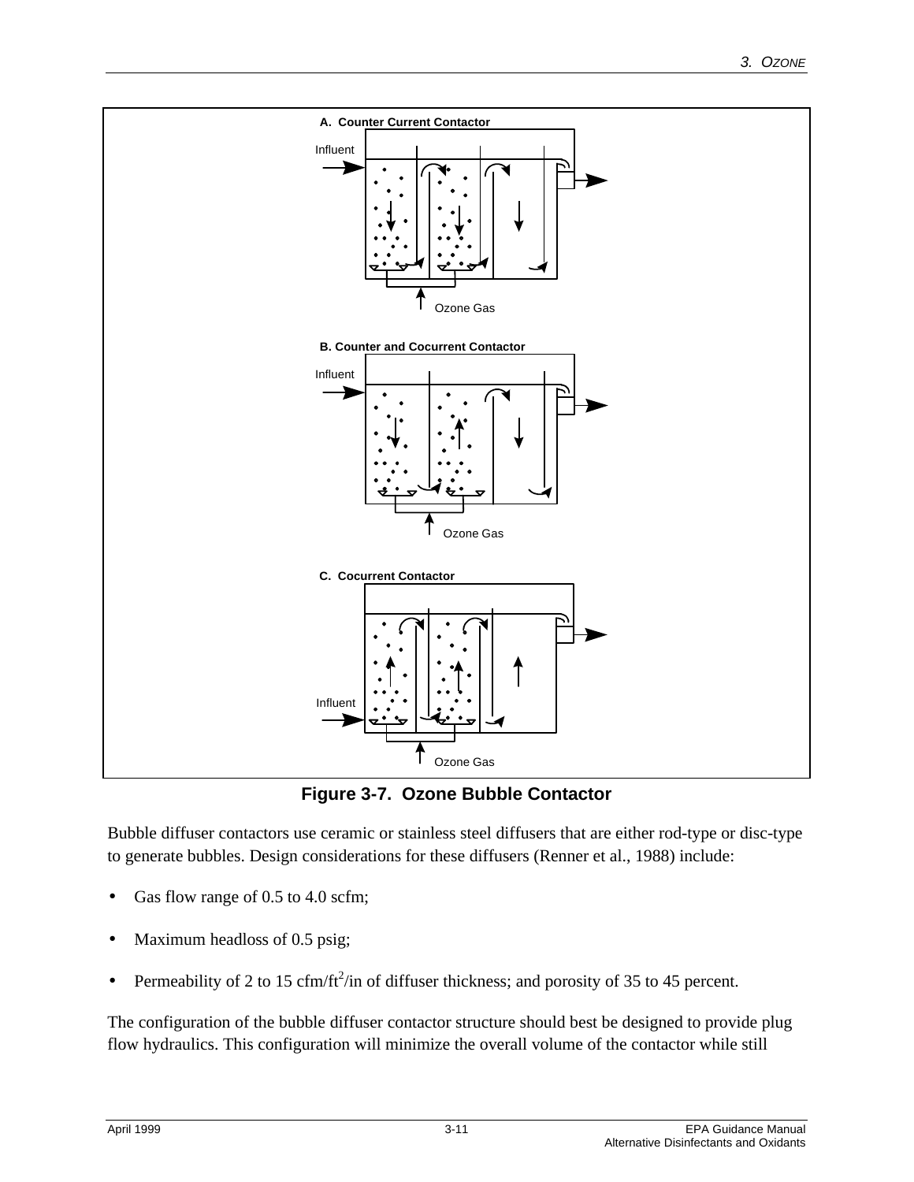**Figure 3-7. Ozone Bubble Contactor**

Bubble diffuser contactors use ceramic or stainless steel diffusers that are either rod-type or disc-type to generate bubbles. Design considerations for these diffusers (Renner et al., 1988) include:

- Gas flow range of 0.5 to 4.0 scfm;
- Maximum headloss of 0.5 psig;
- Permeability of 2 to 15 cfm/ft$^2$/in of diffuser thickness; and porosity of 35 to 45 percent.

The configuration of the bubble diffuser contactor structure should best be designed to provide plug flow hydraulics. This configuration will minimize the overall volume of the contactor while still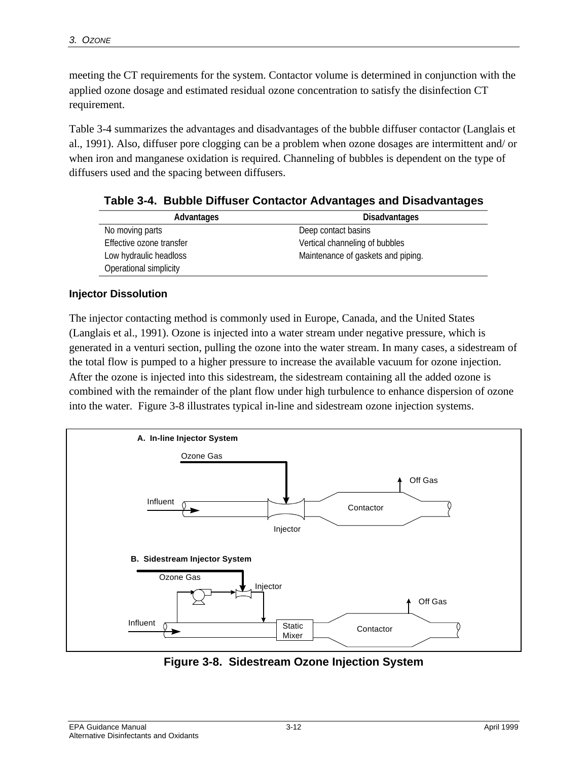meeting the CT requirements for the system. Contactor volume is determined in conjunction with the applied ozone dosage and estimated residual ozone concentration to satisfy the disinfection CT requirement.

Table 3-4 summarizes the advantages and disadvantages of the bubble diffuser contactor (Langlais et al., 1991). Also, diffuser pore clogging can be a problem when ozone dosages are intermittent and/ or when iron and manganese oxidation is required. Channeling of bubbles is dependent on the type of diffusers used and the spacing between diffusers.

**Table 3-4. Bubble Diffuser Contactor Advantages and Disadvantages**

| Advantages | Disadvantages |
|---|---|
| No moving parts | Deep contact basins |
| Effective ozone transfer | Vertical channeling of bubbles |
| Low hydraulic headloss | Maintenance of gaskets and piping. |
| Operational simplicity | |

### Injector Dissolution

The injector contacting method is commonly used in Europe, Canada, and the United States (Langlais et al., 1991). Ozone is injected into a water stream under negative pressure, which is generated in a venturi section, pulling the ozone into the water stream. In many cases, a sidestream of the total flow is pumped to a higher pressure to increase the available vacuum for ozone injection. After the ozone is injected into this sidestream, the sidestream containing all the added ozone is combined with the remainder of the plant flow under high turbulence to enhance dispersion of ozone into the water. Figure 3-8 illustrates typical in-line and sidestream ozone injection systems.

**Figure 3-8. Sidestream Ozone Injection System**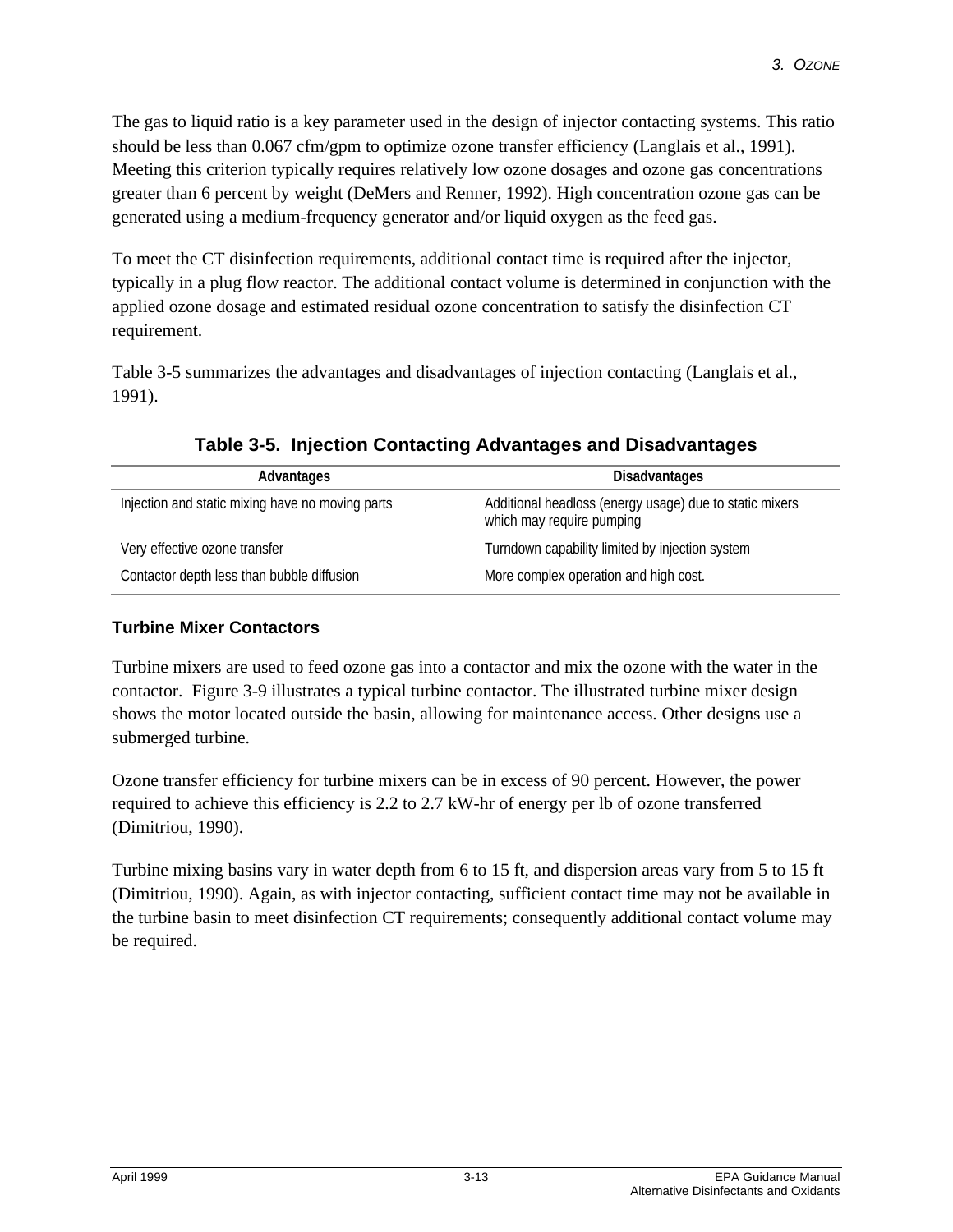The gas to liquid ratio is a key parameter used in the design of injector contacting systems. This ratio should be less than 0.067 cfm/gpm to optimize ozone transfer efficiency (Langlais et al., 1991). Meeting this criterion typically requires relatively low ozone dosages and ozone gas concentrations greater than 6 percent by weight (DeMers and Renner, 1992). High concentration ozone gas can be generated using a medium-frequency generator and/or liquid oxygen as the feed gas.

To meet the CT disinfection requirements, additional contact time is required after the injector, typically in a plug flow reactor. The additional contact volume is determined in conjunction with the applied ozone dosage and estimated residual ozone concentration to satisfy the disinfection CT requirement.

Table 3-5 summarizes the advantages and disadvantages of injection contacting (Langlais et al., 1991).

**Table 3-5. Injection Contacting Advantages and Disadvantages**

| Advantages | Disadvantages |
|---|---|
| Injection and static mixing have no moving parts | Additional headloss (energy usage) due to static mixers which may require pumping |
| Very effective ozone transfer | Turndown capability limited by injection system |
| Contactor depth less than bubble diffusion | More complex operation and high cost. |

### Turbine Mixer Contactors

Turbine mixers are used to feed ozone gas into a contactor and mix the ozone with the water in the contactor. Figure 3-9 illustrates a typical turbine contactor. The illustrated turbine mixer design shows the motor located outside the basin, allowing for maintenance access. Other designs use a submerged turbine.

Ozone transfer efficiency for turbine mixers can be in excess of 90 percent. However, the power required to achieve this efficiency is 2.2 to 2.7 kW-hr of energy per lb of ozone transferred (Dimitriou, 1990).

Turbine mixing basins vary in water depth from 6 to 15 ft, and dispersion areas vary from 5 to 15 ft (Dimitriou, 1990). Again, as with injector contacting, sufficient contact time may not be available in the turbine basin to meet disinfection CT requirements; consequently additional contact volume may be required.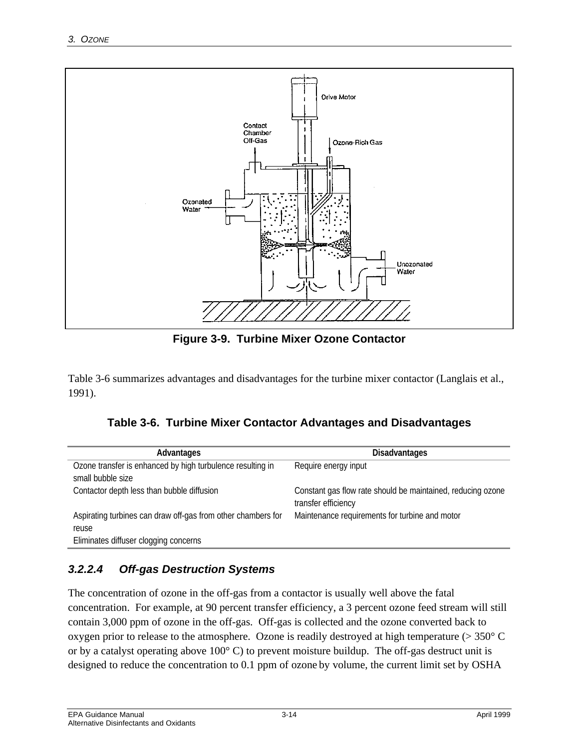**Figure 3-9. Turbine Mixer Ozone Contactor**

Table 3-6 summarizes advantages and disadvantages for the turbine mixer contactor (Langlais et al., 1991).

**Table 3-6. Turbine Mixer Contactor Advantages and Disadvantages**

| Advantages | Disadvantages |
|---|---|
| Ozone transfer is enhanced by high turbulence resulting in small bubble size | Require energy input |
| Contactor depth less than bubble diffusion | Constant gas flow rate should be maintained, reducing ozone transfer efficiency |
| Aspirating turbines can draw off-gas from other chambers for reuse | Maintenance requirements for turbine and motor |
| Eliminates diffuser clogging concerns | |

### *3.2.2.4 Off-gas Destruction Systems*

The concentration of ozone in the off-gas from a contactor is usually well above the fatal concentration. For example, at 90 percent transfer efficiency, a 3 percent ozone feed stream will still contain 3,000 ppm of ozone in the off-gas. Off-gas is collected and the ozone converted back to oxygen prior to release to the atmosphere. Ozone is readily destroyed at high temperature (> 350° C or by a catalyst operating above 100° C) to prevent moisture buildup. The off-gas destruct unit is designed to reduce the concentration to 0.1 ppm of ozone by volume, the current limit set by OSHA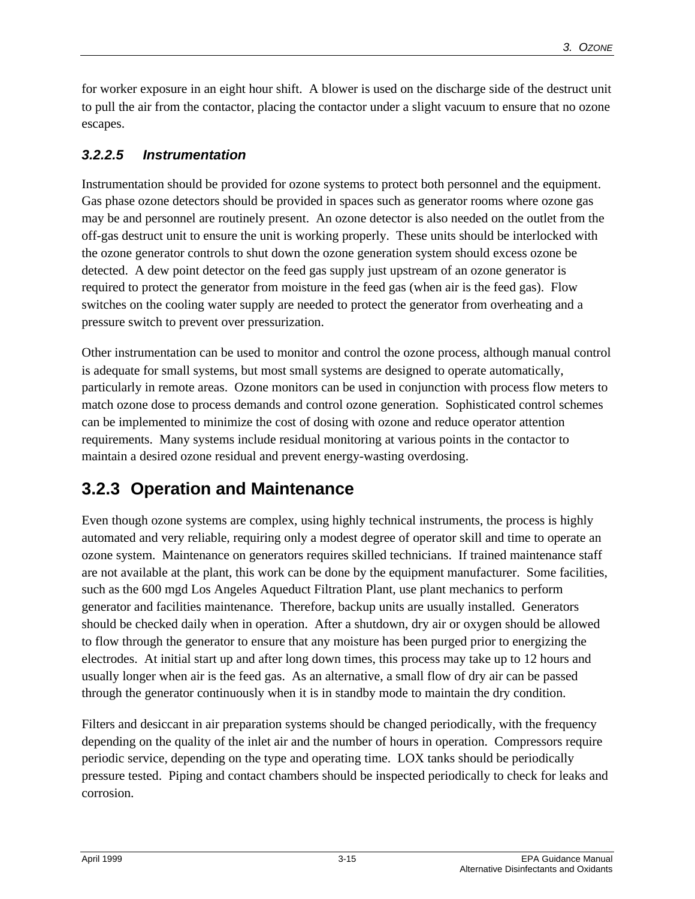for worker exposure in an eight hour shift. A blower is used on the discharge side of the destruct unit to pull the air from the contactor, placing the contactor under a slight vacuum to ensure that no ozone escapes.

#### *3.2.2.5 Instrumentation*

Instrumentation should be provided for ozone systems to protect both personnel and the equipment. Gas phase ozone detectors should be provided in spaces such as generator rooms where ozone gas may be and personnel are routinely present. An ozone detector is also needed on the outlet from the off-gas destruct unit to ensure the unit is working properly. These units should be interlocked with the ozone generator controls to shut down the ozone generation system should excess ozone be detected. A dew point detector on the feed gas supply just upstream of an ozone generator is required to protect the generator from moisture in the feed gas (when air is the feed gas). Flow switches on the cooling water supply are needed to protect the generator from overheating and a pressure switch to prevent over pressurization.

Other instrumentation can be used to monitor and control the ozone process, although manual control is adequate for small systems, but most small systems are designed to operate automatically, particularly in remote areas. Ozone monitors can be used in conjunction with process flow meters to match ozone dose to process demands and control ozone generation. Sophisticated control schemes can be implemented to minimize the cost of dosing with ozone and reduce operator attention requirements. Many systems include residual monitoring at various points in the contactor to maintain a desired ozone residual and prevent energy-wasting overdosing.

## 3.2.3 Operation and Maintenance

Even though ozone systems are complex, using highly technical instruments, the process is highly automated and very reliable, requiring only a modest degree of operator skill and time to operate an ozone system. Maintenance on generators requires skilled technicians. If trained maintenance staff are not available at the plant, this work can be done by the equipment manufacturer. Some facilities, such as the 600 mgd Los Angeles Aqueduct Filtration Plant, use plant mechanics to perform generator and facilities maintenance. Therefore, backup units are usually installed. Generators should be checked daily when in operation. After a shutdown, dry air or oxygen should be allowed to flow through the generator to ensure that any moisture has been purged prior to energizing the electrodes. At initial start up and after long down times, this process may take up to 12 hours and usually longer when air is the feed gas. As an alternative, a small flow of dry air can be passed through the generator continuously when it is in standby mode to maintain the dry condition.

Filters and desiccant in air preparation systems should be changed periodically, with the frequency depending on the quality of the inlet air and the number of hours in operation. Compressors require periodic service, depending on the type and operating time. LOX tanks should be periodically pressure tested. Piping and contact chambers should be inspected periodically to check for leaks and corrosion.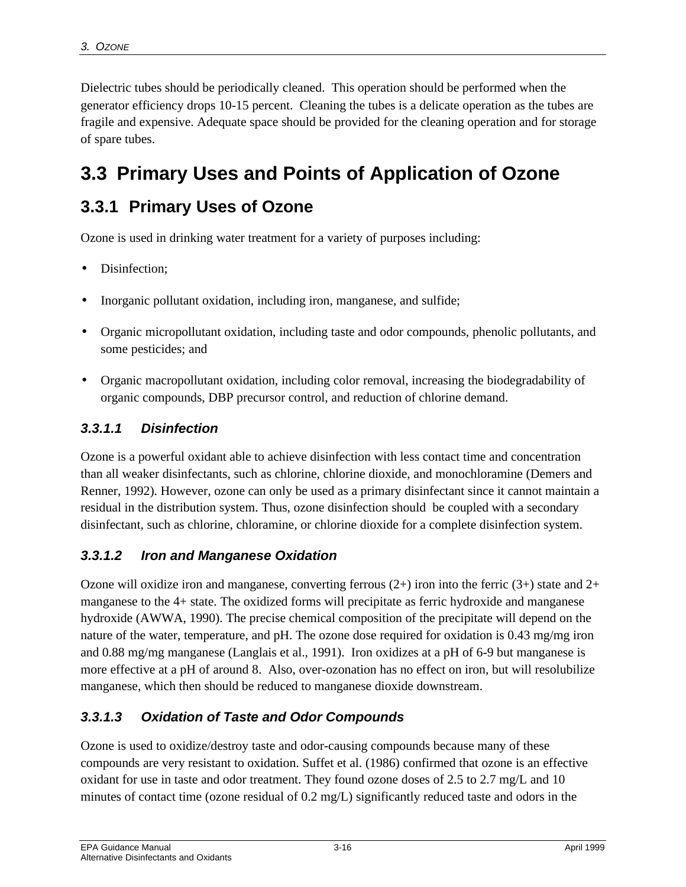Dielectric tubes should be periodically cleaned. This operation should be performed when the generator efficiency drops 10-15 percent. Cleaning the tubes is a delicate operation as the tubes are fragile and expensive. Adequate space should be provided for the cleaning operation and for storage of spare tubes.

## 3.3 Primary Uses and Points of Application of Ozone

### 3.3.1 Primary Uses of Ozone

Ozone is used in drinking water treatment for a variety of purposes including:

- Disinfection;
- Inorganic pollutant oxidation, including iron, manganese, and sulfide;
- Organic micropollutant oxidation, including taste and odor compounds, phenolic pollutants, and some pesticides; and
- Organic macropollutant oxidation, including color removal, increasing the biodegradability of organic compounds, DBP precursor control, and reduction of chlorine demand.

#### *3.3.1.1 Disinfection*

Ozone is a powerful oxidant able to achieve disinfection with less contact time and concentration than all weaker disinfectants, such as chlorine, chlorine dioxide, and monochloramine (Demers and Renner, 1992). However, ozone can only be used as a primary disinfectant since it cannot maintain a residual in the distribution system. Thus, ozone disinfection should be coupled with a secondary disinfectant, such as chlorine, chloramine, or chlorine dioxide for a complete disinfection system.

#### *3.3.1.2 Iron and Manganese Oxidation*

Ozone will oxidize iron and manganese, converting ferrous (2+) iron into the ferric (3+) state and 2+ manganese to the 4+ state. The oxidized forms will precipitate as ferric hydroxide and manganese hydroxide (AWWA, 1990). The precise chemical composition of the precipitate will depend on the nature of the water, temperature, and pH. The ozone dose required for oxidation is 0.43 mg/mg iron and 0.88 mg/mg manganese (Langlais et al., 1991). Iron oxidizes at a pH of 6-9 but manganese is more effective at a pH of around 8. Also, over-ozonation has no effect on iron, but will resolubilize manganese, which then should be reduced to manganese dioxide downstream.

#### *3.3.1.3 Oxidation of Taste and Odor Compounds*

Ozone is used to oxidize/destroy taste and odor-causing compounds because many of these compounds are very resistant to oxidation. Suffet et al. (1986) confirmed that ozone is an effective oxidant for use in taste and odor treatment. They found ozone doses of 2.5 to 2.7 mg/L and 10 minutes of contact time (ozone residual of 0.2 mg/L) significantly reduced taste and odors in the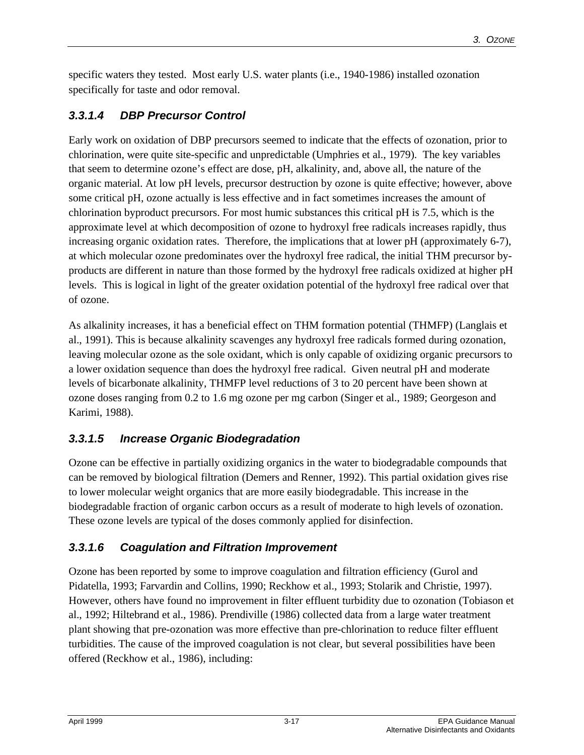specific waters they tested. Most early U.S. water plants (i.e., 1940-1986) installed ozonation specifically for taste and odor removal.

#### *3.3.1.4 DBP Precursor Control*

Early work on oxidation of DBP precursors seemed to indicate that the effects of ozonation, prior to chlorination, were quite site-specific and unpredictable (Umphries et al., 1979). The key variables that seem to determine ozone's effect are dose, pH, alkalinity, and, above all, the nature of the organic material. At low pH levels, precursor destruction by ozone is quite effective; however, above some critical pH, ozone actually is less effective and in fact sometimes increases the amount of chlorination byproduct precursors. For most humic substances this critical pH is 7.5, which is the approximate level at which decomposition of ozone to hydroxyl free radicals increases rapidly, thus increasing organic oxidation rates. Therefore, the implications that at lower pH (approximately 6-7), at which molecular ozone predominates over the hydroxyl free radical, the initial THM precursor by-products are different in nature than those formed by the hydroxyl free radicals oxidized at higher pH levels. This is logical in light of the greater oxidation potential of the hydroxyl free radical over that of ozone.

As alkalinity increases, it has a beneficial effect on THM formation potential (THMFP) (Langlais et al., 1991). This is because alkalinity scavenges any hydroxyl free radicals formed during ozonation, leaving molecular ozone as the sole oxidant, which is only capable of oxidizing organic precursors to a lower oxidation sequence than does the hydroxyl free radical. Given neutral pH and moderate levels of bicarbonate alkalinity, THMFP level reductions of 3 to 20 percent have been shown at ozone doses ranging from 0.2 to 1.6 mg ozone per mg carbon (Singer et al., 1989; Georgeson and Karimi, 1988).

#### *3.3.1.5 Increase Organic Biodegradation*

Ozone can be effective in partially oxidizing organics in the water to biodegradable compounds that can be removed by biological filtration (Demers and Renner, 1992). This partial oxidation gives rise to lower molecular weight organics that are more easily biodegradable. This increase in the biodegradable fraction of organic carbon occurs as a result of moderate to high levels of ozonation. These ozone levels are typical of the doses commonly applied for disinfection.

#### *3.3.1.6 Coagulation and Filtration Improvement*

Ozone has been reported by some to improve coagulation and filtration efficiency (Gurol and Pidatella, 1993; Farvardin and Collins, 1990; Reckhow et al., 1993; Stolarik and Christie, 1997). However, others have found no improvement in filter effluent turbidity due to ozonation (Tobiason et al., 1992; Hiltebrand et al., 1986). Prendiville (1986) collected data from a large water treatment plant showing that pre-ozonation was more effective than pre-chlorination to reduce filter effluent turbidities. The cause of the improved coagulation is not clear, but several possibilities have been offered (Reckhow et al., 1986), including: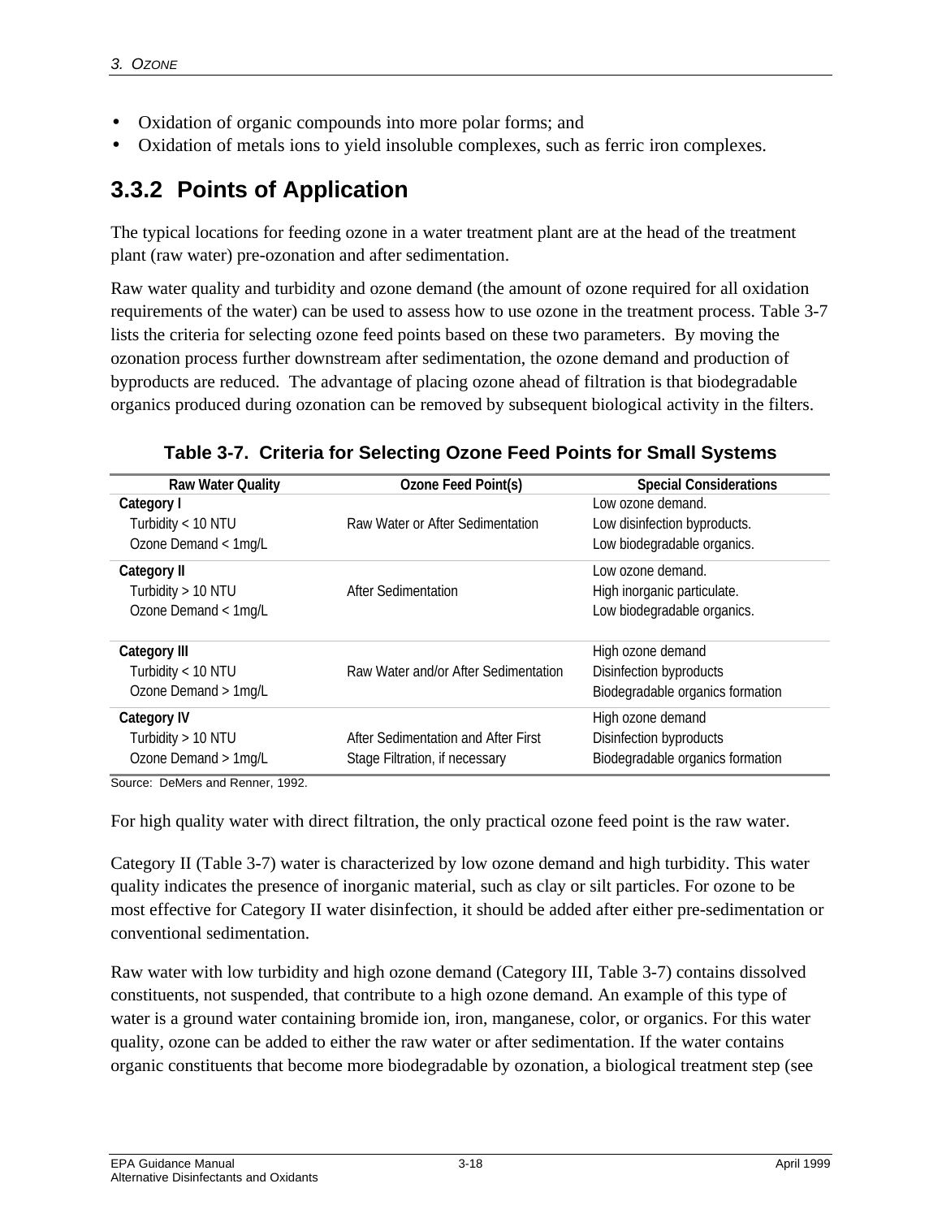- Oxidation of organic compounds into more polar forms; and
- Oxidation of metals ions to yield insoluble complexes, such as ferric iron complexes.

### 3.3.2 Points of Application

The typical locations for feeding ozone in a water treatment plant are at the head of the treatment plant (raw water) pre-ozonation and after sedimentation.

Raw water quality and turbidity and ozone demand (the amount of ozone required for all oxidation requirements of the water) can be used to assess how to use ozone in the treatment process. Table 3-7 lists the criteria for selecting ozone feed points based on these two parameters. By moving the ozonation process further downstream after sedimentation, the ozone demand and production of byproducts are reduced. The advantage of placing ozone ahead of filtration is that biodegradable organics produced during ozonation can be removed by subsequent biological activity in the filters.

**Table 3-7. Criteria for Selecting Ozone Feed Points for Small Systems**

| Raw Water Quality | Ozone Feed Point(s) | Special Considerations |
|---|---|---|
| **Category I**<br>Turbidity < 10 NTU<br>Ozone Demand < 1mg/L | Raw Water or After Sedimentation | Low ozone demand.<br>Low disinfection byproducts.<br>Low biodegradable organics. |
| **Category II**<br>Turbidity > 10 NTU<br>Ozone Demand < 1mg/L | After Sedimentation | Low ozone demand.<br>High inorganic particulate.<br>Low biodegradable organics. |
| **Category III**<br>Turbidity < 10 NTU<br>Ozone Demand > 1mg/L | Raw Water and/or After Sedimentation | High ozone demand<br>Disinfection byproducts<br>Biodegradable organics formation |
| **Category IV**<br>Turbidity > 10 NTU<br>Ozone Demand > 1mg/L | After Sedimentation and After First Stage Filtration, if necessary | High ozone demand<br>Disinfection byproducts<br>Biodegradable organics formation |

Source: DeMers and Renner, 1992.

For high quality water with direct filtration, the only practical ozone feed point is the raw water.

Category II (Table 3-7) water is characterized by low ozone demand and high turbidity. This water quality indicates the presence of inorganic material, such as clay or silt particles. For ozone to be most effective for Category II water disinfection, it should be added after either pre-sedimentation or conventional sedimentation.

Raw water with low turbidity and high ozone demand (Category III, Table 3-7) contains dissolved constituents, not suspended, that contribute to a high ozone demand. An example of this type of water is a ground water containing bromide ion, iron, manganese, color, or organics. For this water quality, ozone can be added to either the raw water or after sedimentation. If the water contains organic constituents that become more biodegradable by ozonation, a biological treatment step (see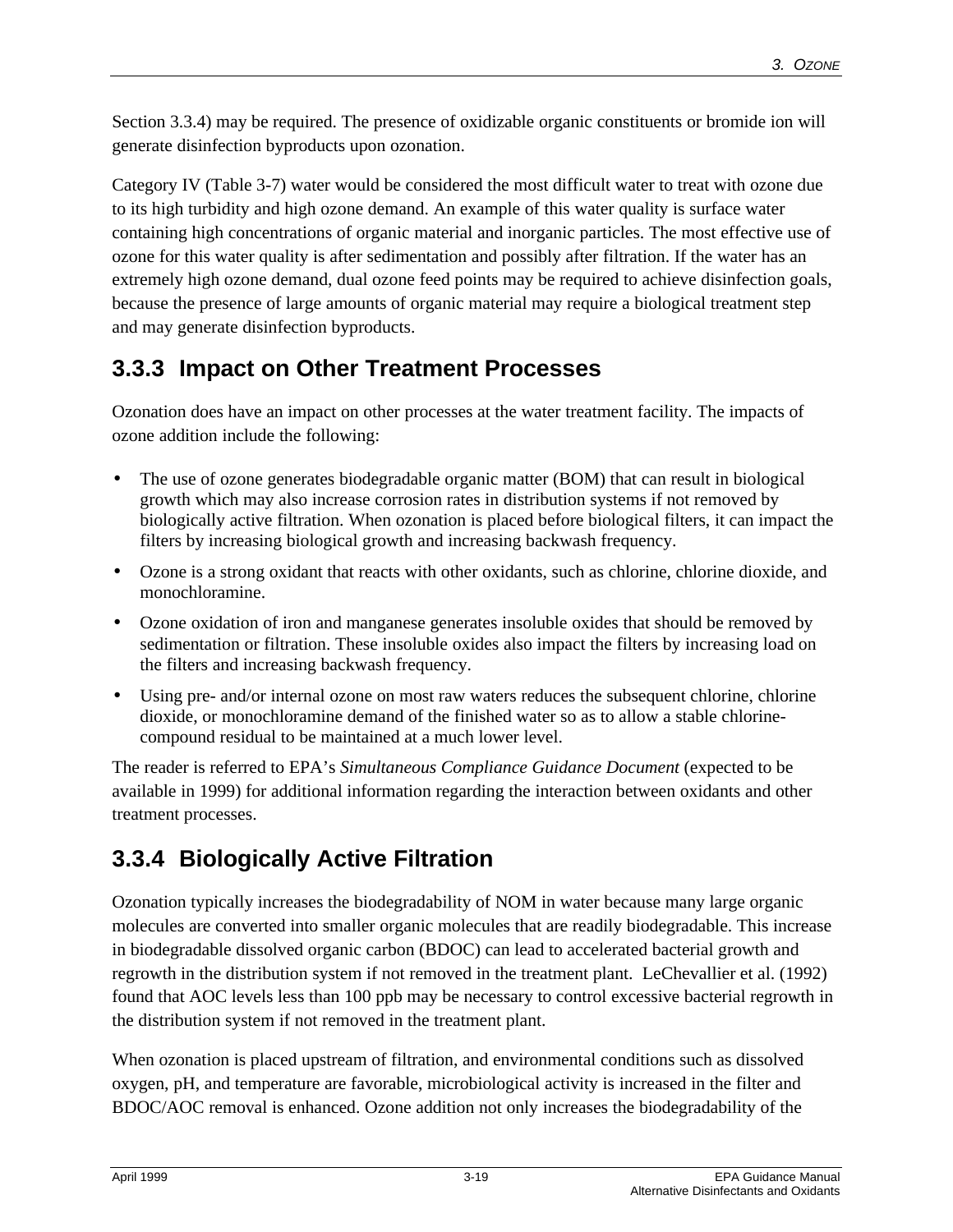Section 3.3.4) may be required. The presence of oxidizable organic constituents or bromide ion will generate disinfection byproducts upon ozonation.

Category IV (Table 3-7) water would be considered the most difficult water to treat with ozone due to its high turbidity and high ozone demand. An example of this water quality is surface water containing high concentrations of organic material and inorganic particles. The most effective use of ozone for this water quality is after sedimentation and possibly after filtration. If the water has an extremely high ozone demand, dual ozone feed points may be required to achieve disinfection goals, because the presence of large amounts of organic material may require a biological treatment step and may generate disinfection byproducts.

### 3.3.3 Impact on Other Treatment Processes

Ozonation does have an impact on other processes at the water treatment facility. The impacts of ozone addition include the following:

- The use of ozone generates biodegradable organic matter (BOM) that can result in biological growth which may also increase corrosion rates in distribution systems if not removed by biologically active filtration. When ozonation is placed before biological filters, it can impact the filters by increasing biological growth and increasing backwash frequency.
- Ozone is a strong oxidant that reacts with other oxidants, such as chlorine, chlorine dioxide, and monochloramine.
- Ozone oxidation of iron and manganese generates insoluble oxides that should be removed by sedimentation or filtration. These insoluble oxides also impact the filters by increasing load on the filters and increasing backwash frequency.
- Using pre- and/or internal ozone on most raw waters reduces the subsequent chlorine, chlorine dioxide, or monochloramine demand of the finished water so as to allow a stable chlorine-compound residual to be maintained at a much lower level.

The reader is referred to EPA's *Simultaneous Compliance Guidance Document* (expected to be available in 1999) for additional information regarding the interaction between oxidants and other treatment processes.

### 3.3.4 Biologically Active Filtration

Ozonation typically increases the biodegradability of NOM in water because many large organic molecules are converted into smaller organic molecules that are readily biodegradable. This increase in biodegradable dissolved organic carbon (BDOC) can lead to accelerated bacterial growth and regrowth in the distribution system if not removed in the treatment plant. LeChevallier et al. (1992) found that AOC levels less than 100 ppb may be necessary to control excessive bacterial regrowth in the distribution system if not removed in the treatment plant.

When ozonation is placed upstream of filtration, and environmental conditions such as dissolved oxygen, pH, and temperature are favorable, microbiological activity is increased in the filter and BDOC/AOC removal is enhanced. Ozone addition not only increases the biodegradability of the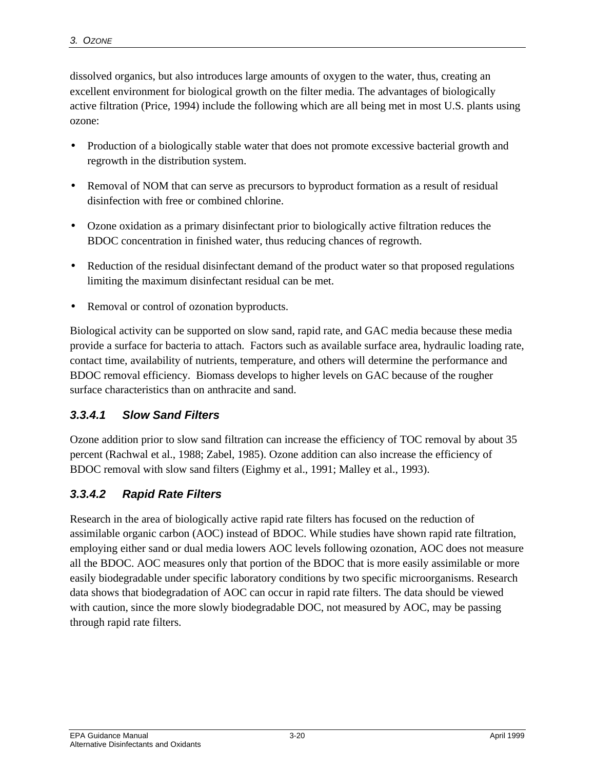dissolved organics, but also introduces large amounts of oxygen to the water, thus, creating an excellent environment for biological growth on the filter media. The advantages of biologically active filtration (Price, 1994) include the following which are all being met in most U.S. plants using ozone:

- Production of a biologically stable water that does not promote excessive bacterial growth and regrowth in the distribution system.
- Removal of NOM that can serve as precursors to byproduct formation as a result of residual disinfection with free or combined chlorine.
- Ozone oxidation as a primary disinfectant prior to biologically active filtration reduces the BDOC concentration in finished water, thus reducing chances of regrowth.
- Reduction of the residual disinfectant demand of the product water so that proposed regulations limiting the maximum disinfectant residual can be met.
- Removal or control of ozonation byproducts.

Biological activity can be supported on slow sand, rapid rate, and GAC media because these media provide a surface for bacteria to attach. Factors such as available surface area, hydraulic loading rate, contact time, availability of nutrients, temperature, and others will determine the performance and BDOC removal efficiency. Biomass develops to higher levels on GAC because of the rougher surface characteristics than on anthracite and sand.

#### *3.3.4.1 Slow Sand Filters*

Ozone addition prior to slow sand filtration can increase the efficiency of TOC removal by about 35 percent (Rachwal et al., 1988; Zabel, 1985). Ozone addition can also increase the efficiency of BDOC removal with slow sand filters (Eighmy et al., 1991; Malley et al., 1993).

#### *3.3.4.2 Rapid Rate Filters*

Research in the area of biologically active rapid rate filters has focused on the reduction of assimilable organic carbon (AOC) instead of BDOC. While studies have shown rapid rate filtration, employing either sand or dual media lowers AOC levels following ozonation, AOC does not measure all the BDOC. AOC measures only that portion of the BDOC that is more easily assimilable or more easily biodegradable under specific laboratory conditions by two specific microorganisms. Research data shows that biodegradation of AOC can occur in rapid rate filters. The data should be viewed with caution, since the more slowly biodegradable DOC, not measured by AOC, may be passing through rapid rate filters.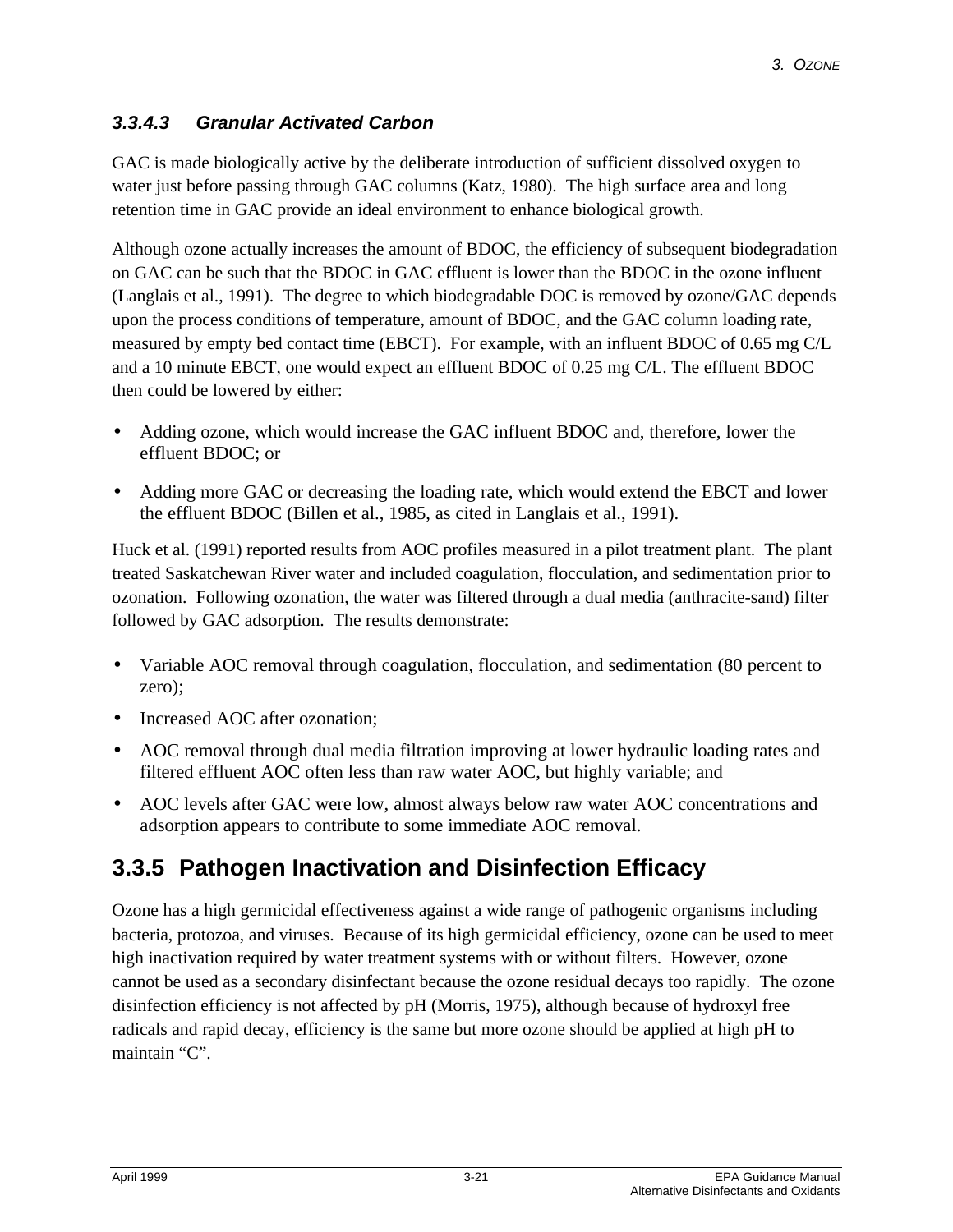#### 3.3.4.3 Granular Activated Carbon

GAC is made biologically active by the deliberate introduction of sufficient dissolved oxygen to water just before passing through GAC columns (Katz, 1980). The high surface area and long retention time in GAC provide an ideal environment to enhance biological growth.

Although ozone actually increases the amount of BDOC, the efficiency of subsequent biodegradation on GAC can be such that the BDOC in GAC effluent is lower than the BDOC in the ozone influent (Langlais et al., 1991). The degree to which biodegradable DOC is removed by ozone/GAC depends upon the process conditions of temperature, amount of BDOC, and the GAC column loading rate, measured by empty bed contact time (EBCT). For example, with an influent BDOC of 0.65 mg C/L and a 10 minute EBCT, one would expect an effluent BDOC of 0.25 mg C/L. The effluent BDOC then could be lowered by either:

- Adding ozone, which would increase the GAC influent BDOC and, therefore, lower the effluent BDOC; or
- Adding more GAC or decreasing the loading rate, which would extend the EBCT and lower the effluent BDOC (Billen et al., 1985, as cited in Langlais et al., 1991).

Huck et al. (1991) reported results from AOC profiles measured in a pilot treatment plant. The plant treated Saskatchewan River water and included coagulation, flocculation, and sedimentation prior to ozonation. Following ozonation, the water was filtered through a dual media (anthracite-sand) filter followed by GAC adsorption. The results demonstrate:

- Variable AOC removal through coagulation, flocculation, and sedimentation (80 percent to zero);
- Increased AOC after ozonation;
- AOC removal through dual media filtration improving at lower hydraulic loading rates and filtered effluent AOC often less than raw water AOC, but highly variable; and
- AOC levels after GAC were low, almost always below raw water AOC concentrations and adsorption appears to contribute to some immediate AOC removal.

## 3.3.5 Pathogen Inactivation and Disinfection Efficacy

Ozone has a high germicidal effectiveness against a wide range of pathogenic organisms including bacteria, protozoa, and viruses. Because of its high germicidal efficiency, ozone can be used to meet high inactivation required by water treatment systems with or without filters. However, ozone cannot be used as a secondary disinfectant because the ozone residual decays too rapidly. The ozone disinfection efficiency is not affected by pH (Morris, 1975), although because of hydroxyl free radicals and rapid decay, efficiency is the same but more ozone should be applied at high pH to maintain "C".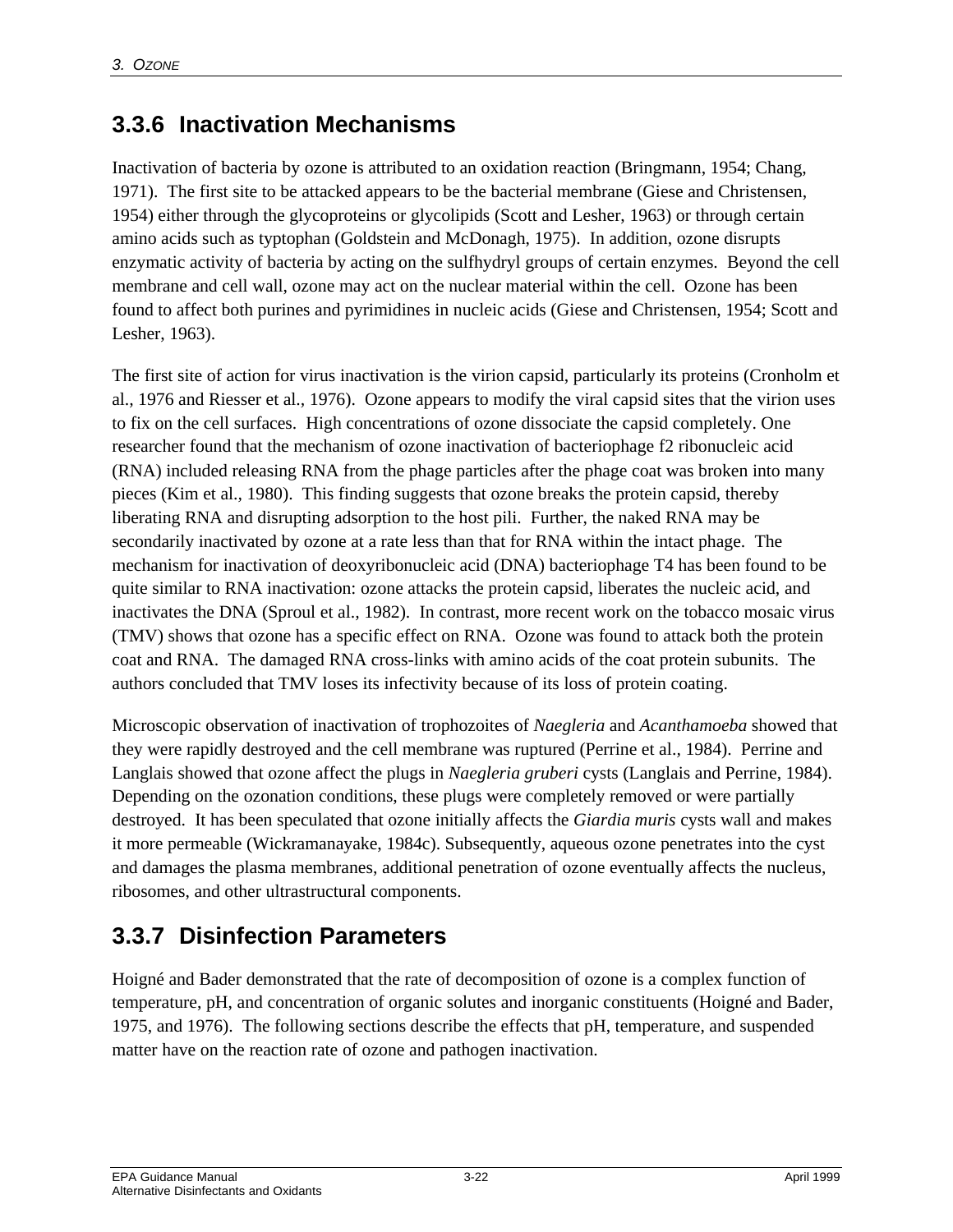### 3.3.6 Inactivation Mechanisms

Inactivation of bacteria by ozone is attributed to an oxidation reaction (Bringmann, 1954; Chang, 1971). The first site to be attacked appears to be the bacterial membrane (Giese and Christensen, 1954) either through the glycoproteins or glycolipids (Scott and Lesher, 1963) or through certain amino acids such as typtophan (Goldstein and McDonagh, 1975). In addition, ozone disrupts enzymatic activity of bacteria by acting on the sulfhydryl groups of certain enzymes. Beyond the cell membrane and cell wall, ozone may act on the nuclear material within the cell. Ozone has been found to affect both purines and pyrimidines in nucleic acids (Giese and Christensen, 1954; Scott and Lesher, 1963).

The first site of action for virus inactivation is the virion capsid, particularly its proteins (Cronholm et al., 1976 and Riesser et al., 1976). Ozone appears to modify the viral capsid sites that the virion uses to fix on the cell surfaces. High concentrations of ozone dissociate the capsid completely. One researcher found that the mechanism of ozone inactivation of bacteriophage f2 ribonucleic acid (RNA) included releasing RNA from the phage particles after the phage coat was broken into many pieces (Kim et al., 1980). This finding suggests that ozone breaks the protein capsid, thereby liberating RNA and disrupting adsorption to the host pili. Further, the naked RNA may be secondarily inactivated by ozone at a rate less than that for RNA within the intact phage. The mechanism for inactivation of deoxyribonucleic acid (DNA) bacteriophage T4 has been found to be quite similar to RNA inactivation: ozone attacks the protein capsid, liberates the nucleic acid, and inactivates the DNA (Sproul et al., 1982). In contrast, more recent work on the tobacco mosaic virus (TMV) shows that ozone has a specific effect on RNA. Ozone was found to attack both the protein coat and RNA. The damaged RNA cross-links with amino acids of the coat protein subunits. The authors concluded that TMV loses its infectivity because of its loss of protein coating.

Microscopic observation of inactivation of trophozoites of *Naegleria* and *Acanthamoeba* showed that they were rapidly destroyed and the cell membrane was ruptured (Perrine et al., 1984). Perrine and Langlais showed that ozone affect the plugs in *Naegleria gruberi* cysts (Langlais and Perrine, 1984). Depending on the ozonation conditions, these plugs were completely removed or were partially destroyed. It has been speculated that ozone initially affects the *Giardia muris* cysts wall and makes it more permeable (Wickramanayake, 1984c). Subsequently, aqueous ozone penetrates into the cyst and damages the plasma membranes, additional penetration of ozone eventually affects the nucleus, ribosomes, and other ultrastructural components.

### 3.3.7 Disinfection Parameters

Hoigné and Bader demonstrated that the rate of decomposition of ozone is a complex function of temperature, pH, and concentration of organic solutes and inorganic constituents (Hoigné and Bader, 1975, and 1976). The following sections describe the effects that pH, temperature, and suspended matter have on the reaction rate of ozone and pathogen inactivation.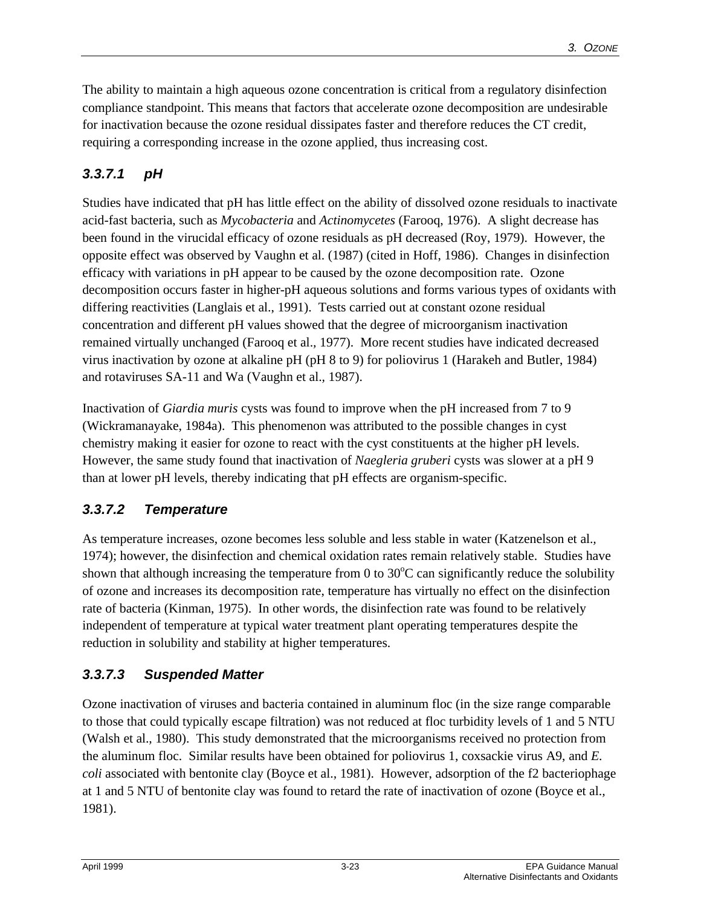The ability to maintain a high aqueous ozone concentration is critical from a regulatory disinfection compliance standpoint. This means that factors that accelerate ozone decomposition are undesirable for inactivation because the ozone residual dissipates faster and therefore reduces the CT credit, requiring a corresponding increase in the ozone applied, thus increasing cost.

#### *3.3.7.1 pH*

Studies have indicated that pH has little effect on the ability of dissolved ozone residuals to inactivate acid-fast bacteria, such as *Mycobacteria* and *Actinomycetes* (Farooq, 1976). A slight decrease has been found in the virucidal efficacy of ozone residuals as pH decreased (Roy, 1979). However, the opposite effect was observed by Vaughn et al. (1987) (cited in Hoff, 1986). Changes in disinfection efficacy with variations in pH appear to be caused by the ozone decomposition rate. Ozone decomposition occurs faster in higher-pH aqueous solutions and forms various types of oxidants with differing reactivities (Langlais et al., 1991). Tests carried out at constant ozone residual concentration and different pH values showed that the degree of microorganism inactivation remained virtually unchanged (Farooq et al., 1977). More recent studies have indicated decreased virus inactivation by ozone at alkaline pH (pH 8 to 9) for poliovirus 1 (Harakeh and Butler, 1984) and rotaviruses SA-11 and Wa (Vaughn et al., 1987).

Inactivation of *Giardia muris* cysts was found to improve when the pH increased from 7 to 9 (Wickramanayake, 1984a). This phenomenon was attributed to the possible changes in cyst chemistry making it easier for ozone to react with the cyst constituents at the higher pH levels. However, the same study found that inactivation of *Naegleria gruberi* cysts was slower at a pH 9 than at lower pH levels, thereby indicating that pH effects are organism-specific.

#### *3.3.7.2 Temperature*

As temperature increases, ozone becomes less soluble and less stable in water (Katzenelson et al., 1974); however, the disinfection and chemical oxidation rates remain relatively stable. Studies have shown that although increasing the temperature from 0 to 30$^{o}$C can significantly reduce the solubility of ozone and increases its decomposition rate, temperature has virtually no effect on the disinfection rate of bacteria (Kinman, 1975). In other words, the disinfection rate was found to be relatively independent of temperature at typical water treatment plant operating temperatures despite the reduction in solubility and stability at higher temperatures.

#### *3.3.7.3 Suspended Matter*

Ozone inactivation of viruses and bacteria contained in aluminum floc (in the size range comparable to those that could typically escape filtration) was not reduced at floc turbidity levels of 1 and 5 NTU (Walsh et al., 1980). This study demonstrated that the microorganisms received no protection from the aluminum floc. Similar results have been obtained for poliovirus 1, coxsackie virus A9, and *E. coli* associated with bentonite clay (Boyce et al., 1981). However, adsorption of the f2 bacteriophage at 1 and 5 NTU of bentonite clay was found to retard the rate of inactivation of ozone (Boyce et al., 1981).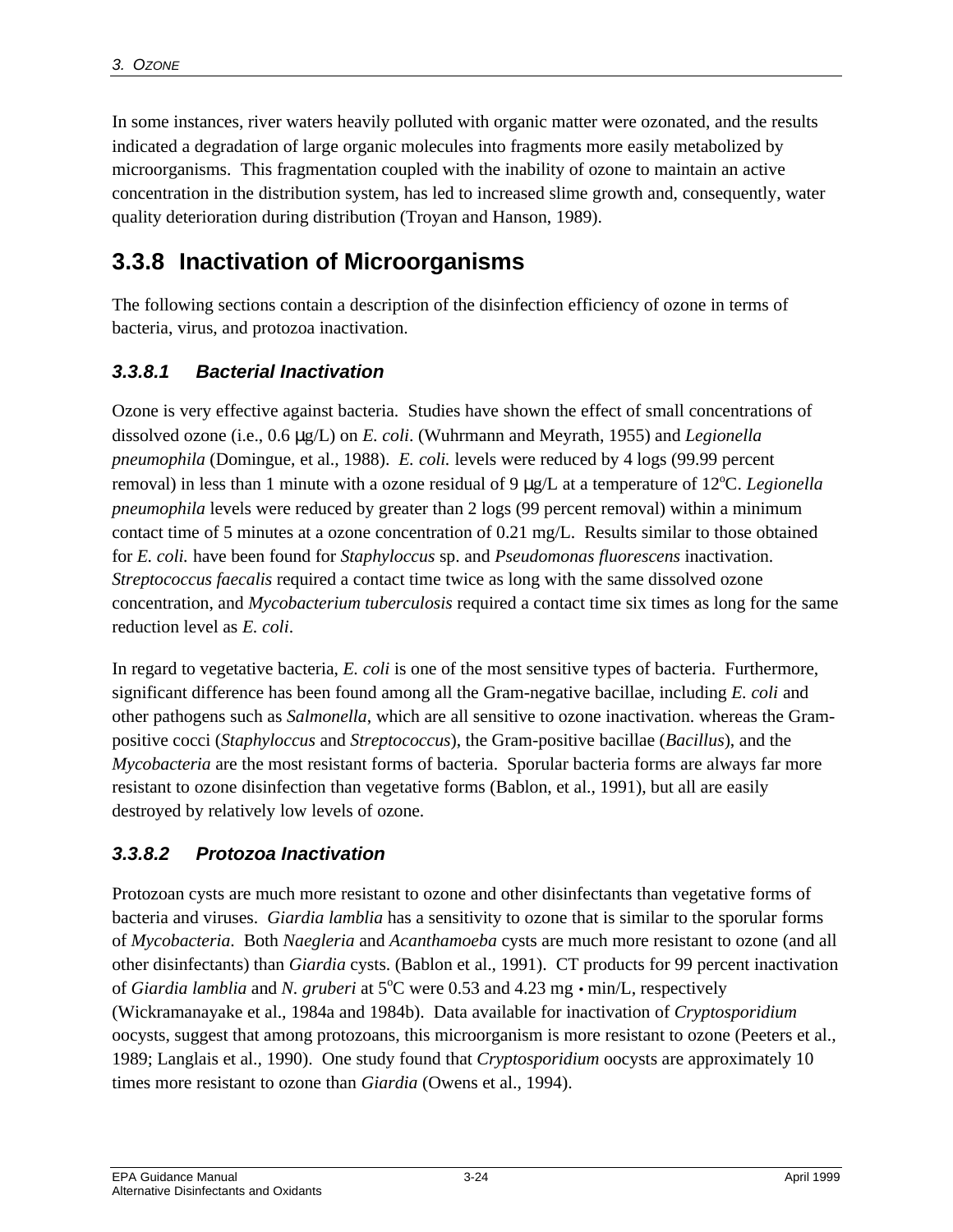In some instances, river waters heavily polluted with organic matter were ozonated, and the results indicated a degradation of large organic molecules into fragments more easily metabolized by microorganisms. This fragmentation coupled with the inability of ozone to maintain an active concentration in the distribution system, has led to increased slime growth and, consequently, water quality deterioration during distribution (Troyan and Hanson, 1989).

## 3.3.8 Inactivation of Microorganisms

The following sections contain a description of the disinfection efficiency of ozone in terms of bacteria, virus, and protozoa inactivation.

### *3.3.8.1 Bacterial Inactivation*

Ozone is very effective against bacteria. Studies have shown the effect of small concentrations of dissolved ozone (i.e., 0.6 μg/L) on *E. coli*. (Wuhrmann and Meyrath, 1955) and *Legionella pneumophila* (Domingue, et al., 1988). *E. coli.* levels were reduced by 4 logs (99.99 percent removal) in less than 1 minute with a ozone residual of 9 μg/L at a temperature of 12°C. *Legionella pneumophila* levels were reduced by greater than 2 logs (99 percent removal) within a minimum contact time of 5 minutes at a ozone concentration of 0.21 mg/L. Results similar to those obtained for *E. coli.* have been found for *Staphyloccus* sp. and *Pseudomonas fluorescens* inactivation. *Streptococcus faecalis* required a contact time twice as long with the same dissolved ozone concentration, and *Mycobacterium tuberculosis* required a contact time six times as long for the same reduction level as *E. coli*.

In regard to vegetative bacteria, *E. coli* is one of the most sensitive types of bacteria. Furthermore, significant difference has been found among all the Gram-negative bacillae, including *E. coli* and other pathogens such as *Salmonella*, which are all sensitive to ozone inactivation. whereas the Gram-positive cocci (*Staphyloccus* and *Streptococcus*), the Gram-positive bacillae (*Bacillus*), and the *Mycobacteria* are the most resistant forms of bacteria. Sporular bacteria forms are always far more resistant to ozone disinfection than vegetative forms (Bablon, et al., 1991), but all are easily destroyed by relatively low levels of ozone.

### *3.3.8.2 Protozoa Inactivation*

Protozoan cysts are much more resistant to ozone and other disinfectants than vegetative forms of bacteria and viruses. *Giardia lamblia* has a sensitivity to ozone that is similar to the sporular forms of *Mycobacteria*. Both *Naegleria* and *Acanthamoeba* cysts are much more resistant to ozone (and all other disinfectants) than *Giardia* cysts. (Bablon et al., 1991). CT products for 99 percent inactivation of *Giardia lamblia* and *N. gruberi* at 5°C were 0.53 and 4.23 mg • min/L, respectively (Wickramanayake et al., 1984a and 1984b). Data available for inactivation of *Cryptosporidium* oocysts, suggest that among protozoans, this microorganism is more resistant to ozone (Peeters et al., 1989; Langlais et al., 1990). One study found that *Cryptosporidium* oocysts are approximately 10 times more resistant to ozone than *Giardia* (Owens et al., 1994).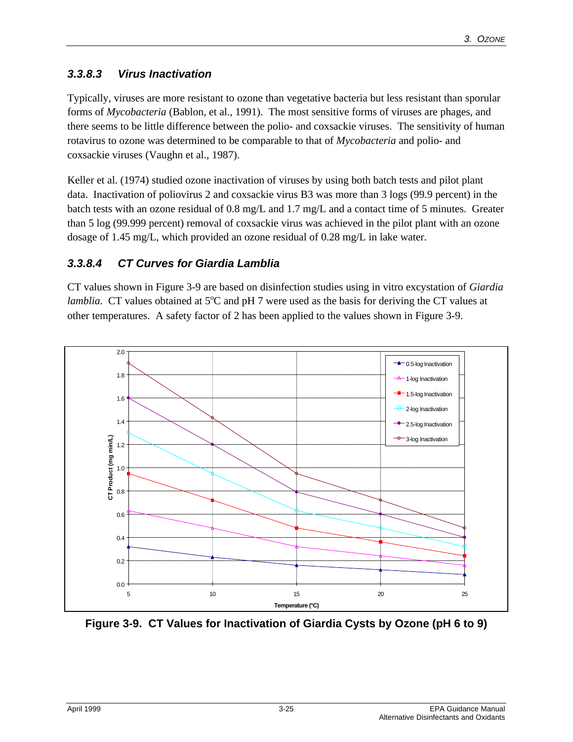### 3.3.8.3 Virus Inactivation

Typically, viruses are more resistant to ozone than vegetative bacteria but less resistant than sporular forms of *Mycobacteria* (Bablon, et al., 1991). The most sensitive forms of viruses are phages, and there seems to be little difference between the polio- and coxsackie viruses. The sensitivity of human rotavirus to ozone was determined to be comparable to that of *Mycobacteria* and polio- and coxsackie viruses (Vaughn et al., 1987).

Keller et al. (1974) studied ozone inactivation of viruses by using both batch tests and pilot plant data. Inactivation of poliovirus 2 and coxsackie virus B3 was more than 3 logs (99.9 percent) in the batch tests with an ozone residual of 0.8 mg/L and 1.7 mg/L and a contact time of 5 minutes. Greater than 5 log (99.999 percent) removal of coxsackie virus was achieved in the pilot plant with an ozone dosage of 1.45 mg/L, which provided an ozone residual of 0.28 mg/L in lake water.

### 3.3.8.4 CT Curves for Giardia Lamblia

CT values shown in Figure 3-9 are based on disinfection studies using in vitro excystation of *Giardia lamblia*. CT values obtained at 5°C and pH 7 were used as the basis for deriving the CT values at other temperatures. A safety factor of 2 has been applied to the values shown in Figure 3-9.

**Figure 3-9. CT Values for Inactivation of Giardia Cysts by Ozone (pH 6 to 9)**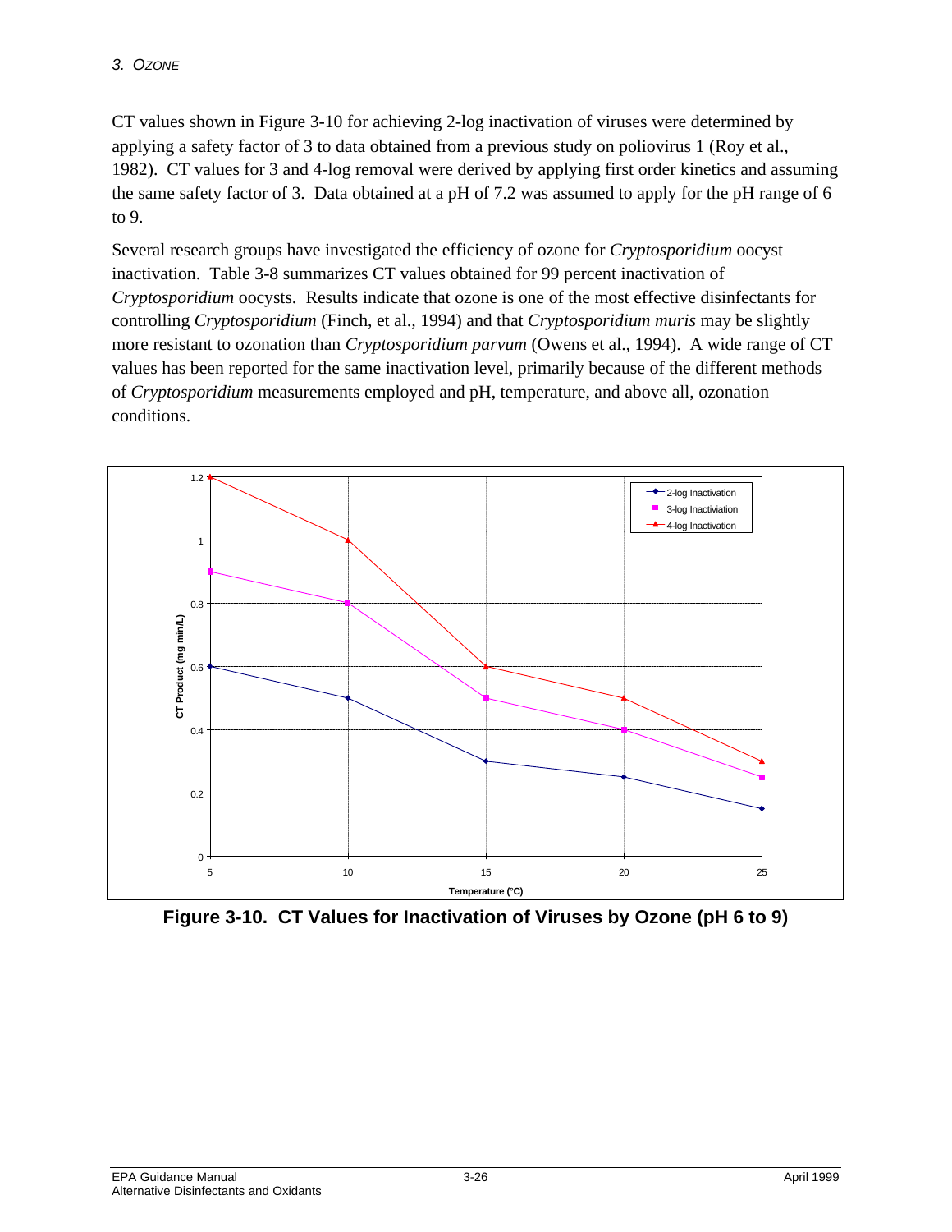CT values shown in Figure 3-10 for achieving 2-log inactivation of viruses were determined by applying a safety factor of 3 to data obtained from a previous study on poliovirus 1 (Roy et al., 1982). CT values for 3 and 4-log removal were derived by applying first order kinetics and assuming the same safety factor of 3. Data obtained at a pH of 7.2 was assumed to apply for the pH range of 6 to 9.

Several research groups have investigated the efficiency of ozone for *Cryptosporidium* oocyst inactivation. Table 3-8 summarizes CT values obtained for 99 percent inactivation of *Cryptosporidium* oocysts. Results indicate that ozone is one of the most effective disinfectants for controlling *Cryptosporidium* (Finch, et al., 1994) and that *Cryptosporidium muris* may be slightly more resistant to ozonation than *Cryptosporidium parvum* (Owens et al., 1994). A wide range of CT values has been reported for the same inactivation level, primarily because of the different methods of *Cryptosporidium* measurements employed and pH, temperature, and above all, ozonation conditions.

**Figure 3-10. CT Values for Inactivation of Viruses by Ozone (pH 6 to 9)**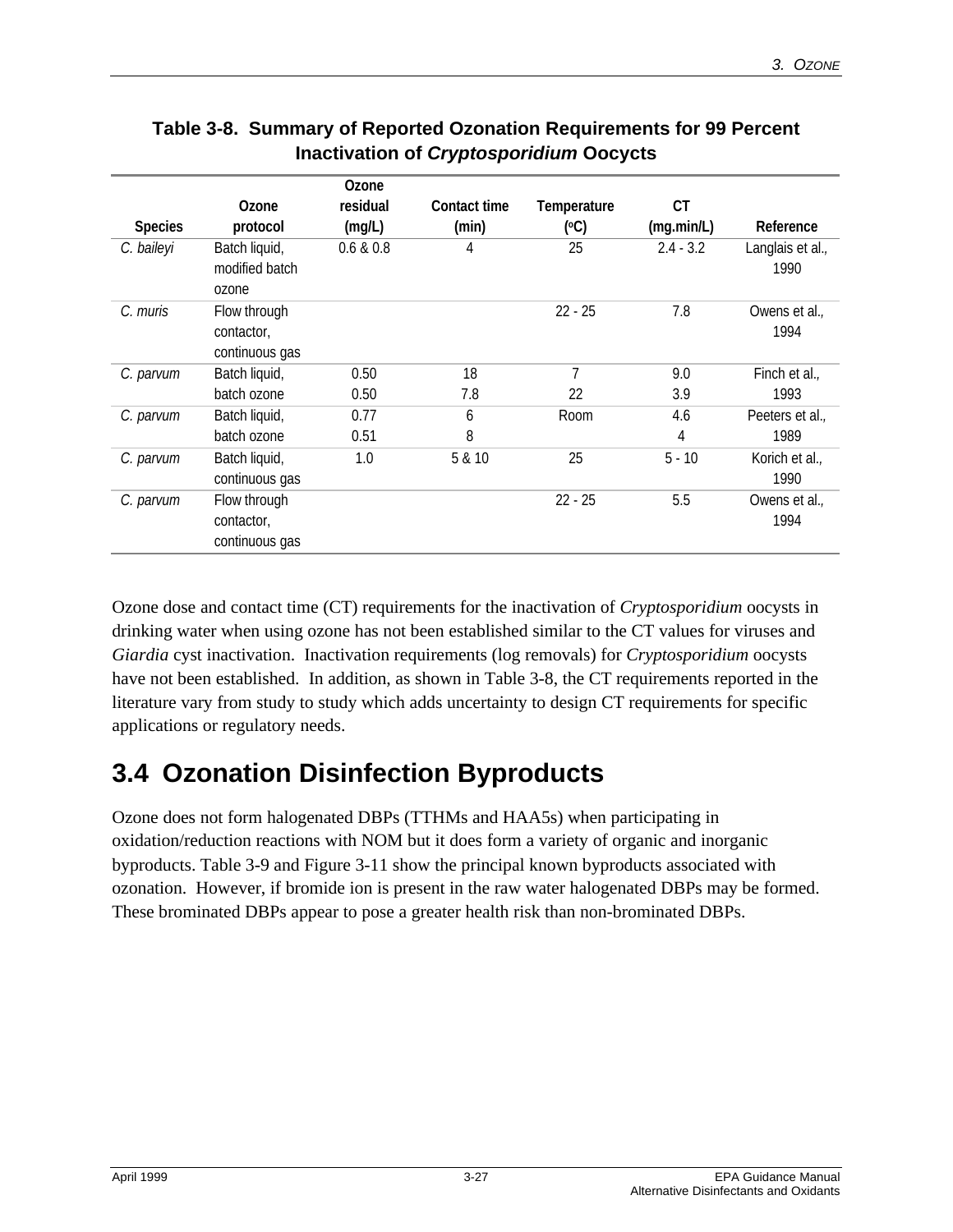**Table 3-8. Summary of Reported Ozonation Requirements for 99 Percent Inactivation of *Cryptosporidium* Oocycts**

| Species | Ozone protocol | Ozone residual (mg/L) | Contact time (min) | Temperature (°C) | CT (mg.min/L) | Reference |
|---|---|---|---|---|---|---|
| *C. baileyi* | Batch liquid, modified batch ozone | 0.6 & 0.8 | 4 | 25 | 2.4 - 3.2 | Langlais et al., 1990 |
| *C. muris* | Flow through contactor, continuous gas | | | 22 - 25 | 7.8 | Owens et al., 1994 |
| *C. parvum* | Batch liquid, batch ozone | 0.50<br>0.50 | 18<br>7.8 | 7<br>22 | 9.0<br>3.9 | Finch et al., 1993 |
| *C. parvum* | Batch liquid, batch ozone | 0.77<br>0.51 | 6<br>8 | Room | 4.6<br>4 | Peeters et al., 1989 |
| *C. parvum* | Batch liquid, continuous gas | 1.0 | 5 & 10 | 25 | 5 - 10 | Korich et al., 1990 |
| *C. parvum* | Flow through contactor, continuous gas | | | 22 - 25 | 5.5 | Owens et al., 1994 |

Ozone dose and contact time (CT) requirements for the inactivation of *Cryptosporidium* oocysts in drinking water when using ozone has not been established similar to the CT values for viruses and *Giardia* cyst inactivation. Inactivation requirements (log removals) for *Cryptosporidium* oocysts have not been established. In addition, as shown in Table 3-8, the CT requirements reported in the literature vary from study to study which adds uncertainty to design CT requirements for specific applications or regulatory needs.

## 3.4 Ozonation Disinfection Byproducts

Ozone does not form halogenated DBPs (TTHMs and HAA5s) when participating in oxidation/reduction reactions with NOM but it does form a variety of organic and inorganic byproducts. Table 3-9 and Figure 3-11 show the principal known byproducts associated with ozonation. However, if bromide ion is present in the raw water halogenated DBPs may be formed. These brominated DBPs appear to pose a greater health risk than non-brominated DBPs.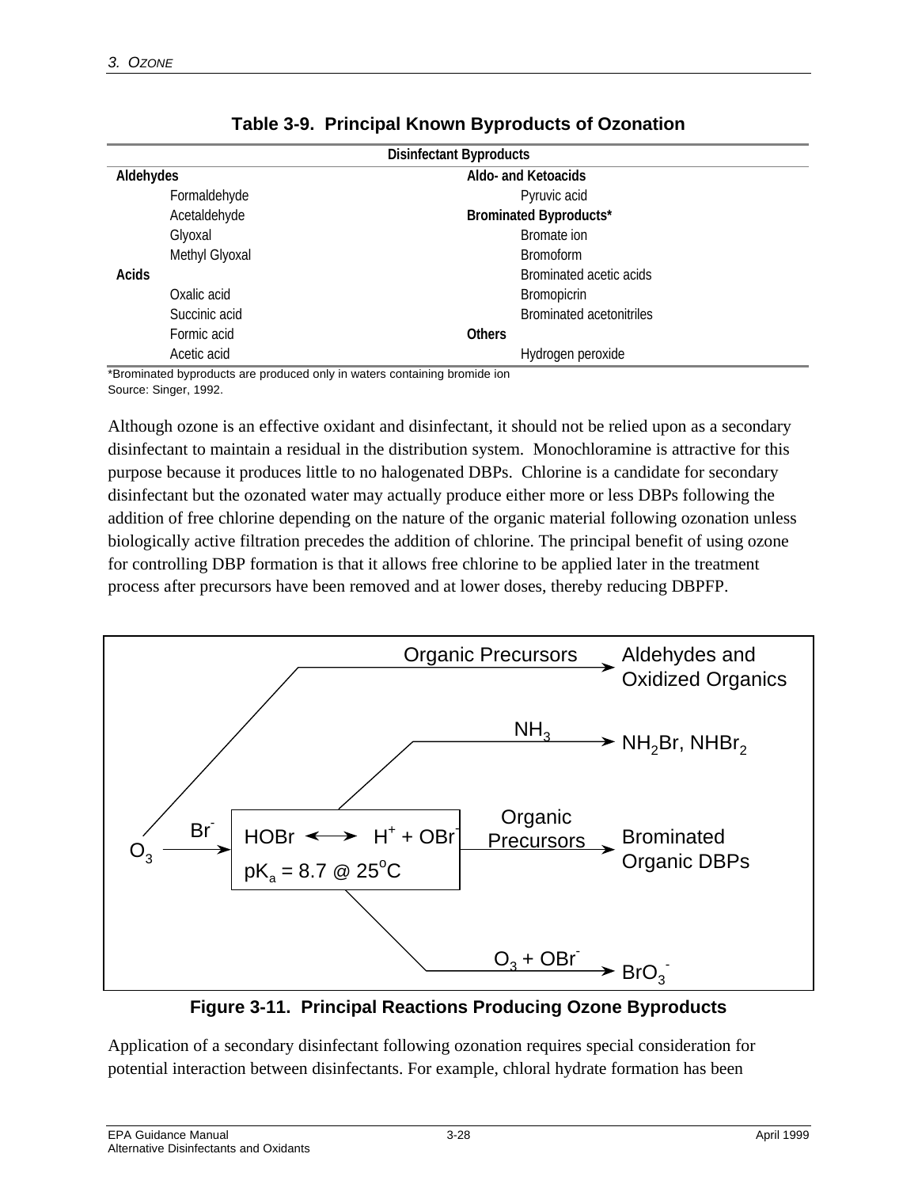**Table 3-9. Principal Known Byproducts of Ozonation**

| Disinfectant Byproducts | |
|---|---|
| **Aldehydes** | **Aldo- and Ketoacids** |
| Formaldehyde | Pyruvic acid |
| Acetaldehyde | **Brominated Byproducts*** |
| Glyoxal | Bromate ion |
| Methyl Glyoxal | Bromoform |
| **Acids** | Brominated acetic acids |
| Oxalic acid | Bromopicrin |
| Succinic acid | Brominated acetonitriles |
| Formic acid | **Others** |
| Acetic acid | Hydrogen peroxide |

*Brominated byproducts are produced only in waters containing bromide ion
Source: Singer, 1992.

Although ozone is an effective oxidant and disinfectant, it should not be relied upon as a secondary disinfectant to maintain a residual in the distribution system. Monochloramine is attractive for this purpose because it produces little to no halogenated DBPs. Chlorine is a candidate for secondary disinfectant but the ozonated water may actually produce either more or less DBPs following the addition of free chlorine depending on the nature of the organic material following ozonation unless biologically active filtration precedes the addition of chlorine. The principal benefit of using ozone for controlling DBP formation is that it allows free chlorine to be applied later in the treatment process after precursors have been removed and at lower doses, thereby reducing DBPFP.

- $O_3$ + Organic Precursors → Aldehydes and Oxidized Organics
- $O_3$ + $Br^-$ → $HOBr \leftrightarrow H^+ + OBr^-$ ($pK_a$ = 8.7 @ 25°C)
  - + $NH_3$ → $NH_2Br$, $NHBr_2$
  - + Organic Precursors → Brominated Organic DBPs
  - $O_3 + OBr^-$ → $BrO_3^-$

**Figure 3-11. Principal Reactions Producing Ozone Byproducts**

Application of a secondary disinfectant following ozonation requires special consideration for potential interaction between disinfectants. For example, chloral hydrate formation has been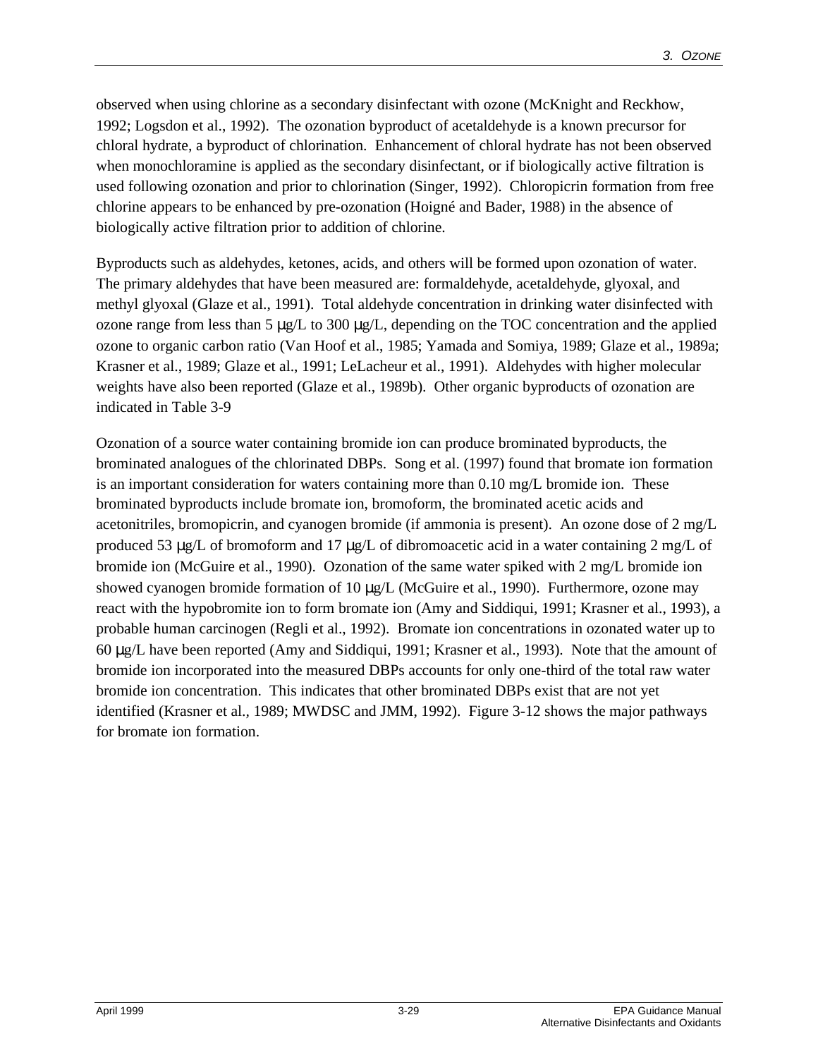observed when using chlorine as a secondary disinfectant with ozone (McKnight and Reckhow, 1992; Logsdon et al., 1992). The ozonation byproduct of acetaldehyde is a known precursor for chloral hydrate, a byproduct of chlorination. Enhancement of chloral hydrate has not been observed when monochloramine is applied as the secondary disinfectant, or if biologically active filtration is used following ozonation and prior to chlorination (Singer, 1992). Chloropicrin formation from free chlorine appears to be enhanced by pre-ozonation (Hoigné and Bader, 1988) in the absence of biologically active filtration prior to addition of chlorine.

Byproducts such as aldehydes, ketones, acids, and others will be formed upon ozonation of water. The primary aldehydes that have been measured are: formaldehyde, acetaldehyde, glyoxal, and methyl glyoxal (Glaze et al., 1991). Total aldehyde concentration in drinking water disinfected with ozone range from less than 5 μg/L to 300 μg/L, depending on the TOC concentration and the applied ozone to organic carbon ratio (Van Hoof et al., 1985; Yamada and Somiya, 1989; Glaze et al., 1989a; Krasner et al., 1989; Glaze et al., 1991; LeLacheur et al., 1991). Aldehydes with higher molecular weights have also been reported (Glaze et al., 1989b). Other organic byproducts of ozonation are indicated in Table 3-9

Ozonation of a source water containing bromide ion can produce brominated byproducts, the brominated analogues of the chlorinated DBPs. Song et al. (1997) found that bromate ion formation is an important consideration for waters containing more than 0.10 mg/L bromide ion. These brominated byproducts include bromate ion, bromoform, the brominated acetic acids and acetonitriles, bromopicrin, and cyanogen bromide (if ammonia is present). An ozone dose of 2 mg/L produced 53 μg/L of bromoform and 17 μg/L of dibromoacetic acid in a water containing 2 mg/L of bromide ion (McGuire et al., 1990). Ozonation of the same water spiked with 2 mg/L bromide ion showed cyanogen bromide formation of 10 μg/L (McGuire et al., 1990). Furthermore, ozone may react with the hypobromite ion to form bromate ion (Amy and Siddiqui, 1991; Krasner et al., 1993), a probable human carcinogen (Regli et al., 1992). Bromate ion concentrations in ozonated water up to 60 μg/L have been reported (Amy and Siddiqui, 1991; Krasner et al., 1993). Note that the amount of bromide ion incorporated into the measured DBPs accounts for only one-third of the total raw water bromide ion concentration. This indicates that other brominated DBPs exist that are not yet identified (Krasner et al., 1989; MWDSC and JMM, 1992). Figure 3-12 shows the major pathways for bromate ion formation.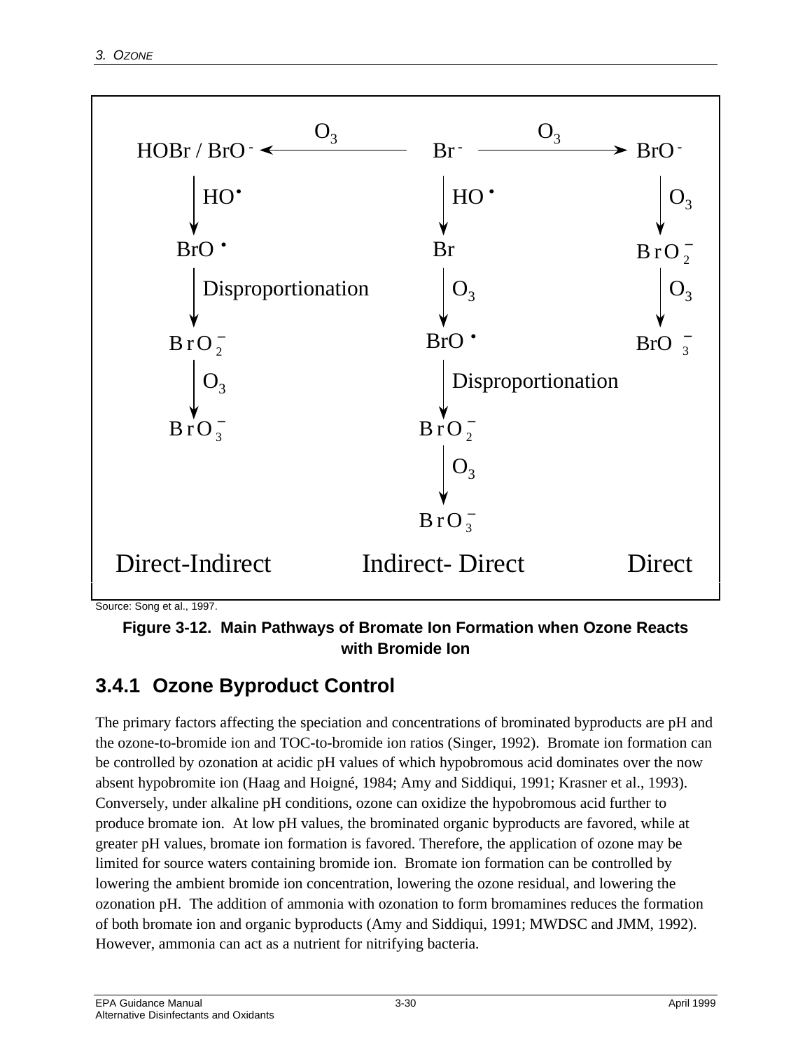Source: Song et al., 1997.

**Figure 3-12. Main Pathways of Bromate Ion Formation when Ozone Reacts with Bromide Ion**

## 3.4.1 Ozone Byproduct Control

The primary factors affecting the speciation and concentrations of brominated byproducts are pH and the ozone-to-bromide ion and TOC-to-bromide ion ratios (Singer, 1992). Bromate ion formation can be controlled by ozonation at acidic pH values of which hypobromous acid dominates over the now absent hypobromite ion (Haag and Hoigné, 1984; Amy and Siddiqui, 1991; Krasner et al., 1993). Conversely, under alkaline pH conditions, ozone can oxidize the hypobromous acid further to produce bromate ion. At low pH values, the brominated organic byproducts are favored, while at greater pH values, bromate ion formation is favored. Therefore, the application of ozone may be limited for source waters containing bromide ion. Bromate ion formation can be controlled by lowering the ambient bromide ion concentration, lowering the ozone residual, and lowering the ozonation pH. The addition of ammonia with ozonation to form bromamines reduces the formation of both bromate ion and organic byproducts (Amy and Siddiqui, 1991; MWDSC and JMM, 1992). However, ammonia can act as a nutrient for nitrifying bacteria.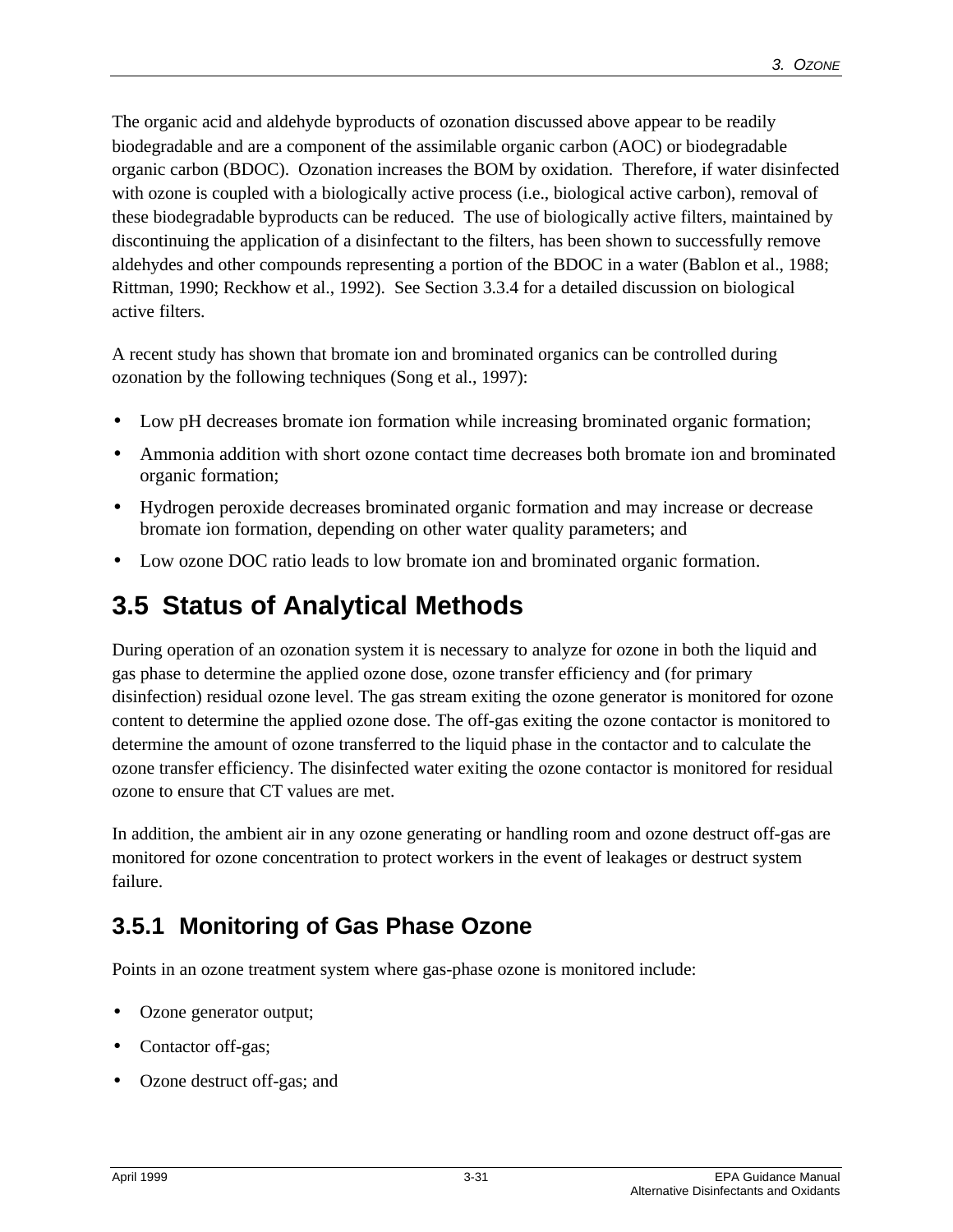The organic acid and aldehyde byproducts of ozonation discussed above appear to be readily biodegradable and are a component of the assimilable organic carbon (AOC) or biodegradable organic carbon (BDOC). Ozonation increases the BOM by oxidation. Therefore, if water disinfected with ozone is coupled with a biologically active process (i.e., biological active carbon), removal of these biodegradable byproducts can be reduced. The use of biologically active filters, maintained by discontinuing the application of a disinfectant to the filters, has been shown to successfully remove aldehydes and other compounds representing a portion of the BDOC in a water (Bablon et al., 1988; Rittman, 1990; Reckhow et al., 1992). See Section 3.3.4 for a detailed discussion on biological active filters.

A recent study has shown that bromate ion and brominated organics can be controlled during ozonation by the following techniques (Song et al., 1997):

- Low pH decreases bromate ion formation while increasing brominated organic formation;
- Ammonia addition with short ozone contact time decreases both bromate ion and brominated organic formation;
- Hydrogen peroxide decreases brominated organic formation and may increase or decrease bromate ion formation, depending on other water quality parameters; and
- Low ozone DOC ratio leads to low bromate ion and brominated organic formation.

## 3.5 Status of Analytical Methods

During operation of an ozonation system it is necessary to analyze for ozone in both the liquid and gas phase to determine the applied ozone dose, ozone transfer efficiency and (for primary disinfection) residual ozone level. The gas stream exiting the ozone generator is monitored for ozone content to determine the applied ozone dose. The off-gas exiting the ozone contactor is monitored to determine the amount of ozone transferred to the liquid phase in the contactor and to calculate the ozone transfer efficiency. The disinfected water exiting the ozone contactor is monitored for residual ozone to ensure that CT values are met.

In addition, the ambient air in any ozone generating or handling room and ozone destruct off-gas are monitored for ozone concentration to protect workers in the event of leakages or destruct system failure.

### 3.5.1 Monitoring of Gas Phase Ozone

Points in an ozone treatment system where gas-phase ozone is monitored include:

- Ozone generator output;
- Contactor off-gas;
- Ozone destruct off-gas; and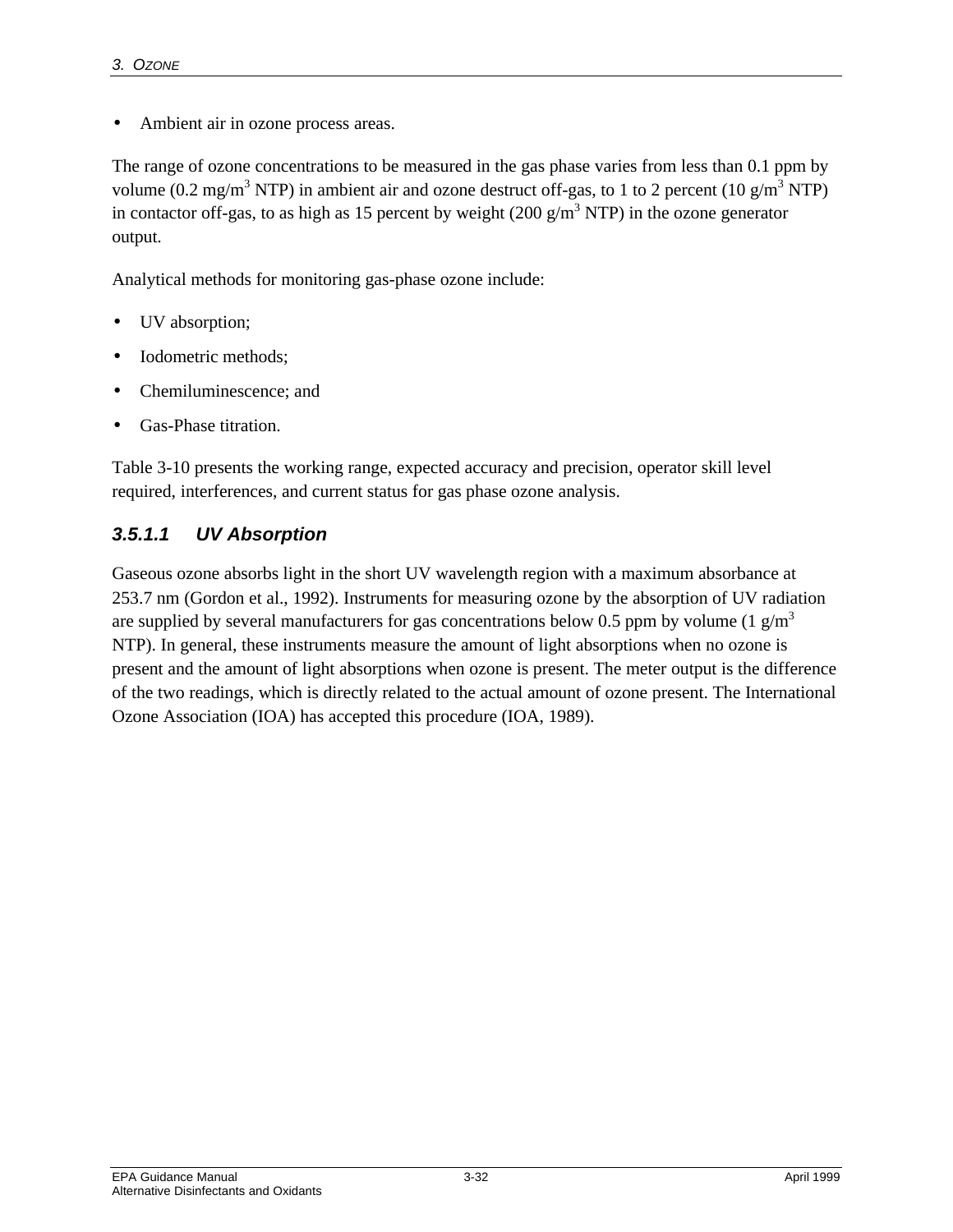- Ambient air in ozone process areas.

The range of ozone concentrations to be measured in the gas phase varies from less than 0.1 ppm by volume (0.2 $mg/m^3$ NTP) in ambient air and ozone destruct off-gas, to 1 to 2 percent (10 $g/m^3$ NTP) in contactor off-gas, to as high as 15 percent by weight (200 $g/m^3$ NTP) in the ozone generator output.

Analytical methods for monitoring gas-phase ozone include:

- UV absorption;
- Iodometric methods;
- Chemiluminescence; and
- Gas-Phase titration.

Table 3-10 presents the working range, expected accuracy and precision, operator skill level required, interferences, and current status for gas phase ozone analysis.

#### *3.5.1.1 UV Absorption*

Gaseous ozone absorbs light in the short UV wavelength region with a maximum absorbance at 253.7 nm (Gordon et al., 1992). Instruments for measuring ozone by the absorption of UV radiation are supplied by several manufacturers for gas concentrations below 0.5 ppm by volume (1 $g/m^3$ NTP). In general, these instruments measure the amount of light absorptions when no ozone is present and the amount of light absorptions when ozone is present. The meter output is the difference of the two readings, which is directly related to the actual amount of ozone present. The International Ozone Association (IOA) has accepted this procedure (IOA, 1989).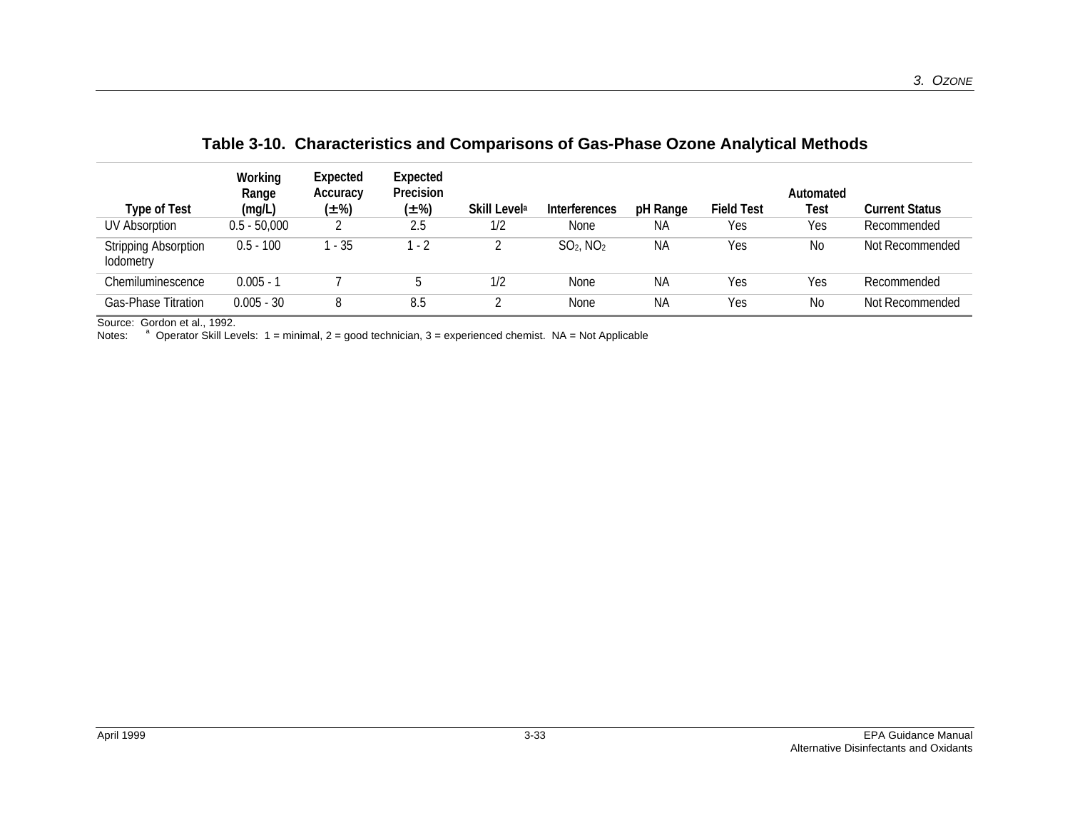**Table 3-10. Characteristics and Comparisons of Gas-Phase Ozone Analytical Methods**

| Type of Test | Working Range (mg/L) | Expected Accuracy (±%) | Expected Precision (±%) | Skill Level[a] | Interferences | pH Range | Field Test | Automated Test | Current Status |
|---|---|---|---|---|---|---|---|---|---|
| UV Absorption | 0.5 - 50,000 | 2 | 2.5 | 1/2 | None | NA | Yes | Yes | Recommended |
| Stripping Absorption Iodometry | 0.5 - 100 | 1 - 35 | 1 - 2 | 2 | $SO_2$, $NO_2$ | NA | Yes | No | Not Recommended |
| Chemiluminescence | 0.005 - 1 | 7 | 5 | 1/2 | None | NA | Yes | Yes | Recommended |
| Gas-Phase Titration | 0.005 - 30 | 8 | 8.5 | 2 | None | NA | Yes | No | Not Recommended |

Source: Gordon et al., 1992.

Notes: [a] Operator Skill Levels: 1 = minimal, 2 = good technician, 3 = experienced chemist. NA = Not Applicable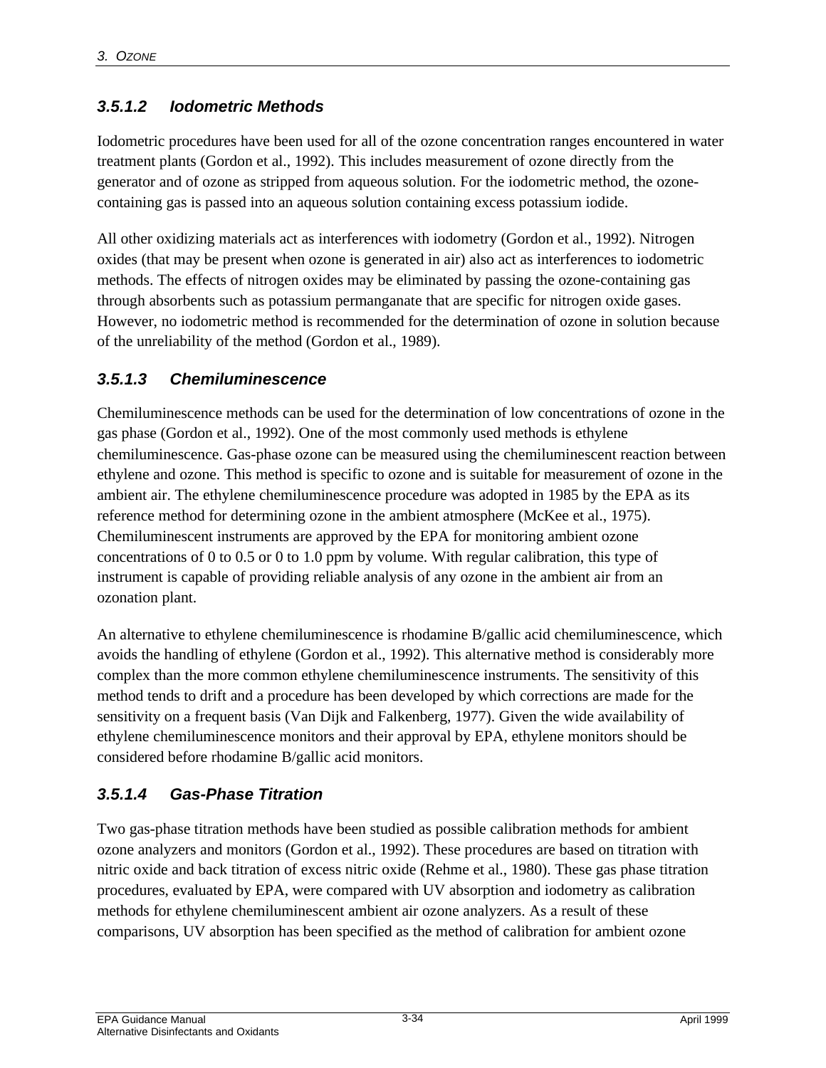### *3.5.1.2 Iodometric Methods*

Iodometric procedures have been used for all of the ozone concentration ranges encountered in water treatment plants (Gordon et al., 1992). This includes measurement of ozone directly from the generator and of ozone as stripped from aqueous solution. For the iodometric method, the ozone-containing gas is passed into an aqueous solution containing excess potassium iodide.

All other oxidizing materials act as interferences with iodometry (Gordon et al., 1992). Nitrogen oxides (that may be present when ozone is generated in air) also act as interferences to iodometric methods. The effects of nitrogen oxides may be eliminated by passing the ozone-containing gas through absorbents such as potassium permanganate that are specific for nitrogen oxide gases. However, no iodometric method is recommended for the determination of ozone in solution because of the unreliability of the method (Gordon et al., 1989).

### *3.5.1.3 Chemiluminescence*

Chemiluminescence methods can be used for the determination of low concentrations of ozone in the gas phase (Gordon et al., 1992). One of the most commonly used methods is ethylene chemiluminescence. Gas-phase ozone can be measured using the chemiluminescent reaction between ethylene and ozone. This method is specific to ozone and is suitable for measurement of ozone in the ambient air. The ethylene chemiluminescence procedure was adopted in 1985 by the EPA as its reference method for determining ozone in the ambient atmosphere (McKee et al., 1975). Chemiluminescent instruments are approved by the EPA for monitoring ambient ozone concentrations of 0 to 0.5 or 0 to 1.0 ppm by volume. With regular calibration, this type of instrument is capable of providing reliable analysis of any ozone in the ambient air from an ozonation plant.

An alternative to ethylene chemiluminescence is rhodamine B/gallic acid chemiluminescence, which avoids the handling of ethylene (Gordon et al., 1992). This alternative method is considerably more complex than the more common ethylene chemiluminescence instruments. The sensitivity of this method tends to drift and a procedure has been developed by which corrections are made for the sensitivity on a frequent basis (Van Dijk and Falkenberg, 1977). Given the wide availability of ethylene chemiluminescence monitors and their approval by EPA, ethylene monitors should be considered before rhodamine B/gallic acid monitors.

### *3.5.1.4 Gas-Phase Titration*

Two gas-phase titration methods have been studied as possible calibration methods for ambient ozone analyzers and monitors (Gordon et al., 1992). These procedures are based on titration with nitric oxide and back titration of excess nitric oxide (Rehme et al., 1980). These gas phase titration procedures, evaluated by EPA, were compared with UV absorption and iodometry as calibration methods for ethylene chemiluminescent ambient air ozone analyzers. As a result of these comparisons, UV absorption has been specified as the method of calibration for ambient ozone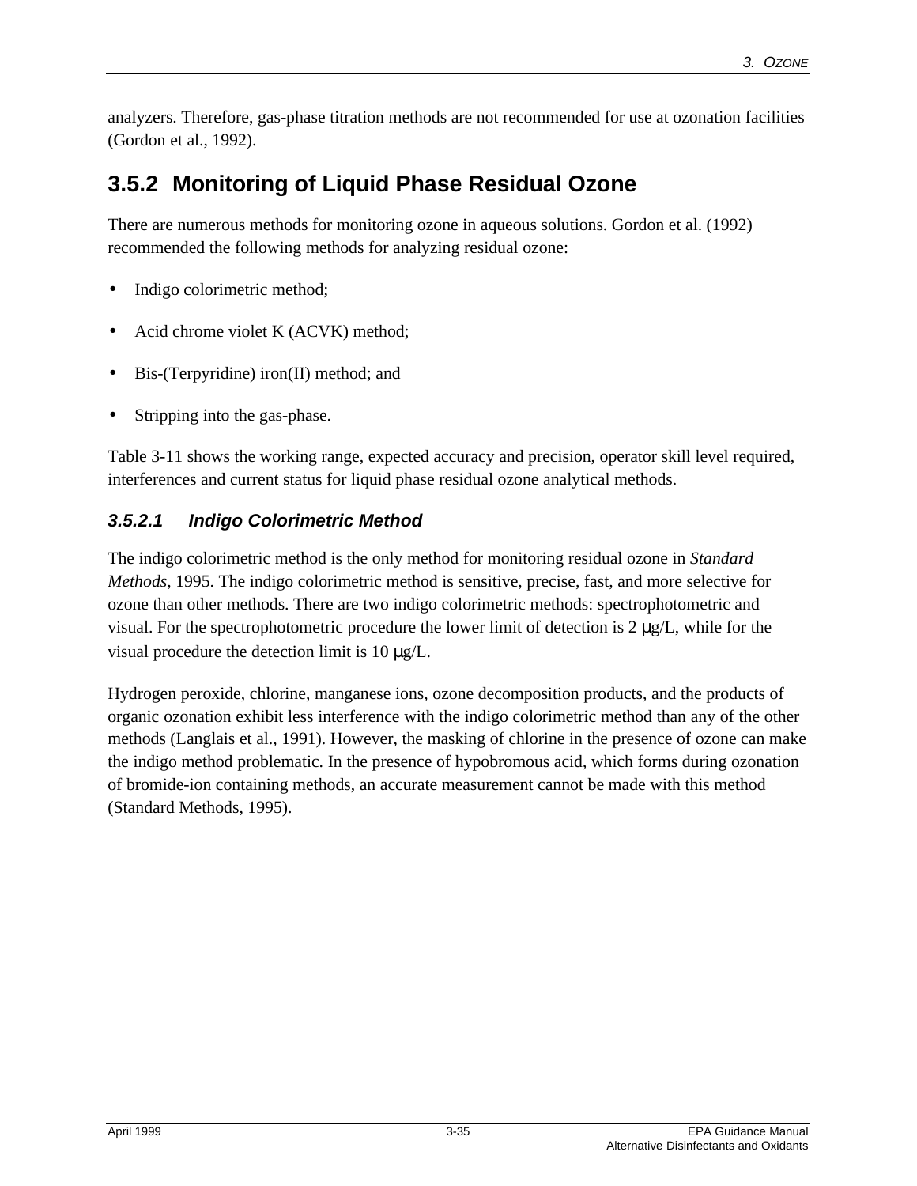analyzers. Therefore, gas-phase titration methods are not recommended for use at ozonation facilities (Gordon et al., 1992).

## 3.5.2 Monitoring of Liquid Phase Residual Ozone

There are numerous methods for monitoring ozone in aqueous solutions. Gordon et al. (1992) recommended the following methods for analyzing residual ozone:

- Indigo colorimetric method;
- Acid chrome violet K (ACVK) method;
- Bis-(Terpyridine) iron(II) method; and
- Stripping into the gas-phase.

Table 3-11 shows the working range, expected accuracy and precision, operator skill level required, interferences and current status for liquid phase residual ozone analytical methods.

### *3.5.2.1 Indigo Colorimetric Method*

The indigo colorimetric method is the only method for monitoring residual ozone in *Standard Methods*, 1995. The indigo colorimetric method is sensitive, precise, fast, and more selective for ozone than other methods. There are two indigo colorimetric methods: spectrophotometric and visual. For the spectrophotometric procedure the lower limit of detection is 2 μg/L, while for the visual procedure the detection limit is 10 μg/L.

Hydrogen peroxide, chlorine, manganese ions, ozone decomposition products, and the products of organic ozonation exhibit less interference with the indigo colorimetric method than any of the other methods (Langlais et al., 1991). However, the masking of chlorine in the presence of ozone can make the indigo method problematic. In the presence of hypobromous acid, which forms during ozonation of bromide-ion containing methods, an accurate measurement cannot be made with this method (Standard Methods, 1995).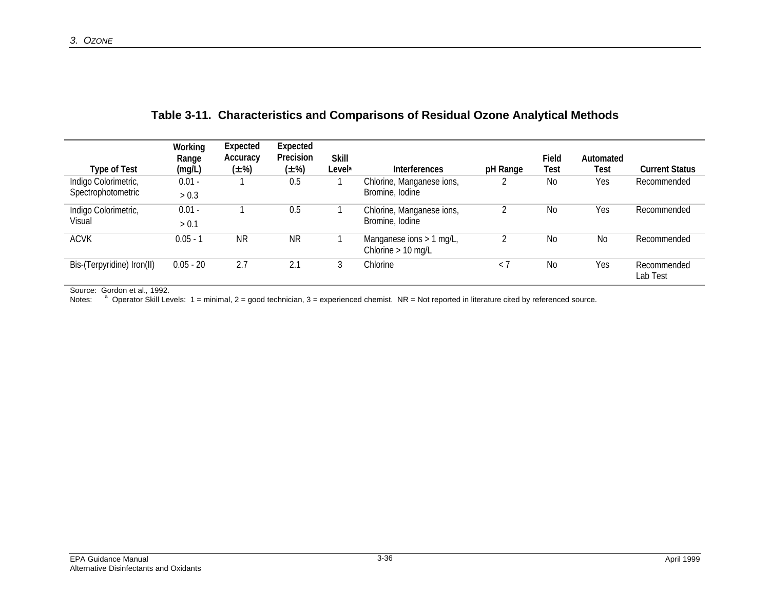**Table 3-11. Characteristics and Comparisons of Residual Ozone Analytical Methods**

| Type of Test | Working Range (mg/L) | Expected Accuracy (±%) | Expected Precision (±%) | Skill Level[a] | Interferences | pH Range | Field Test | Automated Test | Current Status |
|---|---|---|---|---|---|---|---|---|---|
| Indigo Colorimetric, Spectrophotometric | 0.01 - > 0.3 | 1 | 0.5 | 1 | Chlorine, Manganese ions, Bromine, Iodine | 2 | No | Yes | Recommended |
| Indigo Colorimetric, Visual | 0.01 - > 0.1 | 1 | 0.5 | 1 | Chlorine, Manganese ions, Bromine, Iodine | 2 | No | Yes | Recommended |
| ACVK | 0.05 - 1 | NR | NR | 1 | Manganese ions > 1 mg/L, Chlorine > 10 mg/L | 2 | No | No | Recommended |
| Bis-(Terpyridine) Iron(II) | 0.05 - 20 | 2.7 | 2.1 | 3 | Chlorine | < 7 | No | Yes | Recommended Lab Test |

Source: Gordon et al., 1992.

Notes: [a] Operator Skill Levels: 1 = minimal, 2 = good technician, 3 = experienced chemist. NR = Not reported in literature cited by referenced source.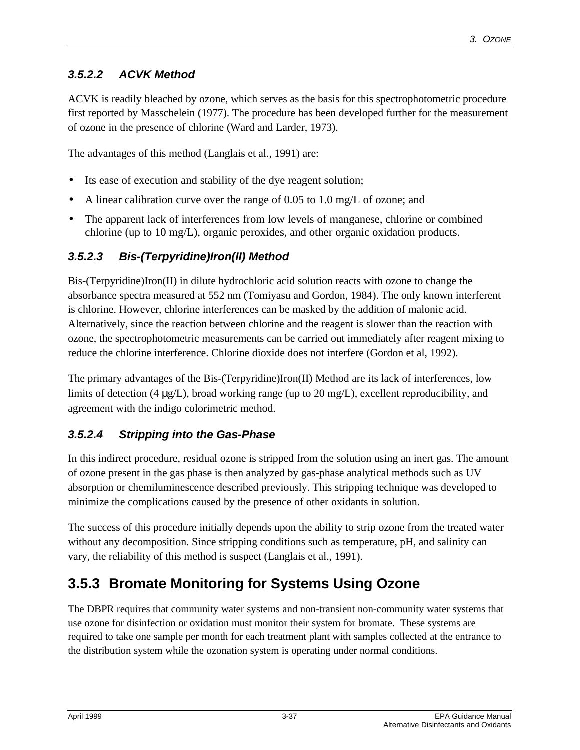#### 3.5.2.2 ACVK Method

ACVK is readily bleached by ozone, which serves as the basis for this spectrophotometric procedure first reported by Masschelein (1977). The procedure has been developed further for the measurement of ozone in the presence of chlorine (Ward and Larder, 1973).

The advantages of this method (Langlais et al., 1991) are:

- Its ease of execution and stability of the dye reagent solution;
- A linear calibration curve over the range of 0.05 to 1.0 mg/L of ozone; and
- The apparent lack of interferences from low levels of manganese, chlorine or combined chlorine (up to 10 mg/L), organic peroxides, and other organic oxidation products.

#### 3.5.2.3 Bis-(Terpyridine)Iron(II) Method

Bis-(Terpyridine)Iron(II) in dilute hydrochloric acid solution reacts with ozone to change the absorbance spectra measured at 552 nm (Tomiyasu and Gordon, 1984). The only known interferent is chlorine. However, chlorine interferences can be masked by the addition of malonic acid. Alternatively, since the reaction between chlorine and the reagent is slower than the reaction with ozone, the spectrophotometric measurements can be carried out immediately after reagent mixing to reduce the chlorine interference. Chlorine dioxide does not interfere (Gordon et al, 1992).

The primary advantages of the Bis-(Terpyridine)Iron(II) Method are its lack of interferences, low limits of detection (4 μg/L), broad working range (up to 20 mg/L), excellent reproducibility, and agreement with the indigo colorimetric method.

#### 3.5.2.4 Stripping into the Gas-Phase

In this indirect procedure, residual ozone is stripped from the solution using an inert gas. The amount of ozone present in the gas phase is then analyzed by gas-phase analytical methods such as UV absorption or chemiluminescence described previously. This stripping technique was developed to minimize the complications caused by the presence of other oxidants in solution.

The success of this procedure initially depends upon the ability to strip ozone from the treated water without any decomposition. Since stripping conditions such as temperature, pH, and salinity can vary, the reliability of this method is suspect (Langlais et al., 1991).

## 3.5.3 Bromate Monitoring for Systems Using Ozone

The DBPR requires that community water systems and non-transient non-community water systems that use ozone for disinfection or oxidation must monitor their system for bromate. These systems are required to take one sample per month for each treatment plant with samples collected at the entrance to the distribution system while the ozonation system is operating under normal conditions.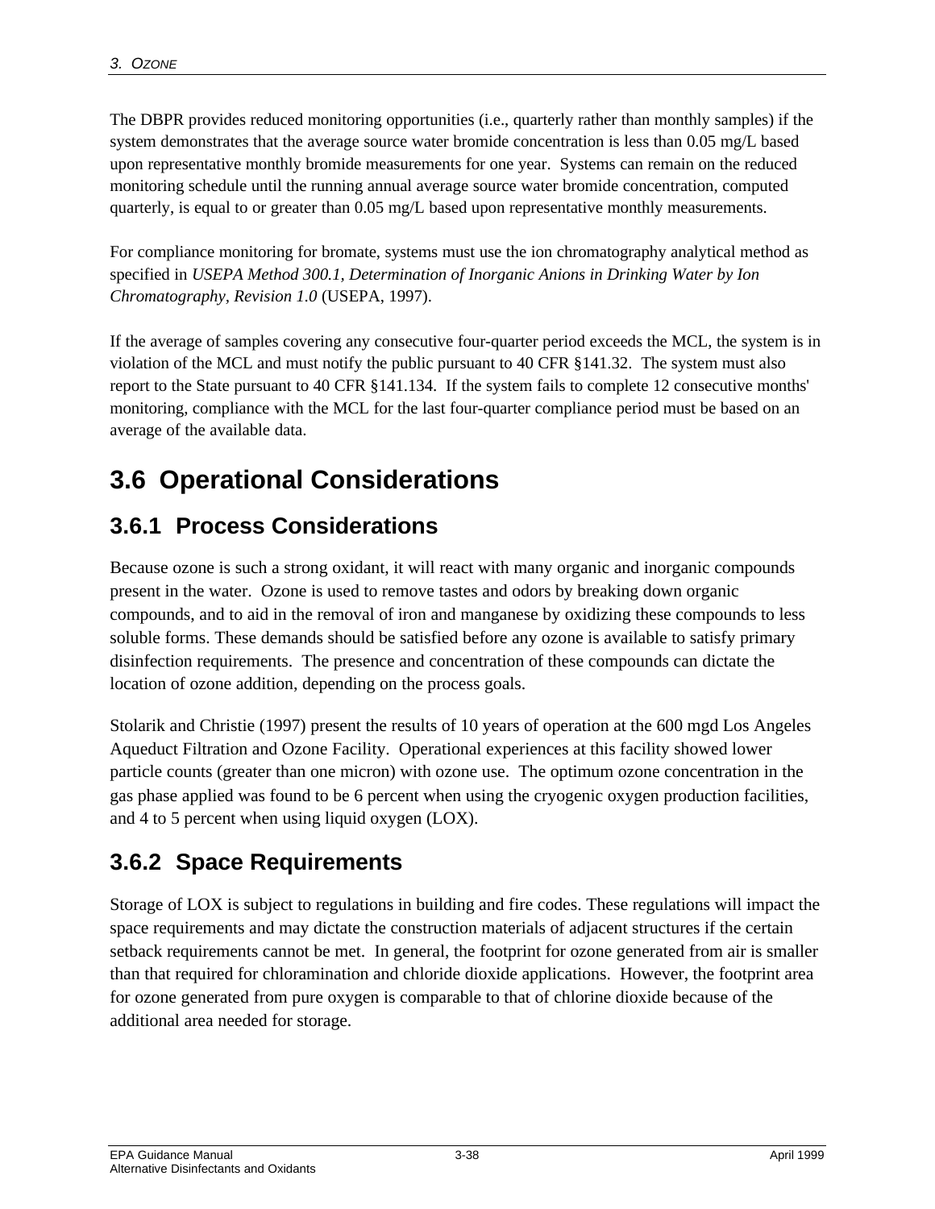The DBPR provides reduced monitoring opportunities (i.e., quarterly rather than monthly samples) if the system demonstrates that the average source water bromide concentration is less than 0.05 mg/L based upon representative monthly bromide measurements for one year. Systems can remain on the reduced monitoring schedule until the running annual average source water bromide concentration, computed quarterly, is equal to or greater than 0.05 mg/L based upon representative monthly measurements.

For compliance monitoring for bromate, systems must use the ion chromatography analytical method as specified in *USEPA Method 300.1, Determination of Inorganic Anions in Drinking Water by Ion Chromatography, Revision 1.0* (USEPA, 1997).

If the average of samples covering any consecutive four-quarter period exceeds the MCL, the system is in violation of the MCL and must notify the public pursuant to 40 CFR §141.32. The system must also report to the State pursuant to 40 CFR §141.134. If the system fails to complete 12 consecutive months' monitoring, compliance with the MCL for the last four-quarter compliance period must be based on an average of the available data.

## 3.6 Operational Considerations

### 3.6.1 Process Considerations

Because ozone is such a strong oxidant, it will react with many organic and inorganic compounds present in the water. Ozone is used to remove tastes and odors by breaking down organic compounds, and to aid in the removal of iron and manganese by oxidizing these compounds to less soluble forms. These demands should be satisfied before any ozone is available to satisfy primary disinfection requirements. The presence and concentration of these compounds can dictate the location of ozone addition, depending on the process goals.

Stolarik and Christie (1997) present the results of 10 years of operation at the 600 mgd Los Angeles Aqueduct Filtration and Ozone Facility. Operational experiences at this facility showed lower particle counts (greater than one micron) with ozone use. The optimum ozone concentration in the gas phase applied was found to be 6 percent when using the cryogenic oxygen production facilities, and 4 to 5 percent when using liquid oxygen (LOX).

### 3.6.2 Space Requirements

Storage of LOX is subject to regulations in building and fire codes. These regulations will impact the space requirements and may dictate the construction materials of adjacent structures if the certain setback requirements cannot be met. In general, the footprint for ozone generated from air is smaller than that required for chloramination and chloride dioxide applications. However, the footprint area for ozone generated from pure oxygen is comparable to that of chlorine dioxide because of the additional area needed for storage.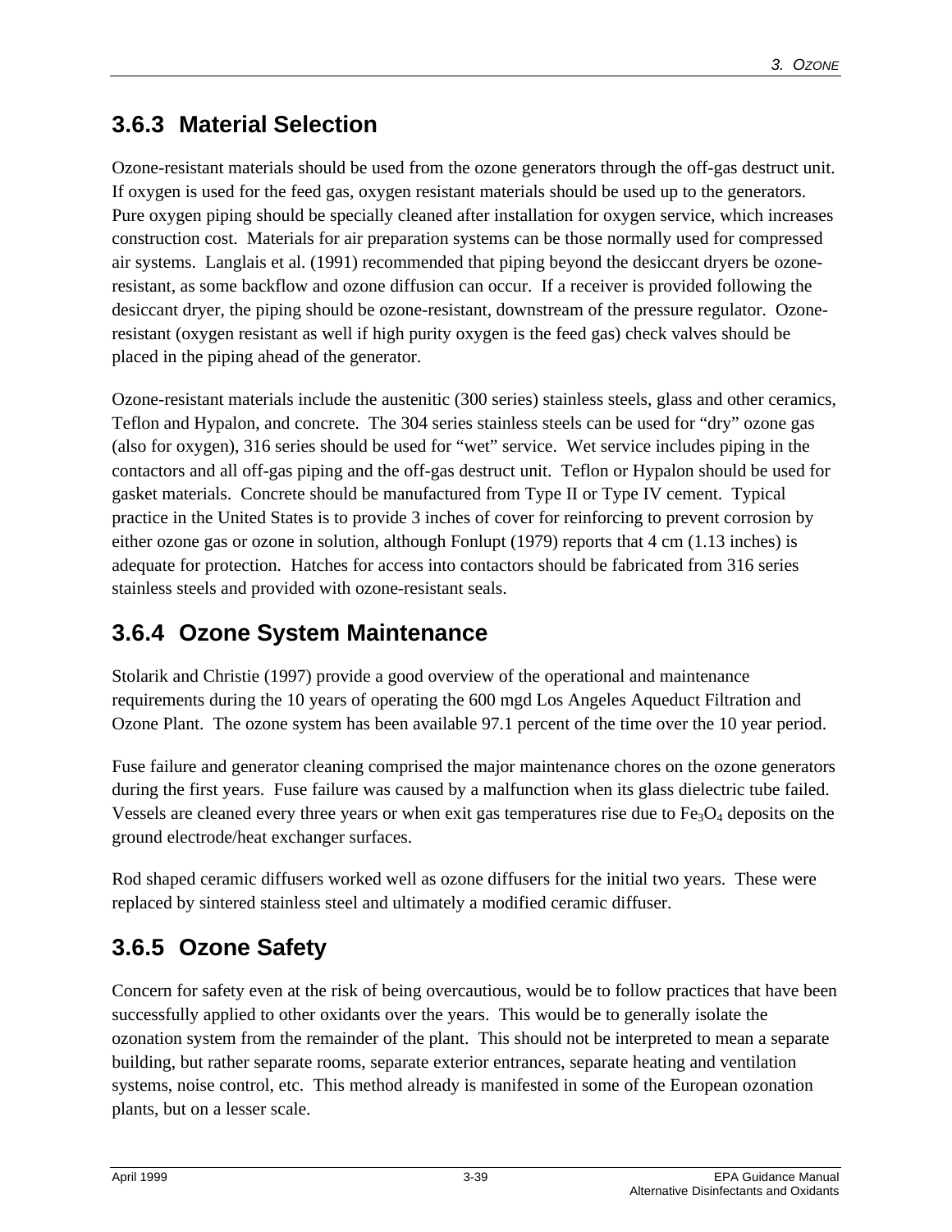### 3.6.3 Material Selection

Ozone-resistant materials should be used from the ozone generators through the off-gas destruct unit. If oxygen is used for the feed gas, oxygen resistant materials should be used up to the generators. Pure oxygen piping should be specially cleaned after installation for oxygen service, which increases construction cost. Materials for air preparation systems can be those normally used for compressed air systems. Langlais et al. (1991) recommended that piping beyond the desiccant dryers be ozone-resistant, as some backflow and ozone diffusion can occur. If a receiver is provided following the desiccant dryer, the piping should be ozone-resistant, downstream of the pressure regulator. Ozone-resistant (oxygen resistant as well if high purity oxygen is the feed gas) check valves should be placed in the piping ahead of the generator.

Ozone-resistant materials include the austenitic (300 series) stainless steels, glass and other ceramics, Teflon and Hypalon, and concrete. The 304 series stainless steels can be used for "dry" ozone gas (also for oxygen), 316 series should be used for "wet" service. Wet service includes piping in the contactors and all off-gas piping and the off-gas destruct unit. Teflon or Hypalon should be used for gasket materials. Concrete should be manufactured from Type II or Type IV cement. Typical practice in the United States is to provide 3 inches of cover for reinforcing to prevent corrosion by either ozone gas or ozone in solution, although Fonlupt (1979) reports that 4 cm (1.13 inches) is adequate for protection. Hatches for access into contactors should be fabricated from 316 series stainless steels and provided with ozone-resistant seals.

### 3.6.4 Ozone System Maintenance

Stolarik and Christie (1997) provide a good overview of the operational and maintenance requirements during the 10 years of operating the 600 mgd Los Angeles Aqueduct Filtration and Ozone Plant. The ozone system has been available 97.1 percent of the time over the 10 year period.

Fuse failure and generator cleaning comprised the major maintenance chores on the ozone generators during the first years. Fuse failure was caused by a malfunction when its glass dielectric tube failed. Vessels are cleaned every three years or when exit gas temperatures rise due to $Fe_3O_4$ deposits on the ground electrode/heat exchanger surfaces.

Rod shaped ceramic diffusers worked well as ozone diffusers for the initial two years. These were replaced by sintered stainless steel and ultimately a modified ceramic diffuser.

### 3.6.5 Ozone Safety

Concern for safety even at the risk of being overcautious, would be to follow practices that have been successfully applied to other oxidants over the years. This would be to generally isolate the ozonation system from the remainder of the plant. This should not be interpreted to mean a separate building, but rather separate rooms, separate exterior entrances, separate heating and ventilation systems, noise control, etc. This method already is manifested in some of the European ozonation plants, but on a lesser scale.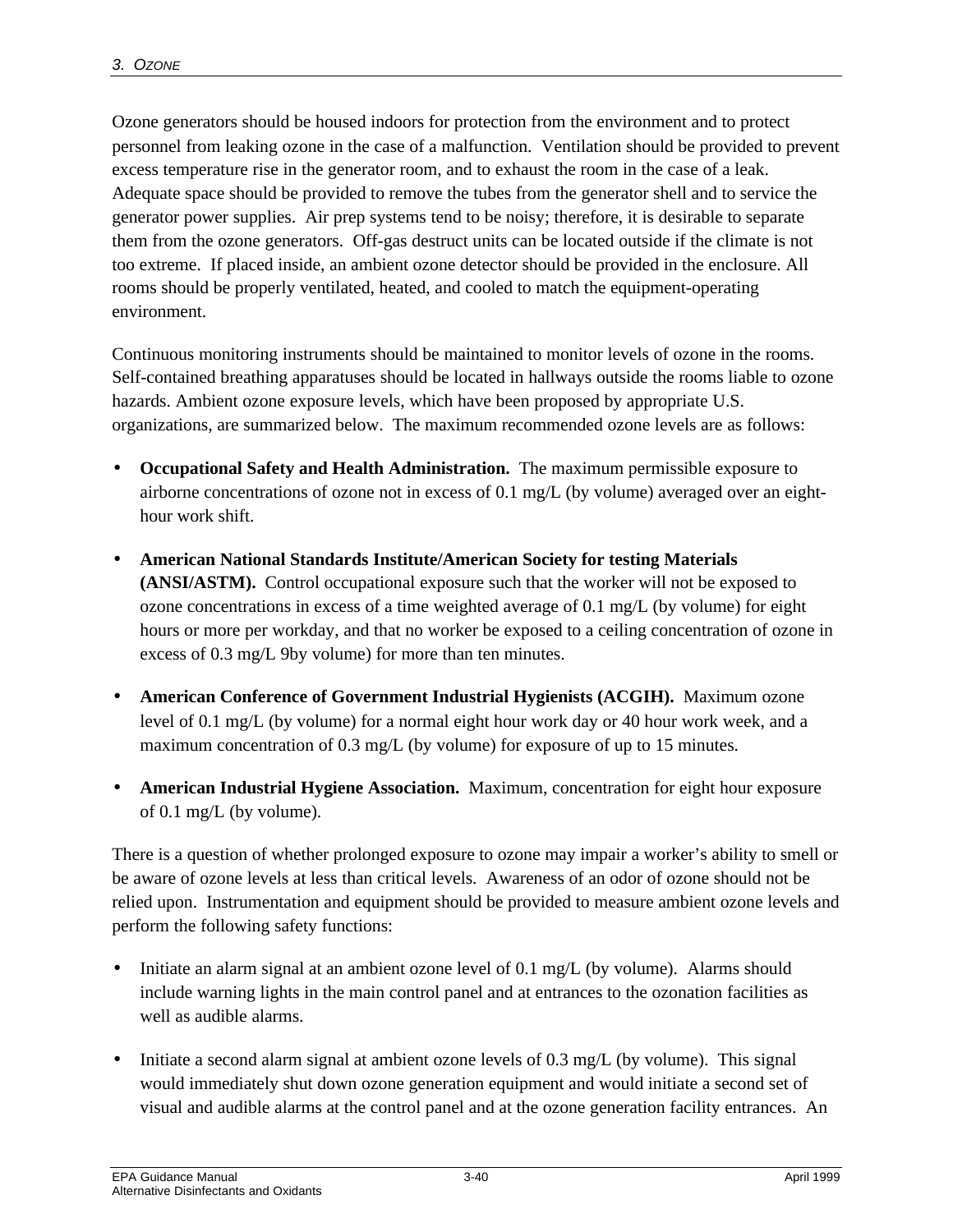Ozone generators should be housed indoors for protection from the environment and to protect personnel from leaking ozone in the case of a malfunction. Ventilation should be provided to prevent excess temperature rise in the generator room, and to exhaust the room in the case of a leak. Adequate space should be provided to remove the tubes from the generator shell and to service the generator power supplies. Air prep systems tend to be noisy; therefore, it is desirable to separate them from the ozone generators. Off-gas destruct units can be located outside if the climate is not too extreme. If placed inside, an ambient ozone detector should be provided in the enclosure. All rooms should be properly ventilated, heated, and cooled to match the equipment-operating environment.

Continuous monitoring instruments should be maintained to monitor levels of ozone in the rooms. Self-contained breathing apparatuses should be located in hallways outside the rooms liable to ozone hazards. Ambient ozone exposure levels, which have been proposed by appropriate U.S. organizations, are summarized below. The maximum recommended ozone levels are as follows:

- **Occupational Safety and Health Administration.** The maximum permissible exposure to airborne concentrations of ozone not in excess of 0.1 mg/L (by volume) averaged over an eight-hour work shift.
- **American National Standards Institute/American Society for testing Materials (ANSI/ASTM).** Control occupational exposure such that the worker will not be exposed to ozone concentrations in excess of a time weighted average of 0.1 mg/L (by volume) for eight hours or more per workday, and that no worker be exposed to a ceiling concentration of ozone in excess of 0.3 mg/L 9by volume) for more than ten minutes.
- **American Conference of Government Industrial Hygienists (ACGIH).** Maximum ozone level of 0.1 mg/L (by volume) for a normal eight hour work day or 40 hour work week, and a maximum concentration of 0.3 mg/L (by volume) for exposure of up to 15 minutes.
- **American Industrial Hygiene Association.** Maximum, concentration for eight hour exposure of 0.1 mg/L (by volume).

There is a question of whether prolonged exposure to ozone may impair a worker's ability to smell or be aware of ozone levels at less than critical levels. Awareness of an odor of ozone should not be relied upon. Instrumentation and equipment should be provided to measure ambient ozone levels and perform the following safety functions:

- Initiate an alarm signal at an ambient ozone level of 0.1 mg/L (by volume). Alarms should include warning lights in the main control panel and at entrances to the ozonation facilities as well as audible alarms.
- Initiate a second alarm signal at ambient ozone levels of 0.3 mg/L (by volume). This signal would immediately shut down ozone generation equipment and would initiate a second set of visual and audible alarms at the control panel and at the ozone generation facility entrances. An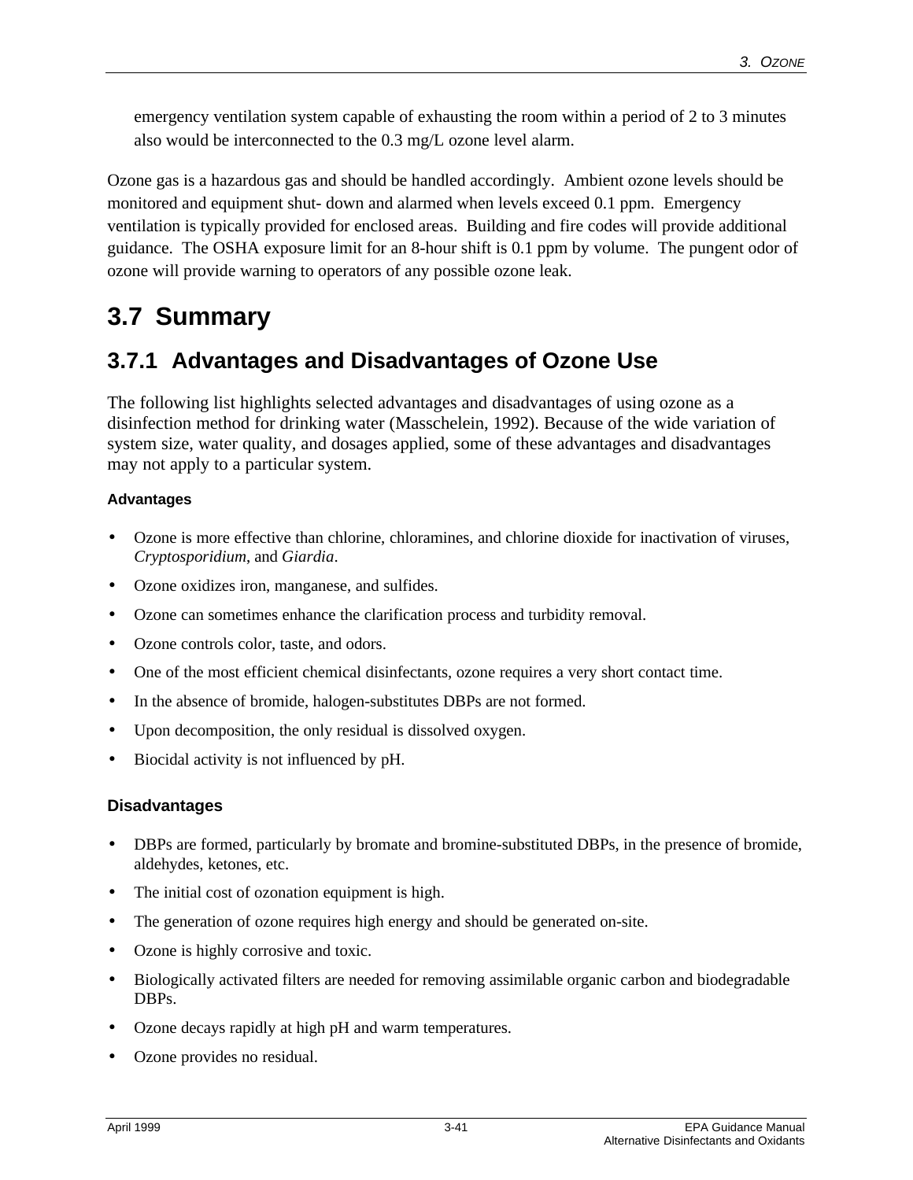emergency ventilation system capable of exhausting the room within a period of 2 to 3 minutes also would be interconnected to the 0.3 mg/L ozone level alarm.

Ozone gas is a hazardous gas and should be handled accordingly. Ambient ozone levels should be monitored and equipment shut- down and alarmed when levels exceed 0.1 ppm. Emergency ventilation is typically provided for enclosed areas. Building and fire codes will provide additional guidance. The OSHA exposure limit for an 8-hour shift is 0.1 ppm by volume. The pungent odor of ozone will provide warning to operators of any possible ozone leak.

## 3.7 Summary

### 3.7.1 Advantages and Disadvantages of Ozone Use

The following list highlights selected advantages and disadvantages of using ozone as a disinfection method for drinking water (Masschelein, 1992). Because of the wide variation of system size, water quality, and dosages applied, some of these advantages and disadvantages may not apply to a particular system.

#### Advantages

- Ozone is more effective than chlorine, chloramines, and chlorine dioxide for inactivation of viruses, *Cryptosporidium*, and *Giardia*.
- Ozone oxidizes iron, manganese, and sulfides.
- Ozone can sometimes enhance the clarification process and turbidity removal.
- Ozone controls color, taste, and odors.
- One of the most efficient chemical disinfectants, ozone requires a very short contact time.
- In the absence of bromide, halogen-substitutes DBPs are not formed.
- Upon decomposition, the only residual is dissolved oxygen.
- Biocidal activity is not influenced by pH.

#### Disadvantages

- DBPs are formed, particularly by bromate and bromine-substituted DBPs, in the presence of bromide, aldehydes, ketones, etc.
- The initial cost of ozonation equipment is high.
- The generation of ozone requires high energy and should be generated on-site.
- Ozone is highly corrosive and toxic.
- Biologically activated filters are needed for removing assimilable organic carbon and biodegradable DBPs.
- Ozone decays rapidly at high pH and warm temperatures.
- Ozone provides no residual.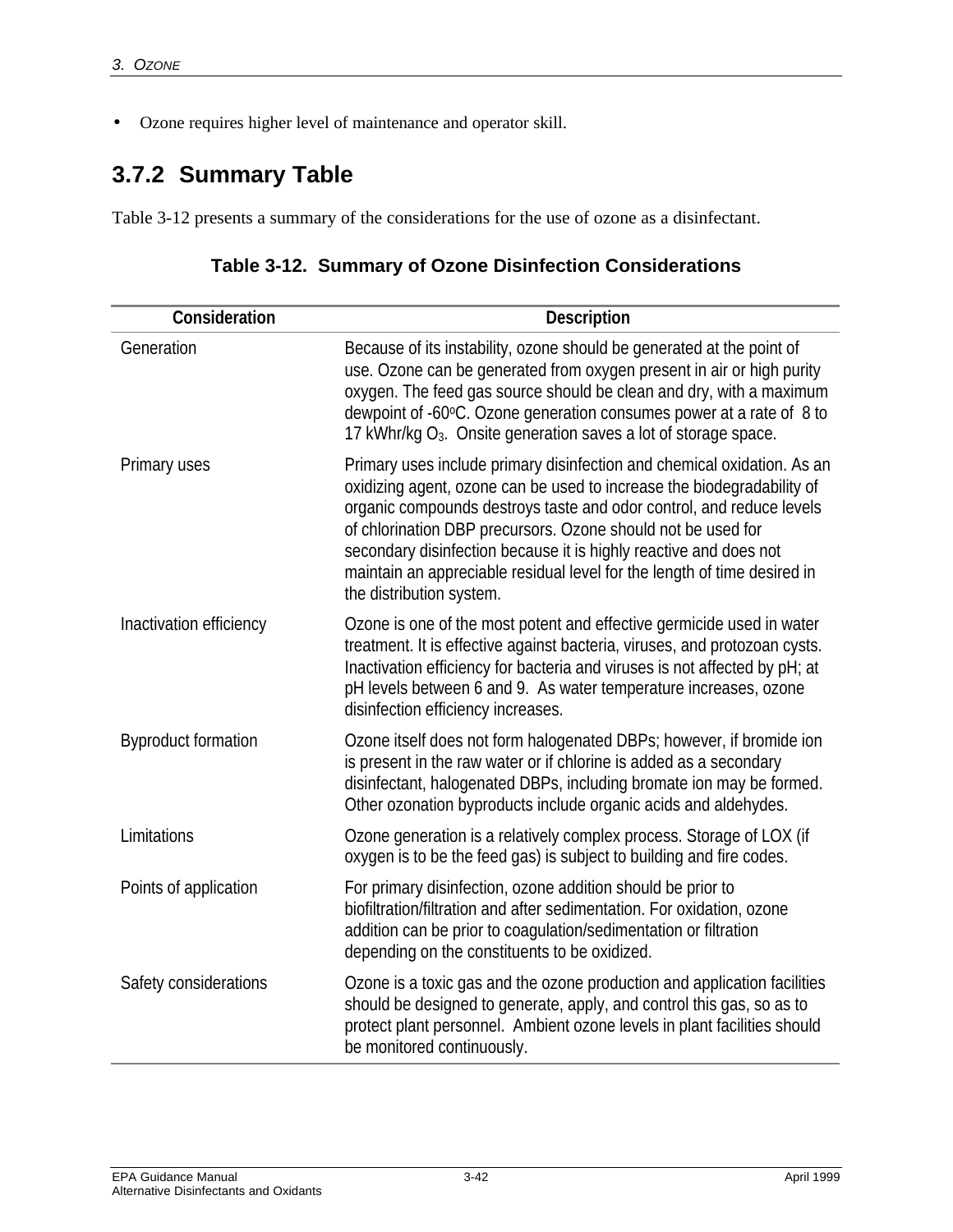- Ozone requires higher level of maintenance and operator skill.

### 3.7.2 Summary Table

Table 3-12 presents a summary of the considerations for the use of ozone as a disinfectant.

**Table 3-12. Summary of Ozone Disinfection Considerations**

| Consideration | Description |
|---|---|
| Generation | Because of its instability, ozone should be generated at the point of use. Ozone can be generated from oxygen present in air or high purity oxygen. The feed gas source should be clean and dry, with a maximum dewpoint of -60°C. Ozone generation consumes power at a rate of 8 to 17 kWhr/kg $O_3$. Onsite generation saves a lot of storage space. |
| Primary uses | Primary uses include primary disinfection and chemical oxidation. As an oxidizing agent, ozone can be used to increase the biodegradability of organic compounds destroys taste and odor control, and reduce levels of chlorination DBP precursors. Ozone should not be used for secondary disinfection because it is highly reactive and does not maintain an appreciable residual level for the length of time desired in the distribution system. |
| Inactivation efficiency | Ozone is one of the most potent and effective germicide used in water treatment. It is effective against bacteria, viruses, and protozoan cysts. Inactivation efficiency for bacteria and viruses is not affected by pH; at pH levels between 6 and 9. As water temperature increases, ozone disinfection efficiency increases. |
| Byproduct formation | Ozone itself does not form halogenated DBPs; however, if bromide ion is present in the raw water or if chlorine is added as a secondary disinfectant, halogenated DBPs, including bromate ion may be formed. Other ozonation byproducts include organic acids and aldehydes. |
| Limitations | Ozone generation is a relatively complex process. Storage of LOX (if oxygen is to be the feed gas) is subject to building and fire codes. |
| Points of application | For primary disinfection, ozone addition should be prior to biofiltration/filtration and after sedimentation. For oxidation, ozone addition can be prior to coagulation/sedimentation or filtration depending on the constituents to be oxidized. |
| Safety considerations | Ozone is a toxic gas and the ozone production and application facilities should be designed to generate, apply, and control this gas, so as to protect plant personnel. Ambient ozone levels in plant facilities should be monitored continuously. |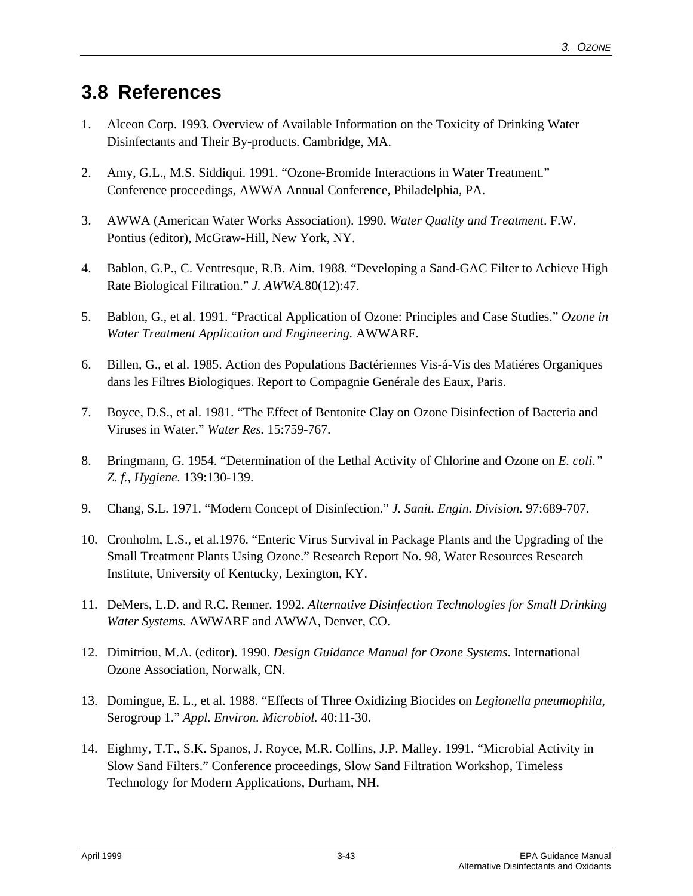## 3.8 References

1. Alceon Corp. 1993. Overview of Available Information on the Toxicity of Drinking Water Disinfectants and Their By-products. Cambridge, MA.

2. Amy, G.L., M.S. Siddiqui. 1991. "Ozone-Bromide Interactions in Water Treatment." Conference proceedings, AWWA Annual Conference, Philadelphia, PA.

3. AWWA (American Water Works Association). 1990. *Water Quality and Treatment*. F.W. Pontius (editor), McGraw-Hill, New York, NY.

4. Bablon, G.P., C. Ventresque, R.B. Aim. 1988. "Developing a Sand-GAC Filter to Achieve High Rate Biological Filtration." *J. AWWA*.80(12):47.

5. Bablon, G., et al. 1991. "Practical Application of Ozone: Principles and Case Studies." *Ozone in Water Treatment Application and Engineering.* AWWARF.

6. Billen, G., et al. 1985. Action des Populations Bactériennes Vis-á-Vis des Matiéres Organiques dans les Filtres Biologiques. Report to Compagnie Genérale des Eaux, Paris.

7. Boyce, D.S., et al. 1981. "The Effect of Bentonite Clay on Ozone Disinfection of Bacteria and Viruses in Water." *Water Res.* 15:759-767.

8. Bringmann, G. 1954. "Determination of the Lethal Activity of Chlorine and Ozone on *E. coli." Z. f.*, *Hygiene.* 139:130-139.

9. Chang, S.L. 1971. "Modern Concept of Disinfection." *J. Sanit. Engin. Division.* 97:689-707.

10. Cronholm, L.S., et al.1976. "Enteric Virus Survival in Package Plants and the Upgrading of the Small Treatment Plants Using Ozone." Research Report No. 98, Water Resources Research Institute, University of Kentucky, Lexington, KY.

11. DeMers, L.D. and R.C. Renner. 1992. *Alternative Disinfection Technologies for Small Drinking Water Systems.* AWWARF and AWWA, Denver, CO.

12. Dimitriou, M.A. (editor). 1990. *Design Guidance Manual for Ozone Systems*. International Ozone Association, Norwalk, CN.

13. Domingue, E. L., et al. 1988. "Effects of Three Oxidizing Biocides on *Legionella pneumophila*, Serogroup 1." *Appl. Environ. Microbiol.* 40:11-30.

14. Eighmy, T.T., S.K. Spanos, J. Royce, M.R. Collins, J.P. Malley. 1991. "Microbial Activity in Slow Sand Filters." Conference proceedings, Slow Sand Filtration Workshop, Timeless Technology for Modern Applications, Durham, NH.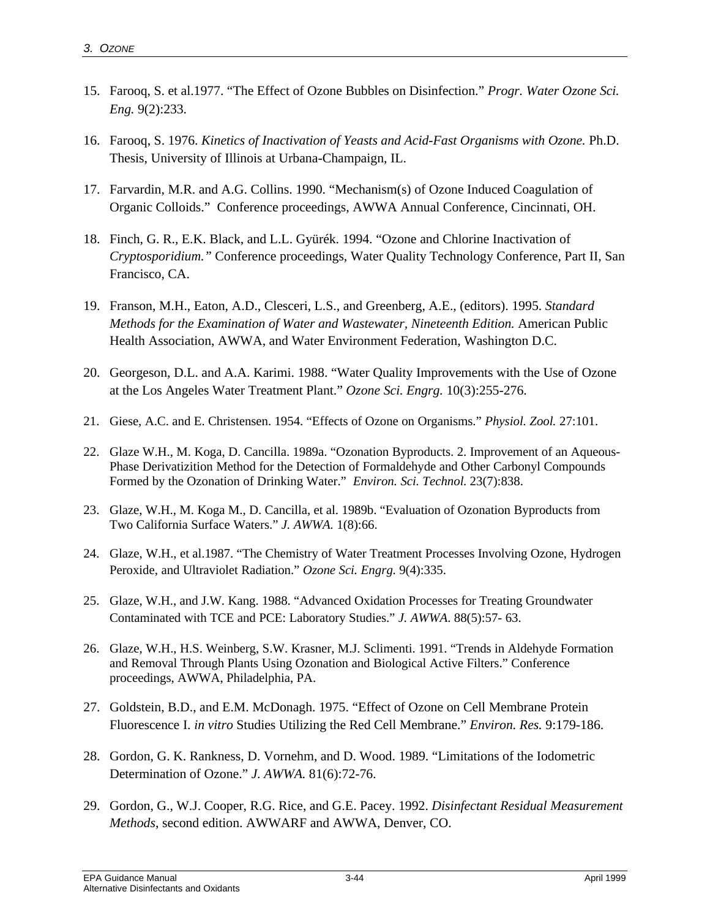15. Farooq, S. et al.1977. "The Effect of Ozone Bubbles on Disinfection." *Progr. Water Ozone Sci. Eng.* 9(2):233.

16. Farooq, S. 1976. *Kinetics of Inactivation of Yeasts and Acid-Fast Organisms with Ozone.* Ph.D. Thesis, University of Illinois at Urbana-Champaign, IL.

17. Farvardin, M.R. and A.G. Collins. 1990. "Mechanism(s) of Ozone Induced Coagulation of Organic Colloids." Conference proceedings, AWWA Annual Conference, Cincinnati, OH.

18. Finch, G. R., E.K. Black, and L.L. Gyürék. 1994. "Ozone and Chlorine Inactivation of *Cryptosporidium."* Conference proceedings, Water Quality Technology Conference, Part II, San Francisco, CA.

19. Franson, M.H., Eaton, A.D., Clesceri, L.S., and Greenberg, A.E., (editors). 1995. *Standard Methods for the Examination of Water and Wastewater, Nineteenth Edition.* American Public Health Association, AWWA, and Water Environment Federation, Washington D.C.

20. Georgeson, D.L. and A.A. Karimi. 1988. "Water Quality Improvements with the Use of Ozone at the Los Angeles Water Treatment Plant." *Ozone Sci. Engrg.* 10(3):255-276.

21. Giese, A.C. and E. Christensen. 1954. "Effects of Ozone on Organisms." *Physiol. Zool.* 27:101.

22. Glaze W.H., M. Koga, D. Cancilla. 1989a. "Ozonation Byproducts. 2. Improvement of an Aqueous-Phase Derivatizition Method for the Detection of Formaldehyde and Other Carbonyl Compounds Formed by the Ozonation of Drinking Water." *Environ. Sci. Technol.* 23(7):838.

23. Glaze, W.H., M. Koga M., D. Cancilla, et al. 1989b. "Evaluation of Ozonation Byproducts from Two California Surface Waters." *J. AWWA.* 1(8):66.

24. Glaze, W.H., et al.1987. "The Chemistry of Water Treatment Processes Involving Ozone, Hydrogen Peroxide, and Ultraviolet Radiation." *Ozone Sci. Engrg.* 9(4):335.

25. Glaze, W.H., and J.W. Kang. 1988. "Advanced Oxidation Processes for Treating Groundwater Contaminated with TCE and PCE: Laboratory Studies." *J. AWWA*. 88(5):57- 63.

26. Glaze, W.H., H.S. Weinberg, S.W. Krasner, M.J. Sclimenti. 1991. "Trends in Aldehyde Formation and Removal Through Plants Using Ozonation and Biological Active Filters." Conference proceedings, AWWA, Philadelphia, PA.

27. Goldstein, B.D., and E.M. McDonagh. 1975. "Effect of Ozone on Cell Membrane Protein Fluorescence I. *in vitro* Studies Utilizing the Red Cell Membrane." *Environ. Res.* 9:179-186.

28. Gordon, G. K. Rankness, D. Vornehm, and D. Wood. 1989. "Limitations of the Iodometric Determination of Ozone." *J. AWWA.* 81(6):72-76.

29. Gordon, G., W.J. Cooper, R.G. Rice, and G.E. Pacey. 1992. *Disinfectant Residual Measurement Methods*, second edition. AWWARF and AWWA, Denver, CO.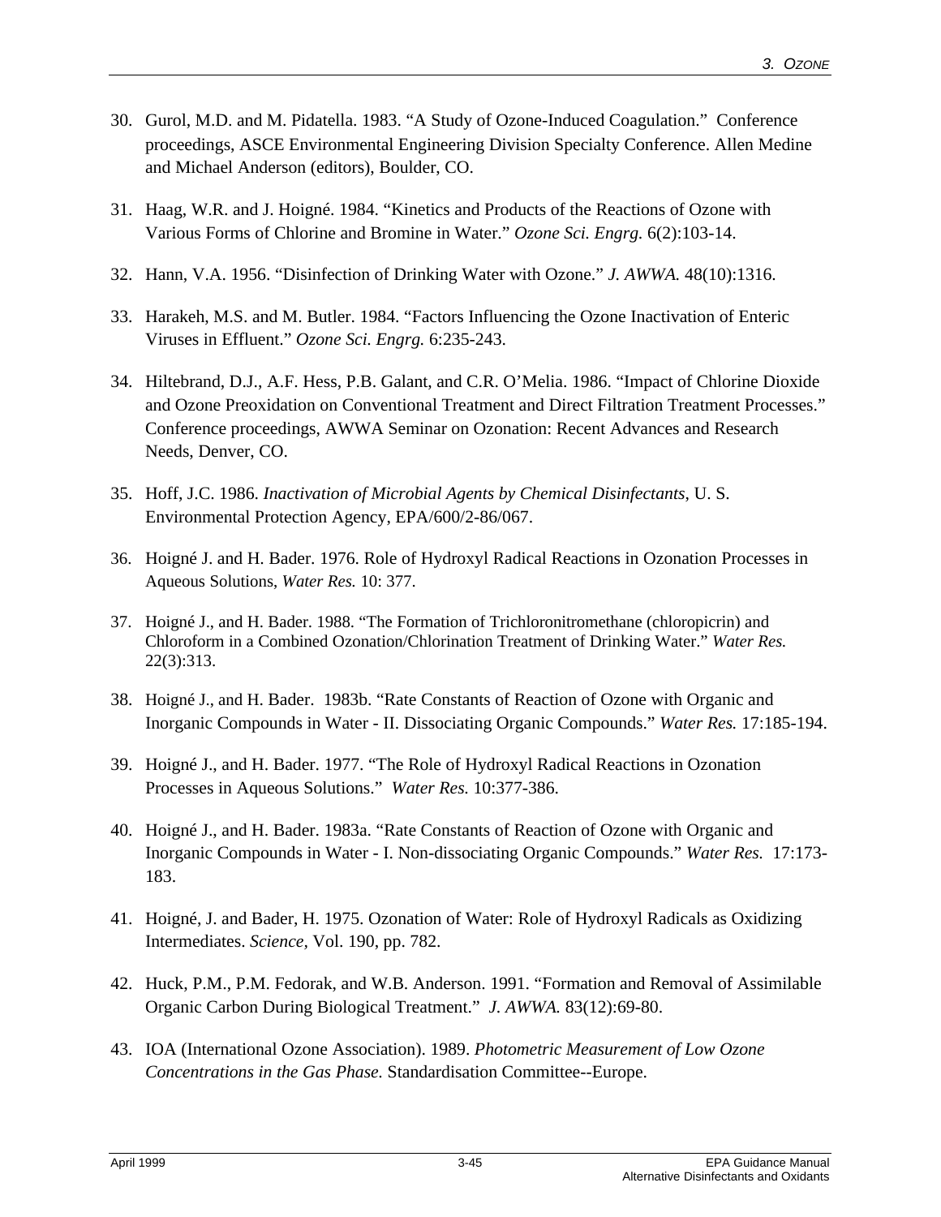30. Gurol, M.D. and M. Pidatella. 1983. "A Study of Ozone-Induced Coagulation." Conference proceedings, ASCE Environmental Engineering Division Specialty Conference. Allen Medine and Michael Anderson (editors), Boulder, CO.

31. Haag, W.R. and J. Hoigné. 1984. "Kinetics and Products of the Reactions of Ozone with Various Forms of Chlorine and Bromine in Water." *Ozone Sci. Engrg.* 6(2):103-14.

32. Hann, V.A. 1956. "Disinfection of Drinking Water with Ozone." *J. AWWA.* 48(10):1316.

33. Harakeh, M.S. and M. Butler. 1984. "Factors Influencing the Ozone Inactivation of Enteric Viruses in Effluent." *Ozone Sci. Engrg.* 6:235-243.

34. Hiltebrand, D.J., A.F. Hess, P.B. Galant, and C.R. O'Melia. 1986. "Impact of Chlorine Dioxide and Ozone Preoxidation on Conventional Treatment and Direct Filtration Treatment Processes." Conference proceedings, AWWA Seminar on Ozonation: Recent Advances and Research Needs, Denver, CO.

35. Hoff, J.C. 1986. *Inactivation of Microbial Agents by Chemical Disinfectants,* U. S. Environmental Protection Agency, EPA/600/2-86/067.

36. Hoigné J. and H. Bader. 1976. Role of Hydroxyl Radical Reactions in Ozonation Processes in Aqueous Solutions, *Water Res.* 10: 377.

37. Hoigné J., and H. Bader. 1988. "The Formation of Trichloronitromethane (chloropicrin) and Chloroform in a Combined Ozonation/Chlorination Treatment of Drinking Water." *Water Res.* 22(3):313.

38. Hoigné J., and H. Bader. 1983b. "Rate Constants of Reaction of Ozone with Organic and Inorganic Compounds in Water - II. Dissociating Organic Compounds." *Water Res.* 17:185-194.

39. Hoigné J., and H. Bader. 1977. "The Role of Hydroxyl Radical Reactions in Ozonation Processes in Aqueous Solutions." *Water Res.* 10:377-386.

40. Hoigné J., and H. Bader. 1983a. "Rate Constants of Reaction of Ozone with Organic and Inorganic Compounds in Water - I. Non-dissociating Organic Compounds." *Water Res.* 17:173-183.

41. Hoigné, J. and Bader, H. 1975. Ozonation of Water: Role of Hydroxyl Radicals as Oxidizing Intermediates. *Science,* Vol. 190, pp. 782.

42. Huck, P.M., P.M. Fedorak, and W.B. Anderson. 1991. "Formation and Removal of Assimilable Organic Carbon During Biological Treatment." *J. AWWA.* 83(12):69-80.

43. IOA (International Ozone Association). 1989. *Photometric Measurement of Low Ozone Concentrations in the Gas Phase.* Standardisation Committee--Europe.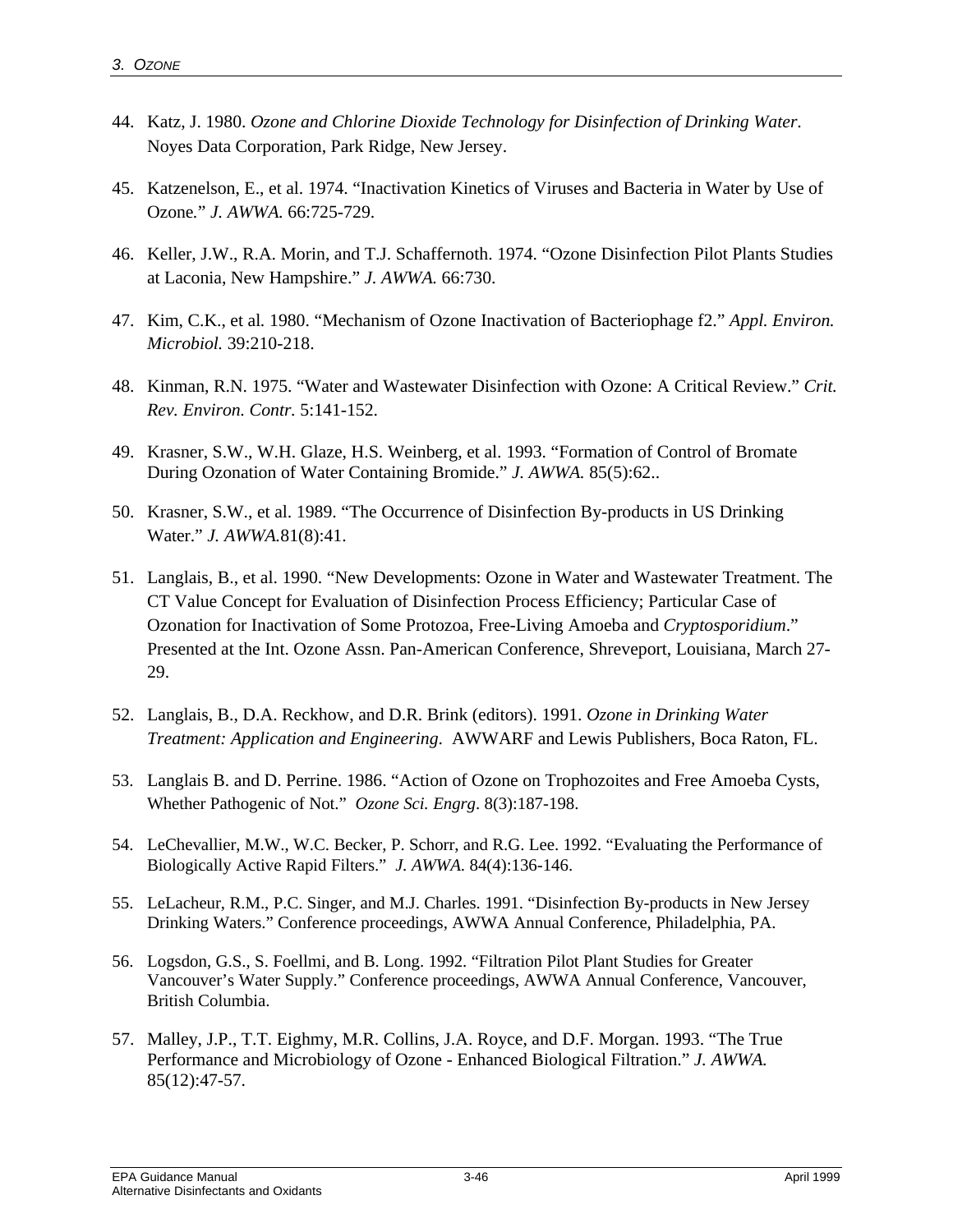44. Katz, J. 1980. *Ozone and Chlorine Dioxide Technology for Disinfection of Drinking Water*. Noyes Data Corporation, Park Ridge, New Jersey.

45. Katzenelson, E., et al. 1974. "Inactivation Kinetics of Viruses and Bacteria in Water by Use of Ozone." *J. AWWA.* 66:725-729.

46. Keller, J.W., R.A. Morin, and T.J. Schaffernoth. 1974. "Ozone Disinfection Pilot Plants Studies at Laconia, New Hampshire." *J. AWWA.* 66:730.

47. Kim, C.K., et al. 1980. "Mechanism of Ozone Inactivation of Bacteriophage f2." *Appl. Environ. Microbiol.* 39:210-218.

48. Kinman, R.N. 1975. "Water and Wastewater Disinfection with Ozone: A Critical Review." *Crit. Rev. Environ. Contr.* 5:141-152.

49. Krasner, S.W., W.H. Glaze, H.S. Weinberg, et al. 1993. "Formation of Control of Bromate During Ozonation of Water Containing Bromide." *J. AWWA.* 85(5):62..

50. Krasner, S.W., et al. 1989. "The Occurrence of Disinfection By-products in US Drinking Water." *J. AWWA.*81(8):41.

51. Langlais, B., et al. 1990. "New Developments: Ozone in Water and Wastewater Treatment. The CT Value Concept for Evaluation of Disinfection Process Efficiency; Particular Case of Ozonation for Inactivation of Some Protozoa, Free-Living Amoeba and *Cryptosporidium*." Presented at the Int. Ozone Assn. Pan-American Conference, Shreveport, Louisiana, March 27-29.

52. Langlais, B., D.A. Reckhow, and D.R. Brink (editors). 1991. *Ozone in Drinking Water Treatment: Application and Engineering*. AWWARF and Lewis Publishers, Boca Raton, FL.

53. Langlais B. and D. Perrine. 1986. "Action of Ozone on Trophozoites and Free Amoeba Cysts, Whether Pathogenic of Not." *Ozone Sci. Engrg*. 8(3):187-198.

54. LeChevallier, M.W., W.C. Becker, P. Schorr, and R.G. Lee. 1992. "Evaluating the Performance of Biologically Active Rapid Filters." *J. AWWA.* 84(4):136-146.

55. LeLacheur, R.M., P.C. Singer, and M.J. Charles. 1991. "Disinfection By-products in New Jersey Drinking Waters." Conference proceedings, AWWA Annual Conference, Philadelphia, PA.

56. Logsdon, G.S., S. Foellmi, and B. Long. 1992. "Filtration Pilot Plant Studies for Greater Vancouver's Water Supply." Conference proceedings, AWWA Annual Conference, Vancouver, British Columbia.

57. Malley, J.P., T.T. Eighmy, M.R. Collins, J.A. Royce, and D.F. Morgan. 1993. "The True Performance and Microbiology of Ozone - Enhanced Biological Filtration." *J. AWWA.* 85(12):47-57.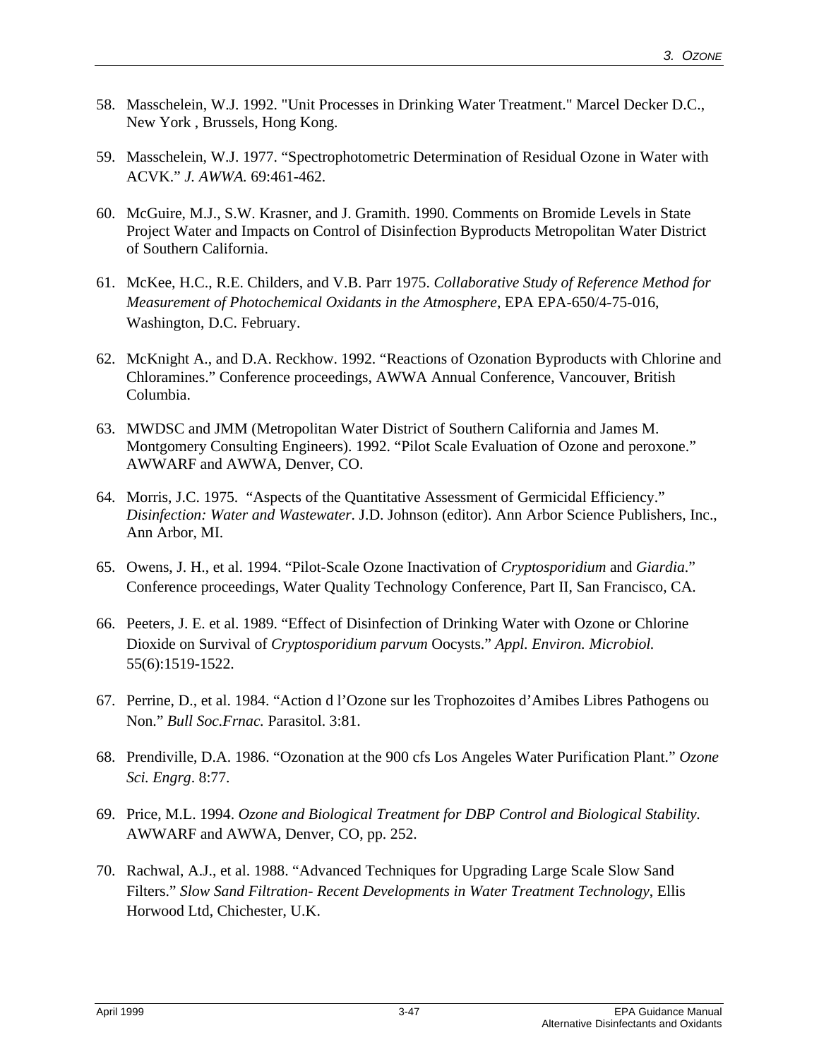58. Masschelein, W.J. 1992. "Unit Processes in Drinking Water Treatment." Marcel Decker D.C., New York , Brussels, Hong Kong.

59. Masschelein, W.J. 1977. “Spectrophotometric Determination of Residual Ozone in Water with ACVK.” *J. AWWA.* 69:461-462.

60. McGuire, M.J., S.W. Krasner, and J. Gramith. 1990. Comments on Bromide Levels in State Project Water and Impacts on Control of Disinfection Byproducts Metropolitan Water District of Southern California.

61. McKee, H.C., R.E. Childers, and V.B. Parr 1975. *Collaborative Study of Reference Method for Measurement of Photochemical Oxidants in the Atmosphere*, EPA EPA-650/4-75-016, Washington, D.C. February.

62. McKnight A., and D.A. Reckhow. 1992. “Reactions of Ozonation Byproducts with Chlorine and Chloramines.” Conference proceedings, AWWA Annual Conference, Vancouver, British Columbia.

63. MWDSC and JMM (Metropolitan Water District of Southern California and James M. Montgomery Consulting Engineers). 1992. “Pilot Scale Evaluation of Ozone and peroxone.” AWWARF and AWWA, Denver, CO.

64. Morris, J.C. 1975. “Aspects of the Quantitative Assessment of Germicidal Efficiency.” *Disinfection: Water and Wastewater*. J.D. Johnson (editor). Ann Arbor Science Publishers, Inc., Ann Arbor, MI.

65. Owens, J. H., et al. 1994. “Pilot-Scale Ozone Inactivation of *Cryptosporidium* and *Giardia*.” Conference proceedings, Water Quality Technology Conference, Part II, San Francisco, CA.

66. Peeters, J. E. et al. 1989. “Effect of Disinfection of Drinking Water with Ozone or Chlorine Dioxide on Survival of *Cryptosporidium parvum* Oocysts.” *Appl. Environ. Microbiol.* 55(6):1519-1522.

67. Perrine, D., et al. 1984. “Action d l’Ozone sur les Trophozoites d’Amibes Libres Pathogens ou Non.” *Bull Soc.Frnac.* Parasitol. 3:81.

68. Prendiville, D.A. 1986. “Ozonation at the 900 cfs Los Angeles Water Purification Plant.” *Ozone Sci. Engrg*. 8:77.

69. Price, M.L. 1994. *Ozone and Biological Treatment for DBP Control and Biological Stability.* AWWARF and AWWA, Denver, CO, pp. 252.

70. Rachwal, A.J., et al. 1988. “Advanced Techniques for Upgrading Large Scale Slow Sand Filters.” *Slow Sand Filtration- Recent Developments in Water Treatment Technology*, Ellis Horwood Ltd, Chichester, U.K.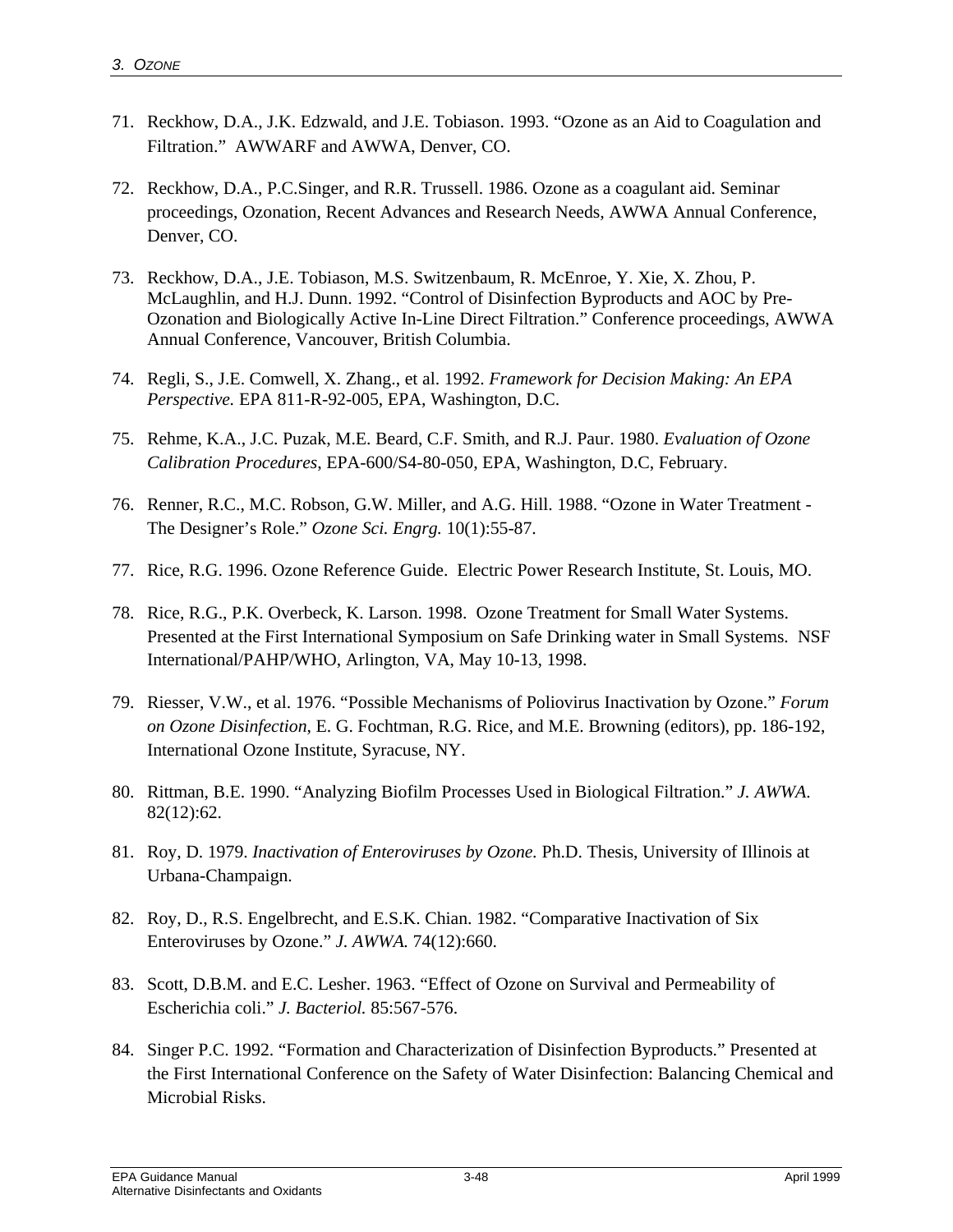71. Reckhow, D.A., J.K. Edzwald, and J.E. Tobiason. 1993. “Ozone as an Aid to Coagulation and Filtration.” AWWARF and AWWA, Denver, CO.

72. Reckhow, D.A., P.C.Singer, and R.R. Trussell. 1986. Ozone as a coagulant aid. Seminar proceedings, Ozonation, Recent Advances and Research Needs, AWWA Annual Conference, Denver, CO.

73. Reckhow, D.A., J.E. Tobiason, M.S. Switzenbaum, R. McEnroe, Y. Xie, X. Zhou, P. McLaughlin, and H.J. Dunn. 1992. “Control of Disinfection Byproducts and AOC by Pre-Ozonation and Biologically Active In-Line Direct Filtration.” Conference proceedings, AWWA Annual Conference, Vancouver, British Columbia.

74. Regli, S., J.E. Comwell, X. Zhang., et al. 1992. *Framework for Decision Making: An EPA Perspective.* EPA 811-R-92-005, EPA, Washington, D.C.

75. Rehme, K.A., J.C. Puzak, M.E. Beard, C.F. Smith, and R.J. Paur. 1980. *Evaluation of Ozone Calibration Procedures*, EPA-600/S4-80-050, EPA, Washington, D.C, February.

76. Renner, R.C., M.C. Robson, G.W. Miller, and A.G. Hill. 1988. “Ozone in Water Treatment - The Designer’s Role.” *Ozone Sci. Engrg.* 10(1):55-87.

77. Rice, R.G. 1996. Ozone Reference Guide. Electric Power Research Institute, St. Louis, MO.

78. Rice, R.G., P.K. Overbeck, K. Larson. 1998. Ozone Treatment for Small Water Systems. Presented at the First International Symposium on Safe Drinking water in Small Systems. NSF International/PAHP/WHO, Arlington, VA, May 10-13, 1998.

79. Riesser, V.W., et al. 1976. “Possible Mechanisms of Poliovirus Inactivation by Ozone.” *Forum on Ozone Disinfection*, E. G. Fochtman, R.G. Rice, and M.E. Browning (editors), pp. 186-192, International Ozone Institute, Syracuse, NY.

80. Rittman, B.E. 1990. “Analyzing Biofilm Processes Used in Biological Filtration.” *J. AWWA.* 82(12):62.

81. Roy, D. 1979. *Inactivation of Enteroviruses by Ozone.* Ph.D. Thesis, University of Illinois at Urbana-Champaign.

82. Roy, D., R.S. Engelbrecht, and E.S.K. Chian. 1982. “Comparative Inactivation of Six Enteroviruses by Ozone.” *J. AWWA.* 74(12):660.

83. Scott, D.B.M. and E.C. Lesher. 1963. “Effect of Ozone on Survival and Permeability of Escherichia coli.” *J. Bacteriol.* 85:567-576.

84. Singer P.C. 1992. “Formation and Characterization of Disinfection Byproducts.” Presented at the First International Conference on the Safety of Water Disinfection: Balancing Chemical and Microbial Risks.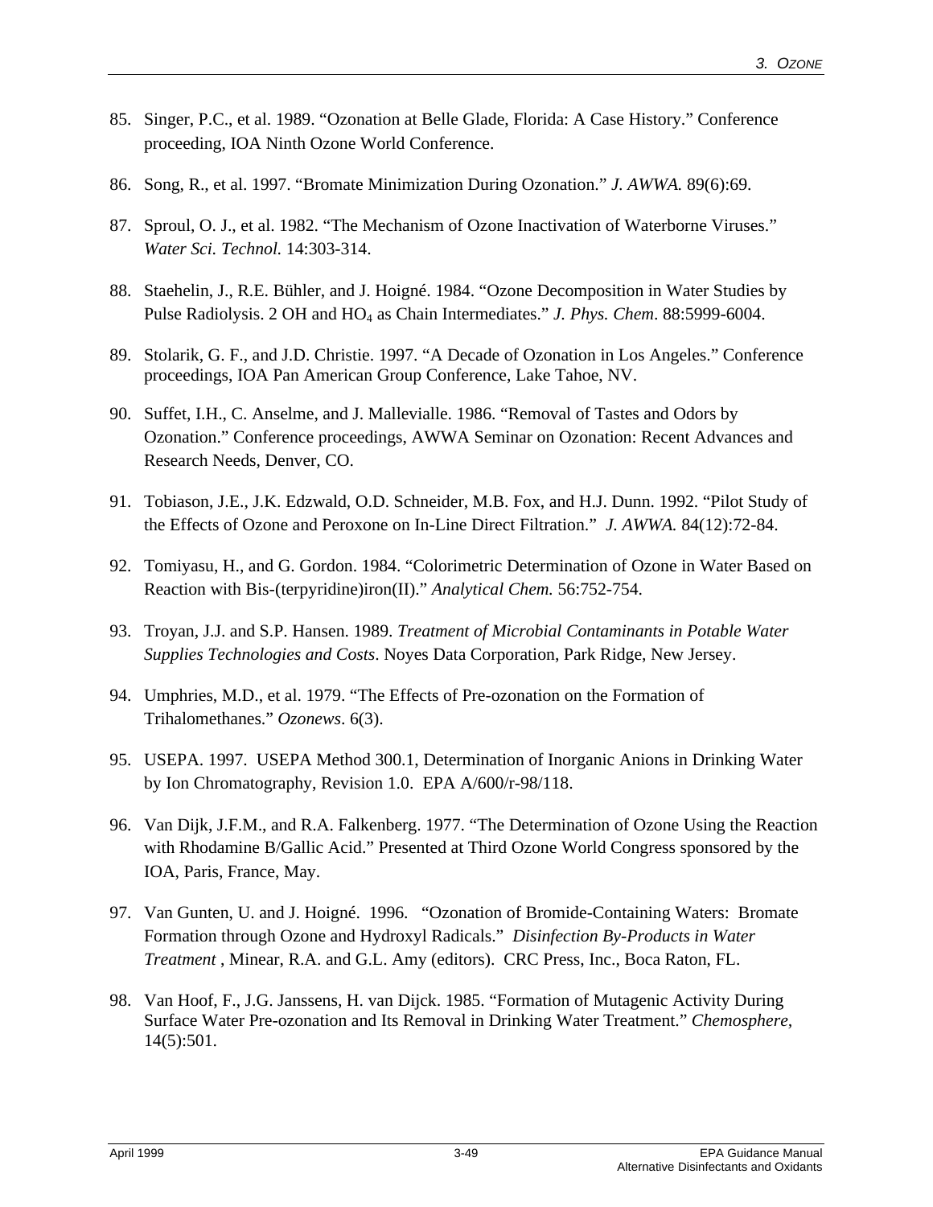85. Singer, P.C., et al. 1989. “Ozonation at Belle Glade, Florida: A Case History.” Conference proceeding, IOA Ninth Ozone World Conference.

86. Song, R., et al. 1997. “Bromate Minimization During Ozonation.” *J. AWWA.* 89(6):69.

87. Sproul, O. J., et al. 1982. “The Mechanism of Ozone Inactivation of Waterborne Viruses.” *Water Sci. Technol.* 14:303-314.

88. Staehelin, J., R.E. Bühler, and J. Hoigné. 1984. “Ozone Decomposition in Water Studies by Pulse Radiolysis. 2 OH and $HO_4$ as Chain Intermediates.” *J. Phys. Chem*. 88:5999-6004.

89. Stolarik, G. F., and J.D. Christie. 1997. “A Decade of Ozonation in Los Angeles.” Conference proceedings, IOA Pan American Group Conference, Lake Tahoe, NV.

90. Suffet, I.H., C. Anselme, and J. Mallevialle. 1986. “Removal of Tastes and Odors by Ozonation.” Conference proceedings, AWWA Seminar on Ozonation: Recent Advances and Research Needs, Denver, CO.

91. Tobiason, J.E., J.K. Edzwald, O.D. Schneider, M.B. Fox, and H.J. Dunn. 1992. “Pilot Study of the Effects of Ozone and Peroxone on In-Line Direct Filtration.” *J. AWWA.* 84(12):72-84.

92. Tomiyasu, H., and G. Gordon. 1984. “Colorimetric Determination of Ozone in Water Based on Reaction with Bis-(terpyridine)iron(II).” *Analytical Chem.* 56:752-754.

93. Troyan, J.J. and S.P. Hansen. 1989. *Treatment of Microbial Contaminants in Potable Water Supplies Technologies and Costs*. Noyes Data Corporation, Park Ridge, New Jersey.

94. Umphries, M.D., et al. 1979. “The Effects of Pre-ozonation on the Formation of Trihalomethanes.” *Ozonews*. 6(3).

95. USEPA. 1997. USEPA Method 300.1, Determination of Inorganic Anions in Drinking Water by Ion Chromatography, Revision 1.0. EPA A/600/r-98/118.

96. Van Dijk, J.F.M., and R.A. Falkenberg. 1977. “The Determination of Ozone Using the Reaction with Rhodamine B/Gallic Acid.” Presented at Third Ozone World Congress sponsored by the IOA, Paris, France, May.

97. Van Gunten, U. and J. Hoigné. 1996. “Ozonation of Bromide-Containing Waters: Bromate Formation through Ozone and Hydroxyl Radicals.” *Disinfection By-Products in Water Treatment* , Minear, R.A. and G.L. Amy (editors). CRC Press, Inc., Boca Raton, FL.

98. Van Hoof, F., J.G. Janssens, H. van Dijck. 1985. “Formation of Mutagenic Activity During Surface Water Pre-ozonation and Its Removal in Drinking Water Treatment.” *Chemosphere*, 14(5):501.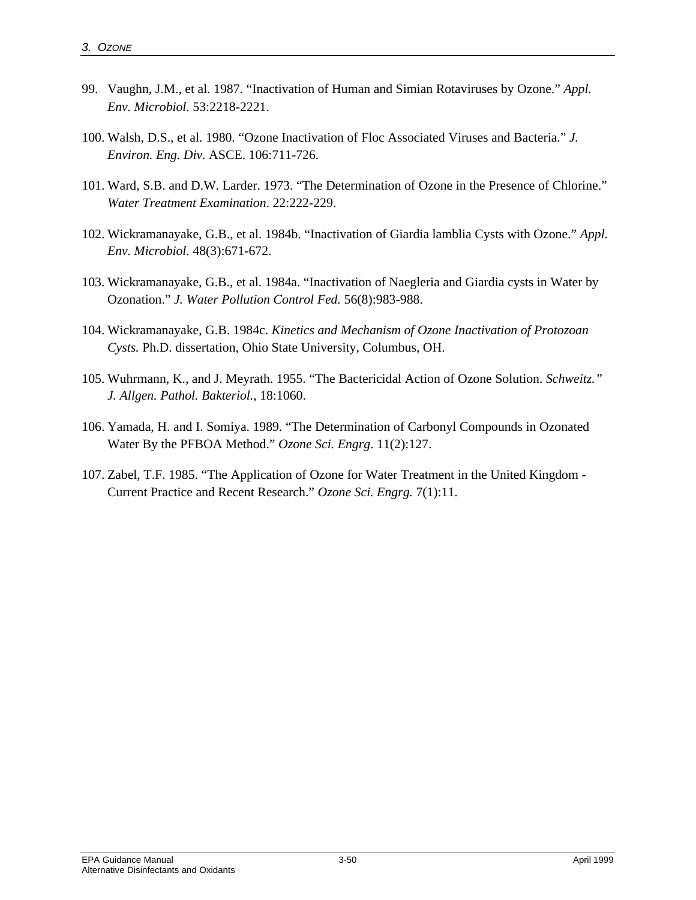99. Vaughn, J.M., et al. 1987. "Inactivation of Human and Simian Rotaviruses by Ozone." *Appl. Env. Microbiol.* 53:2218-2221.

100. Walsh, D.S., et al. 1980. "Ozone Inactivation of Floc Associated Viruses and Bacteria." *J. Environ. Eng. Div.* ASCE. 106:711-726.

101. Ward, S.B. and D.W. Larder. 1973. "The Determination of Ozone in the Presence of Chlorine." *Water Treatment Examination*. 22:222-229.

102. Wickramanayake, G.B., et al. 1984b. "Inactivation of Giardia lamblia Cysts with Ozone." *Appl. Env. Microbiol.* 48(3):671-672.

103. Wickramanayake, G.B., et al. 1984a. "Inactivation of Naegleria and Giardia cysts in Water by Ozonation." *J. Water Pollution Control Fed.* 56(8):983-988.

104. Wickramanayake, G.B. 1984c. *Kinetics and Mechanism of Ozone Inactivation of Protozoan Cysts.* Ph.D. dissertation, Ohio State University, Columbus, OH.

105. Wuhrmann, K., and J. Meyrath. 1955. "The Bactericidal Action of Ozone Solution. *Schweitz." J. Allgen. Pathol. Bakteriol.*, 18:1060.

106. Yamada, H. and I. Somiya. 1989. "The Determination of Carbonyl Compounds in Ozonated Water By the PFBOA Method." *Ozone Sci. Engrg*. 11(2):127.

107. Zabel, T.F. 1985. "The Application of Ozone for Water Treatment in the United Kingdom - Current Practice and Recent Research." *Ozone Sci. Engrg.* 7(1):11.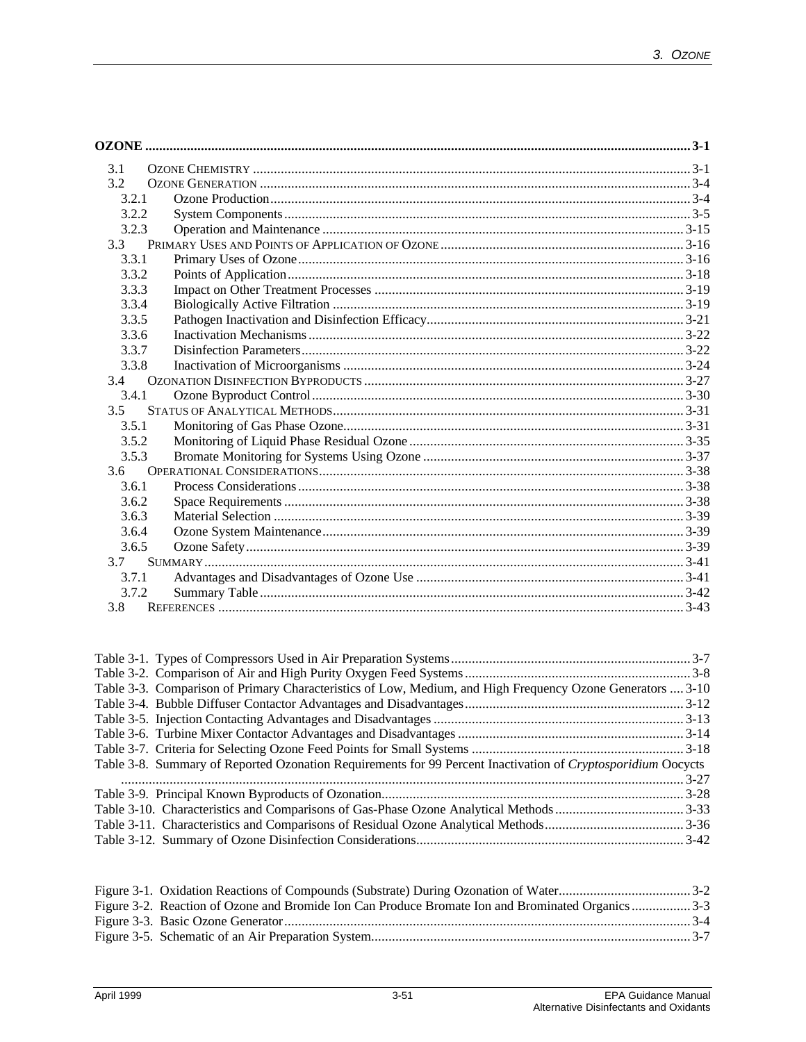**OZONE** ........................................................................................................................................................ **3-1**

3.1 OZONE CHEMISTRY ........................................................................................................................... 3-1
3.2 OZONE GENERATION ......................................................................................................................... 3-4
3.2.1 Ozone Production ....................................................................................................................... 3-4
3.2.2 System Components .................................................................................................................. 3-5
3.2.3 Operation and Maintenance ..................................................................................................... 3-15
3.3 PRIMARY USES AND POINTS OF APPLICATION OF OZONE .................................................................... 3-16
3.3.1 Primary Uses of Ozone ............................................................................................................. 3-16
3.3.2 Points of Application ................................................................................................................ 3-18
3.3.3 Impact on Other Treatment Processes ....................................................................................... 3-19
3.3.4 Biologically Active Filtration .................................................................................................... 3-19
3.3.5 Pathogen Inactivation and Disinfection Efficacy........................................................................ 3-21
3.3.6 Inactivation Mechanisms .......................................................................................................... 3-22
3.3.7 Disinfection Parameters ............................................................................................................ 3-22
3.3.8 Inactivation of Microorganisms ................................................................................................ 3-24
3.4 OZONATION DISINFECTION BYPRODUCTS .......................................................................................... 3-27
3.4.1 Ozone Byproduct Control ......................................................................................................... 3-30
3.5 STATUS OF ANALYTICAL METHODS ................................................................................................... 3-31
3.5.1 Monitoring of Gas Phase Ozone ................................................................................................ 3-31
3.5.2 Monitoring of Liquid Phase Residual Ozone ............................................................................. 3-35
3.5.3 Bromate Monitoring for Systems Using Ozone .......................................................................... 3-37
3.6 OPERATIONAL CONSIDERATIONS ....................................................................................................... 3-38
3.6.1 Process Considerations ............................................................................................................. 3-38
3.6.2 Space Requirements ................................................................................................................. 3-38
3.6.3 Material Selection .................................................................................................................... 3-39
3.6.4 Ozone System Maintenance ...................................................................................................... 3-39
3.6.5 Ozone Safety ........................................................................................................................... 3-39
3.7 SUMMARY ....................................................................................................................................... 3-41
3.7.1 Advantages and Disadvantages of Ozone Use ........................................................................... 3-41
3.7.2 Summary Table ........................................................................................................................ 3-42
3.8 REFERENCES ................................................................................................................................... 3-43

Table 3-1. Types of Compressors Used in Air Preparation Systems .................................................................... 3-7
Table 3-2. Comparison of Air and High Purity Oxygen Feed Systems ................................................................ 3-8
Table 3-3. Comparison of Primary Characteristics of Low, Medium, and High Frequency Ozone Generators .... 3-10
Table 3-4. Bubble Diffuser Contactor Advantages and Disadvantages ............................................................... 3-12
Table 3-5. Injection Contacting Advantages and Disadvantages ........................................................................ 3-13
Table 3-6. Turbine Mixer Contactor Advantages and Disadvantages ................................................................. 3-14
Table 3-7. Criteria for Selecting Ozone Feed Points for Small Systems ............................................................. 3-18
Table 3-8. Summary of Reported Ozonation Requirements for 99 Percent Inactivation of *Cryptosporidium* Oocycts ..................................................................................................................................................... 3-27
Table 3-9. Principal Known Byproducts of Ozonation ....................................................................................... 3-28
Table 3-10. Characteristics and Comparisons of Gas-Phase Ozone Analytical Methods ..................................... 3-33
Table 3-11. Characteristics and Comparisons of Residual Ozone Analytical Methods ........................................ 3-36
Table 3-12. Summary of Ozone Disinfection Considerations ............................................................................. 3-42

Figure 3-1. Oxidation Reactions of Compounds (Substrate) During Ozonation of Water ...................................... 3-2
Figure 3-2. Reaction of Ozone and Bromide Ion Can Produce Bromate Ion and Brominated Organics ................. 3-3
Figure 3-3. Basic Ozone Generator .................................................................................................................... 3-4
Figure 3-5. Schematic of an Air Preparation System ........................................................................................... 3-7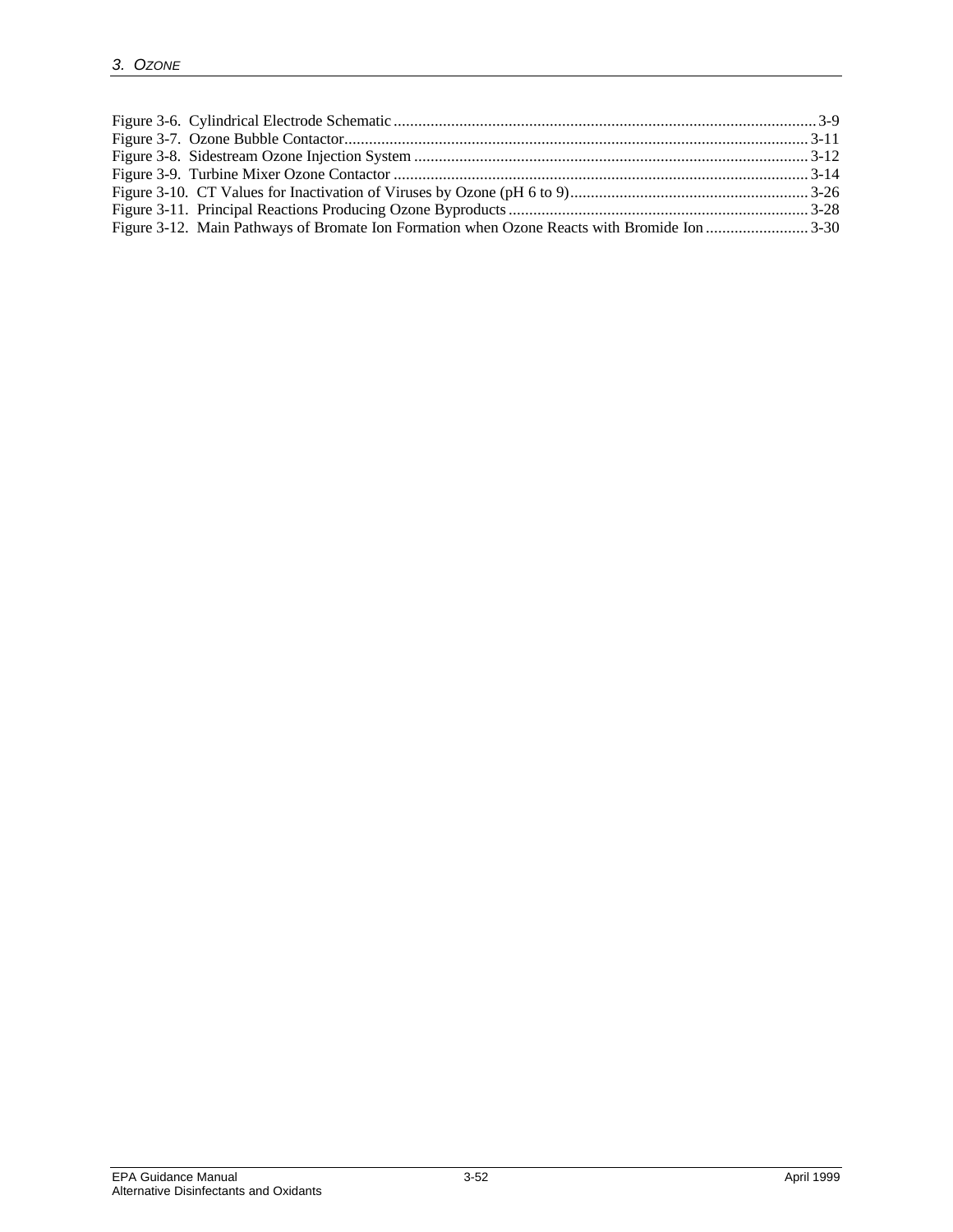Figure 3-6. Cylindrical Electrode Schematic ........................................................................................................ 3-9
Figure 3-7. Ozone Bubble Contactor.................................................................................................................. 3-11
Figure 3-8. Sidestream Ozone Injection System ................................................................................................. 3-12
Figure 3-9. Turbine Mixer Ozone Contactor ...................................................................................................... 3-14
Figure 3-10. CT Values for Inactivation of Viruses by Ozone (pH 6 to 9)........................................................... 3-26
Figure 3-11. Principal Reactions Producing Ozone Byproducts.......................................................................... 3-28
Figure 3-12. Main Pathways of Bromate Ion Formation when Ozone Reacts with Bromide Ion......................... 3-30